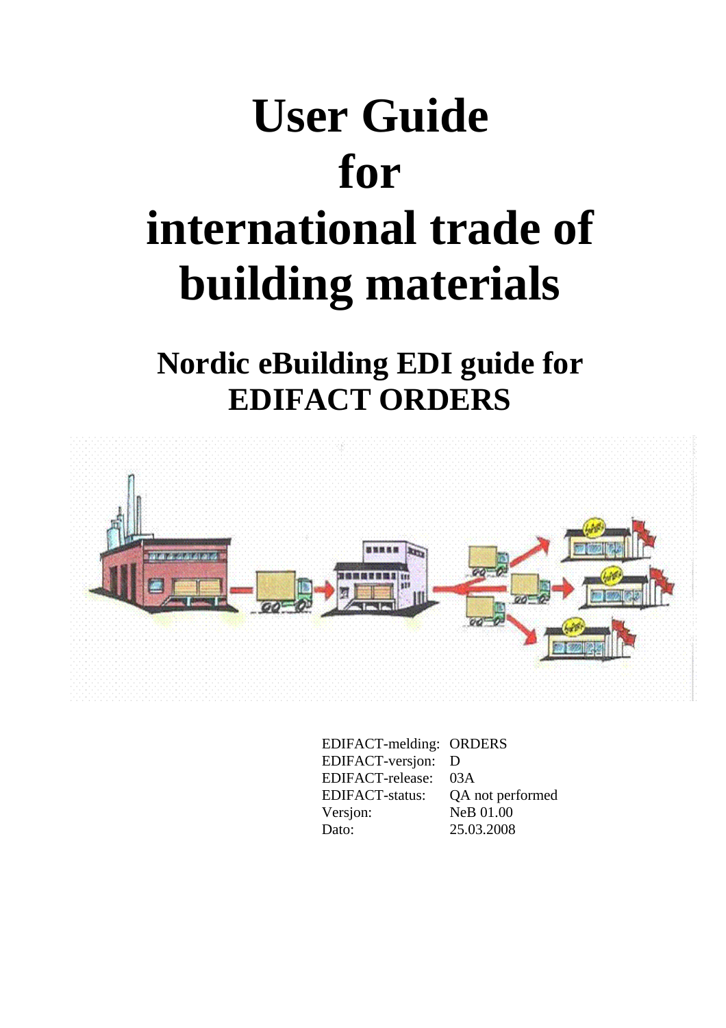# User Guide for international trade of building materials

## Nordic eBuilding EDI guide for EDIFACT ORDERS

| | |
|---|---|
| EDIFACT-melding: | ORDERS |
| EDIFACT-versjon: | D |
| EDIFACT-release: | 03A |
| EDIFACT-status: | QA not performed |
| Versjon: | NeB 01.00 |
| Dato: | 25.03.2008 |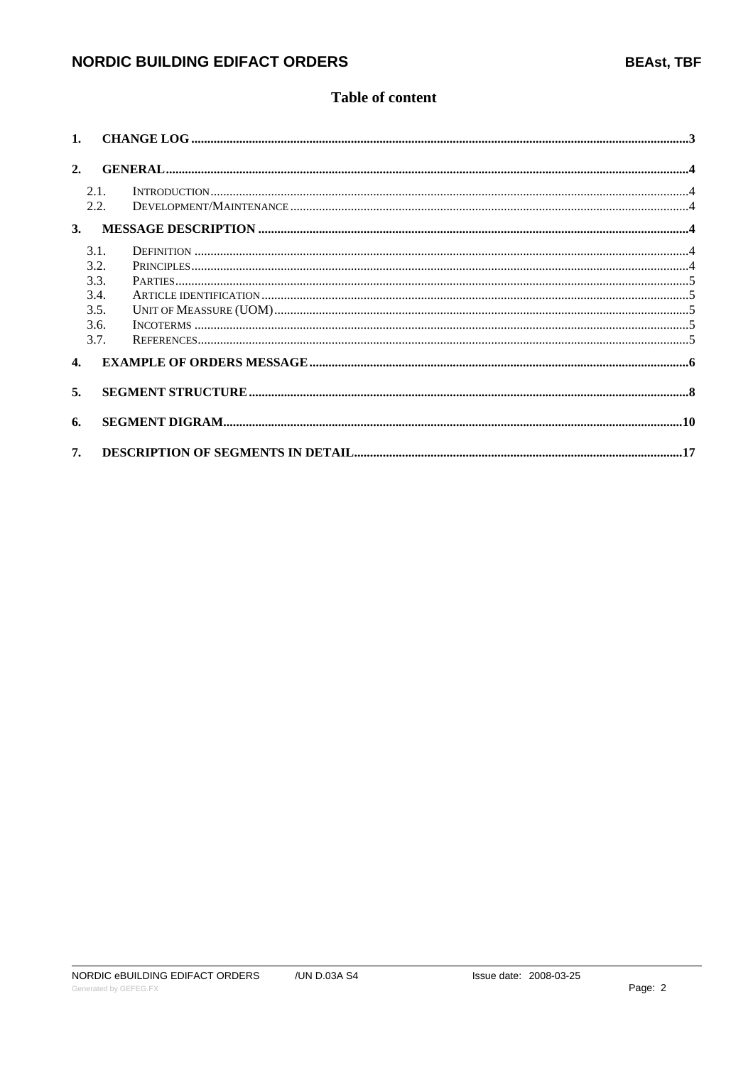# Table of content

1. CHANGE LOG ...3
2. GENERAL ...4
   - 2.1. INTRODUCTION ...4
   - 2.2. DEVELOPMENT/MAINTENANCE ...4
3. MESSAGE DESCRIPTION ...4
   - 3.1. DEFINITION ...4
   - 3.2. PRINCIPLES ...4
   - 3.3. PARTIES ...5
   - 3.4. ARTICLE IDENTIFICATION ...5
   - 3.5. UNIT OF MEASSURE (UOM) ...5
   - 3.6. INCOTERMS ...5
   - 3.7. REFERENCES ...5
4. EXAMPLE OF ORDERS MESSAGE ...6
5. SEGMENT STRUCTURE ...8
6. SEGMENT DIGRAM ...10
7. DESCRIPTION OF SEGMENTS IN DETAIL ...17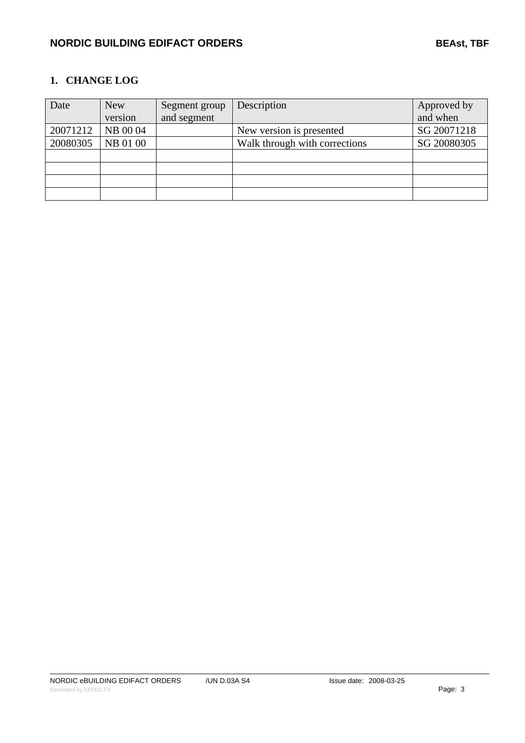## 1. CHANGE LOG

| Date | New version | Segment group and segment | Description | Approved by and when |
|---|---|---|---|---|
| 20071212 | NB 00 04 | | New version is presented | SG 20071218 |
| 20080305 | NB 01 00 | | Walk through with corrections | SG 20080305 |
| | | | | |
| | | | | |
| | | | | |
| | | | | |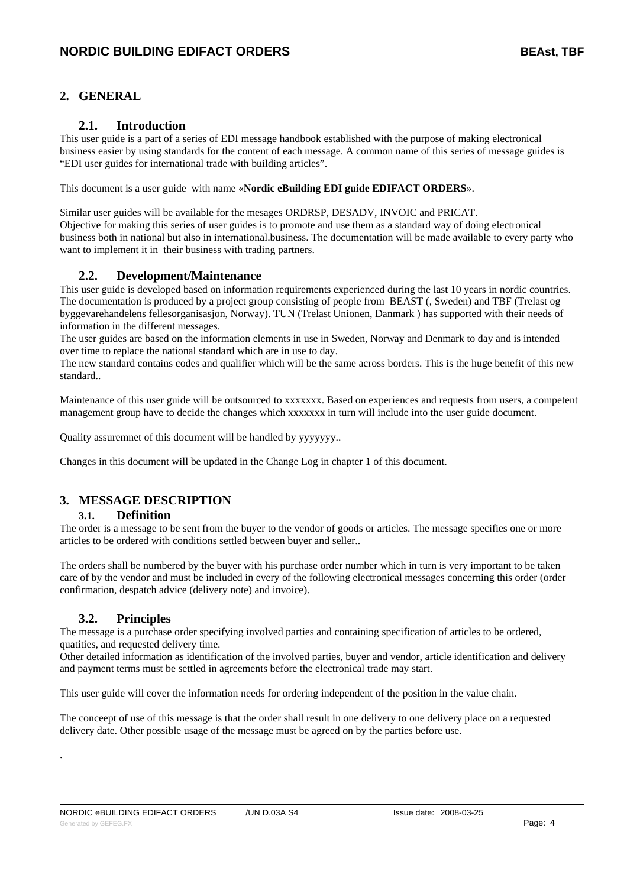# 2. GENERAL

## 2.1. Introduction

This user guide is a part of a series of EDI message handbook established with the purpose of making electronical business easier by using standards for the content of each message. A common name of this series of message guides is "EDI user guides for international trade with building articles".

This document is a user guide with name «**Nordic eBuilding EDI guide EDIFACT ORDERS**».

Similar user guides will be available for the mesages ORDRSP, DESADV, INVOIC and PRICAT.
Objective for making this series of user guides is to promote and use them as a standard way of doing electronical business both in national but also in international.business. The documentation will be made available to every party who want to implement it in their business with trading partners.

## 2.2. Development/Maintenance

This user guide is developed based on information requirements experienced during the last 10 years in nordic countries. The documentation is produced by a project group consisting of people from BEAST (, Sweden) and TBF (Trelast og byggevarehandelens fellesorganisasjon, Norway). TUN (Trelast Unionen, Danmark ) has supported with their needs of information in the different messages.
The user guides are based on the information elements in use in Sweden, Norway and Denmark to day and is intended over time to replace the national standard which are in use to day.
The new standard contains codes and qualifier which will be the same across borders. This is the huge benefit of this new standard..

Maintenance of this user guide will be outsourced to xxxxxxx. Based on experiences and requests from users, a competent management group have to decide the changes which xxxxxxx in turn will include into the user guide document.

Quality assuremnet of this document will be handled by yyyyyyy..

Changes in this document will be updated in the Change Log in chapter 1 of this document.

# 3. MESSAGE DESCRIPTION

## 3.1. Definition

The order is a message to be sent from the buyer to the vendor of goods or articles. The message specifies one or more articles to be ordered with conditions settled between buyer and seller..

The orders shall be numbered by the buyer with his purchase order number which in turn is very important to be taken care of by the vendor and must be included in every of the following electronical messages concerning this order (order confirmation, despatch advice (delivery note) and invoice).

## 3.2. Principles

The message is a purchase order specifying involved parties and containing specification of articles to be ordered, quatities, and requested delivery time.
Other detailed information as identification of the involved parties, buyer and vendor, article identification and delivery and payment terms must be settled in agreements before the electronical trade may start.

This user guide will cover the information needs for ordering independent of the position in the value chain.

The conceept of use of this message is that the order shall result in one delivery to one delivery place on a requested delivery date. Other possible usage of the message must be agreed on by the parties before use.

.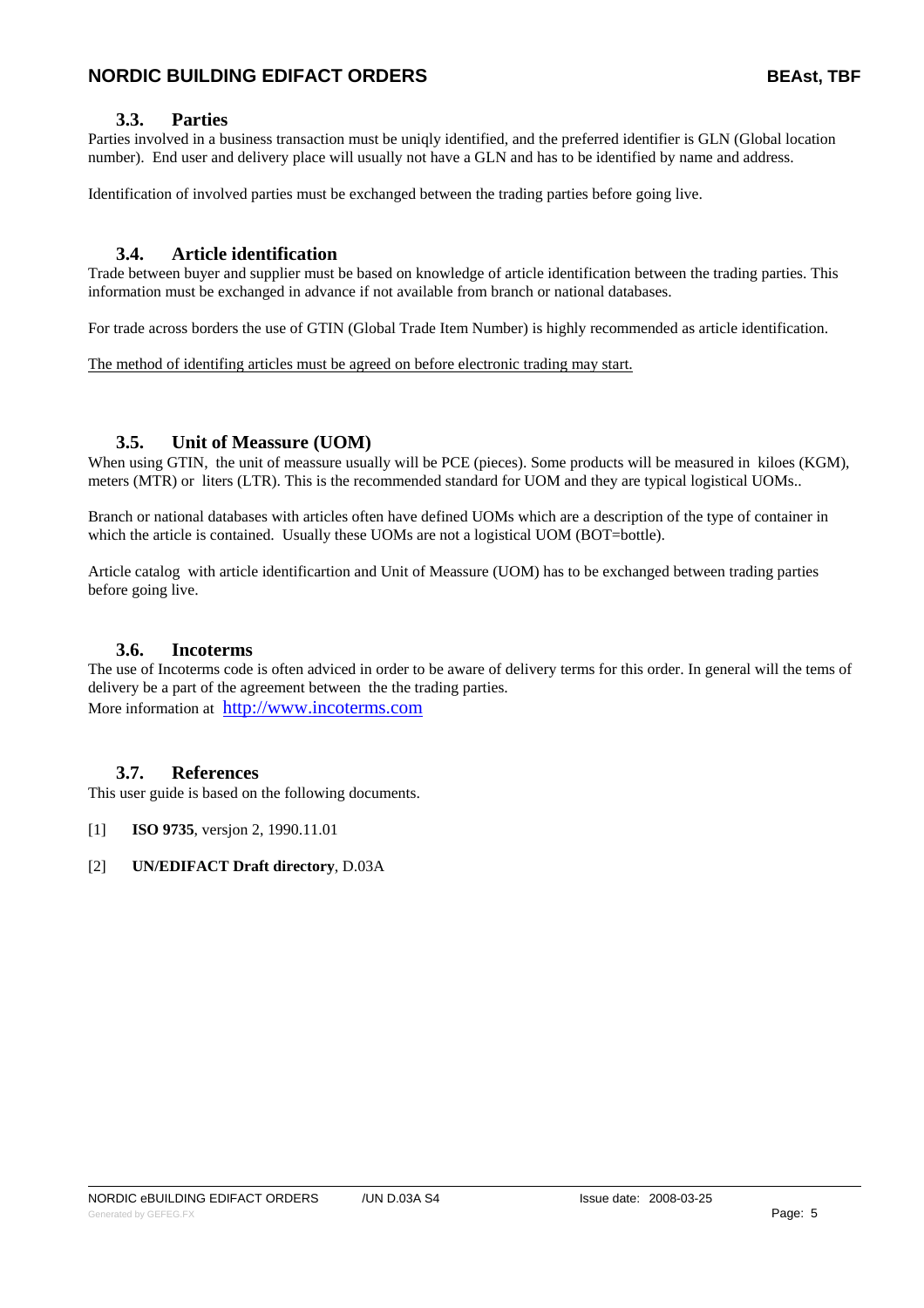### 3.3. Parties

Parties involved in a business transaction must be uniqly identified, and the preferred identifier is GLN (Global location number). End user and delivery place will usually not have a GLN and has to be identified by name and address.

Identification of involved parties must be exchanged between the trading parties before going live.

### 3.4. Article identification

Trade between buyer and supplier must be based on knowledge of article identification between the trading parties. This information must be exchanged in advance if not available from branch or national databases.

For trade across borders the use of GTIN (Global Trade Item Number) is highly recommended as article identification.

<u>The method of identifing articles must be agreed on before electronic trading may start.</u>

### 3.5. Unit of Meassure (UOM)

When using GTIN, the unit of meassure usually will be PCE (pieces). Some products will be measured in kiloes (KGM), meters (MTR) or liters (LTR). This is the recommended standard for UOM and they are typical logistical UOMs..

Branch or national databases with articles often have defined UOMs which are a description of the type of container in which the article is contained. Usually these UOMs are not a logistical UOM (BOT=bottle).

Article catalog with article identificartion and Unit of Meassure (UOM) has to be exchanged between trading parties before going live.

### 3.6. Incoterms

The use of Incoterms code is often adviced in order to be aware of delivery terms for this order. In general will the tems of delivery be a part of the agreement between the the trading parties.
More information at http://www.incoterms.com

### 3.7. References

This user guide is based on the following documents.

[1] **ISO 9735**, versjon 2, 1990.11.01

[2] **UN/EDIFACT Draft directory**, D.03A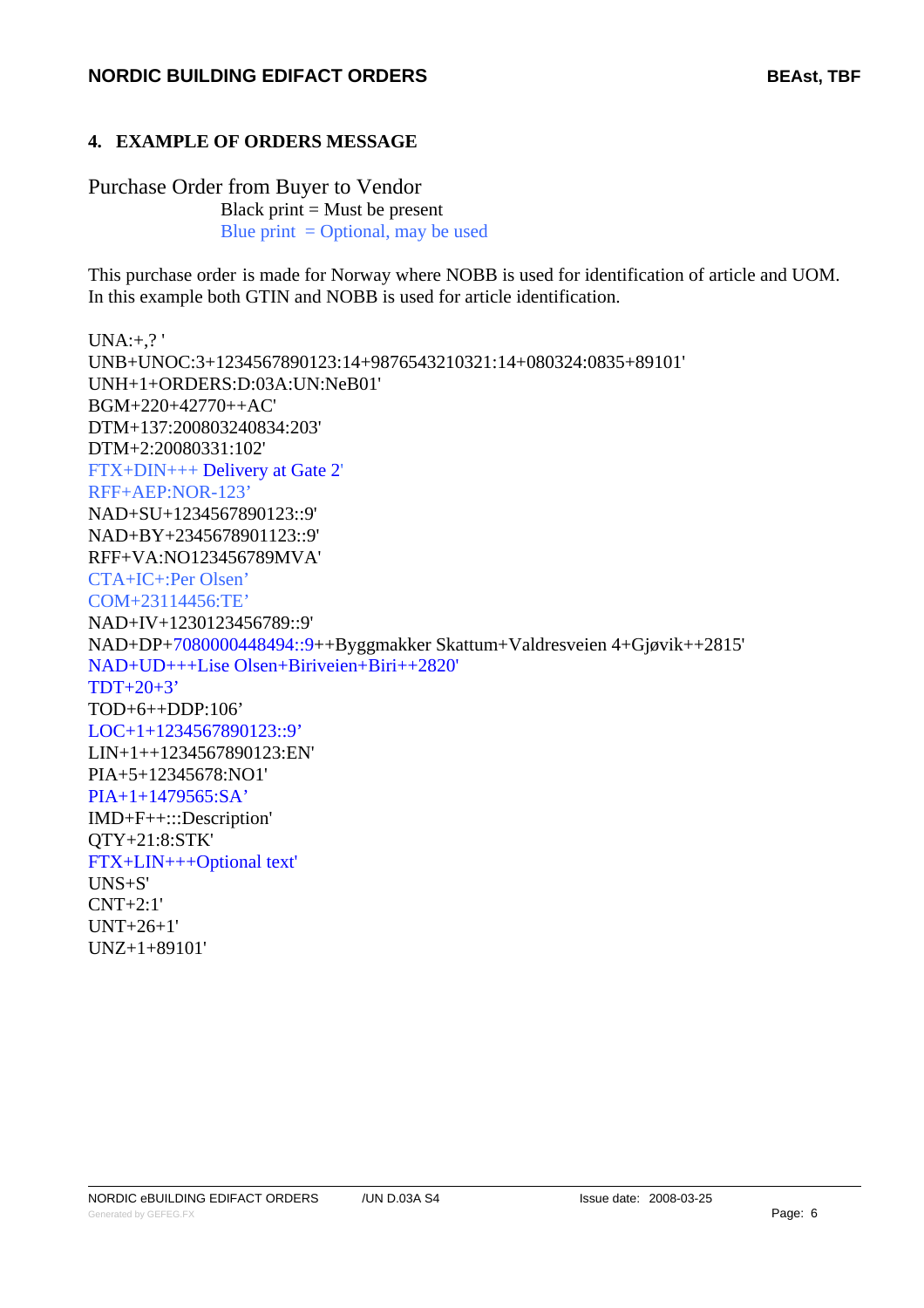## 4. EXAMPLE OF ORDERS MESSAGE

Purchase Order from Buyer to Vendor

Black print = Must be present
Blue print = Optional, may be used

This purchase order is made for Norway where NOBB is used for identification of article and UOM. In this example both GTIN and NOBB is used for article identification.

```
UNA:+,? '
UNB+UNOC:3+1234567890123:14+9876543210321:14+080324:0835+89101'
UNH+1+ORDERS:D:03A:UN:NeB01'
BGM+220+42770++AC'
DTM+137:200803240834:203'
DTM+2:20080331:102'
FTX+DIN+++ Delivery at Gate 2'
RFF+AEP:NOR-123’
NAD+SU+1234567890123::9'
NAD+BY+2345678901123::9'
RFF+VA:NO123456789MVA'
CTA+IC+:Per Olsen’
COM+23114456:TE’
NAD+IV+1230123456789::9'
NAD+DP+7080000448494::9++Byggmakker Skattum+Valdresveien 4+Gjøvik++2815'
NAD+UD+++Lise Olsen+Biriveien+Biri++2820'
TDT+20+3’
TOD+6++DDP:106’
LOC+1+1234567890123::9’
LIN+1++1234567890123:EN'
PIA+5+12345678:NO1'
PIA+1+1479565:SA’
IMD+F++:::Description'
QTY+21:8:STK'
FTX+LIN+++Optional text'
UNS+S'
CNT+2:1'
UNT+26+1'
UNZ+1+89101'
```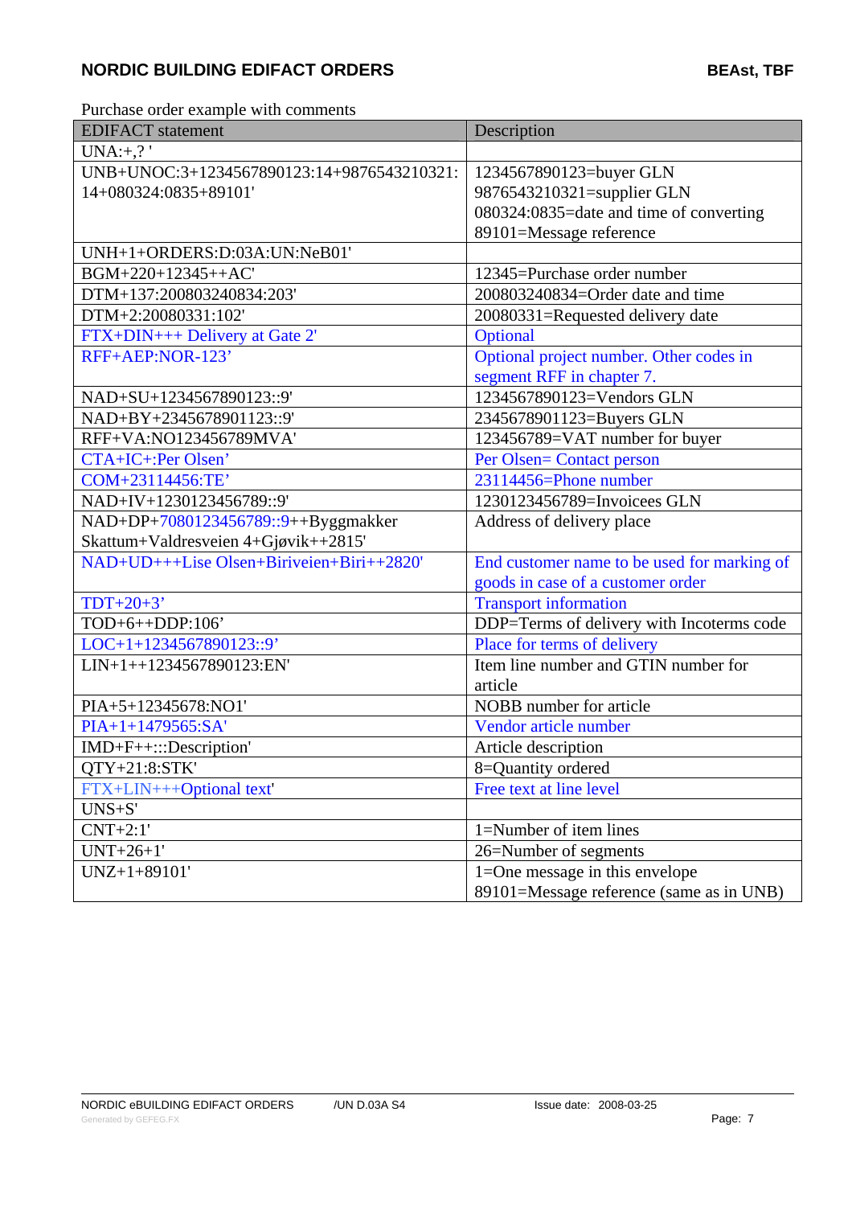Purchase order example with comments

| EDIFACT statement | Description |
| --- | --- |
| UNA:+,? ' | |
| UNB+UNOC:3+1234567890123:14+9876543210321:14+080324:0835+89101' | 1234567890123=buyer GLN<br>9876543210321=supplier GLN<br>080324:0835=date and time of converting<br>89101=Message reference |
| UNH+1+ORDERS:D:03A:UN:NeB01' | |
| BGM+220+12345++AC' | 12345=Purchase order number |
| DTM+137:200803240834:203' | 200803240834=Order date and time |
| DTM+2:20080331:102' | 20080331=Requested delivery date |
| FTX+DIN+++ Delivery at Gate 2' | Optional |
| RFF+AEP:NOR-123’ | Optional project number. Other codes in segment RFF in chapter 7. |
| NAD+SU+1234567890123::9' | 1234567890123=Vendors GLN |
| NAD+BY+2345678901123::9' | 2345678901123=Buyers GLN |
| RFF+VA:NO123456789MVA' | 123456789=VAT number for buyer |
| CTA+IC+:Per Olsen’ | Per Olsen= Contact person |
| COM+23114456:TE’ | 23114456=Phone number |
| NAD+IV+1230123456789::9' | 1230123456789=Invoicees GLN |
| NAD+DP+7080123456789::9++Byggmakker Skattum+Valdresveien 4+Gjøvik++2815' | Address of delivery place |
| NAD+UD+++Lise Olsen+Biriveien+Biri++2820' | End customer name to be used for marking of goods in case of a customer order |
| TDT+20+3’ | Transport information |
| TOD+6++DDP:106’ | DDP=Terms of delivery with Incoterms code |
| LOC+1+1234567890123::9’ | Place for terms of delivery |
| LIN+1++1234567890123:EN' | Item line number and GTIN number for article |
| PIA+5+12345678:NO1' | NOBB number for article |
| PIA+1+1479565:SA' | Vendor article number |
| IMD+F++:::Description' | Article description |
| QTY+21:8:STK' | 8=Quantity ordered |
| FTX+LIN+++Optional text' | Free text at line level |
| UNS+S' | |
| CNT+2:1' | 1=Number of item lines |
| UNT+26+1' | 26=Number of segments |
| UNZ+1+89101' | 1=One message in this envelope<br>89101=Message reference (same as in UNB) |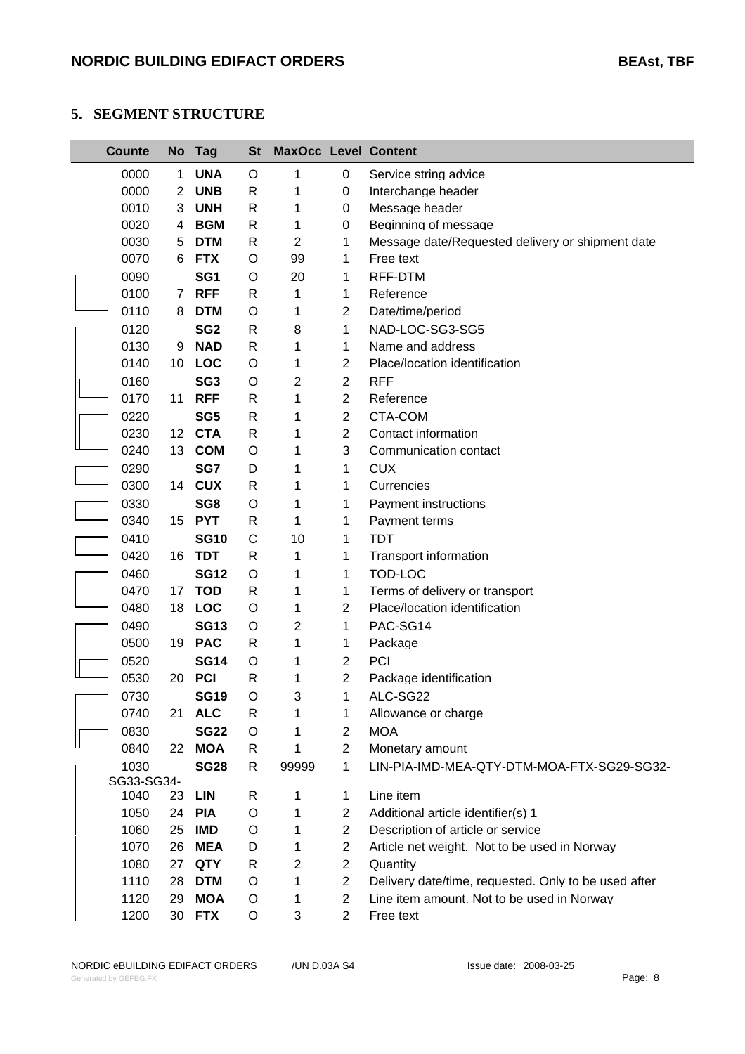## 5. SEGMENT STRUCTURE

| Counte | No | Tag | St | MaxOcc | Level | Content |
|---|---|---|---|---|---|---|
| 0000 | 1 | **UNA** | O | 1 | 0 | Service string advice |
| 0000 | 2 | **UNB** | R | 1 | 0 | Interchange header |
| 0010 | 3 | **UNH** | R | 1 | 0 | Message header |
| 0020 | 4 | **BGM** | R | 1 | 0 | Beginning of message |
| 0030 | 5 | **DTM** | R | 2 | 1 | Message date/Requested delivery or shipment date |
| 0070 | 6 | **FTX** | O | 99 | 1 | Free text |
| 0090 | | **SG1** | O | 20 | 1 | RFF-DTM |
| 0100 | 7 | **RFF** | R | 1 | 1 | Reference |
| 0110 | 8 | **DTM** | O | 1 | 2 | Date/time/period |
| 0120 | | **SG2** | R | 8 | 1 | NAD-LOC-SG3-SG5 |
| 0130 | 9 | **NAD** | R | 1 | 1 | Name and address |
| 0140 | 10 | **LOC** | O | 1 | 2 | Place/location identification |
| 0160 | | **SG3** | O | 2 | 2 | RFF |
| 0170 | 11 | **RFF** | R | 1 | 2 | Reference |
| 0220 | | **SG5** | R | 1 | 2 | CTA-COM |
| 0230 | 12 | **CTA** | R | 1 | 2 | Contact information |
| 0240 | 13 | **COM** | O | 1 | 3 | Communication contact |
| 0290 | | **SG7** | D | 1 | 1 | CUX |
| 0300 | 14 | **CUX** | R | 1 | 1 | Currencies |
| 0330 | | **SG8** | O | 1 | 1 | Payment instructions |
| 0340 | 15 | **PYT** | R | 1 | 1 | Payment terms |
| 0410 | | **SG10** | C | 10 | 1 | TDT |
| 0420 | 16 | **TDT** | R | 1 | 1 | Transport information |
| 0460 | | **SG12** | O | 1 | 1 | TOD-LOC |
| 0470 | 17 | **TOD** | R | 1 | 1 | Terms of delivery or transport |
| 0480 | 18 | **LOC** | O | 1 | 2 | Place/location identification |
| 0490 | | **SG13** | O | 2 | 1 | PAC-SG14 |
| 0500 | 19 | **PAC** | R | 1 | 1 | Package |
| 0520 | | **SG14** | O | 1 | 2 | PCI |
| 0530 | 20 | **PCI** | R | 1 | 2 | Package identification |
| 0730 | | **SG19** | O | 3 | 1 | ALC-SG22 |
| 0740 | 21 | **ALC** | R | 1 | 1 | Allowance or charge |
| 0830 | | **SG22** | O | 1 | 2 | MOA |
| 0840 | 22 | **MOA** | R | 1 | 2 | Monetary amount |
| 1030 | | **SG28** | R | 99999 | 1 | LIN-PIA-IMD-MEA-QTY-DTM-MOA-FTX-SG29-SG32-SG33-SG34- |
| 1040 | 23 | **LIN** | R | 1 | 1 | Line item |
| 1050 | 24 | **PIA** | O | 1 | 2 | Additional article identifier(s) 1 |
| 1060 | 25 | **IMD** | O | 1 | 2 | Description of article or service |
| 1070 | 26 | **MEA** | D | 1 | 2 | Article net weight. Not to be used in Norway |
| 1080 | 27 | **QTY** | R | 2 | 2 | Quantity |
| 1110 | 28 | **DTM** | O | 1 | 2 | Delivery date/time, requested. Only to be used after |
| 1120 | 29 | **MOA** | O | 1 | 2 | Line item amount. Not to be used in Norway |
| 1200 | 30 | **FTX** | O | 3 | 2 | Free text |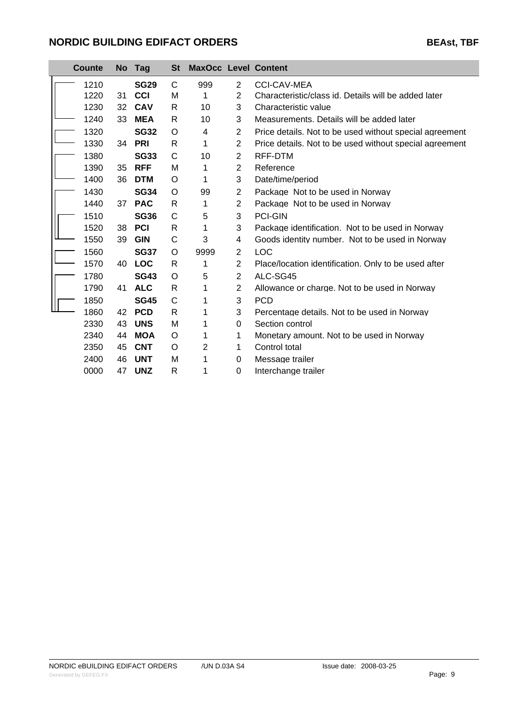| Counte | No | Tag | St | MaxOcc | Level | Content |
|---|---|---|---|---|---|---|
| 1210 | | **SG29** | C | 999 | 2 | CCI-CAV-MEA |
| 1220 | 31 | **CCI** | M | 1 | 2 | Characteristic/class id. Details will be added later |
| 1230 | 32 | **CAV** | R | 10 | 3 | Characteristic value |
| 1240 | 33 | **MEA** | R | 10 | 3 | Measurements. Details will be added later |
| 1320 | | **SG32** | O | 4 | 2 | Price details. Not to be used without special agreement |
| 1330 | 34 | **PRI** | R | 1 | 2 | Price details. Not to be used without special agreement |
| 1380 | | **SG33** | C | 10 | 2 | RFF-DTM |
| 1390 | 35 | **RFF** | M | 1 | 2 | Reference |
| 1400 | 36 | **DTM** | O | 1 | 3 | Date/time/period |
| 1430 | | **SG34** | O | 99 | 2 | Package Not to be used in Norway |
| 1440 | 37 | **PAC** | R | 1 | 2 | Package Not to be used in Norway |
| 1510 | | **SG36** | C | 5 | 3 | PCI-GIN |
| 1520 | 38 | **PCI** | R | 1 | 3 | Package identification. Not to be used in Norway |
| 1550 | 39 | **GIN** | C | 3 | 4 | Goods identity number. Not to be used in Norway |
| 1560 | | **SG37** | O | 9999 | 2 | LOC |
| 1570 | 40 | **LOC** | R | 1 | 2 | Place/location identification. Only to be used after |
| 1780 | | **SG43** | O | 5 | 2 | ALC-SG45 |
| 1790 | 41 | **ALC** | R | 1 | 2 | Allowance or charge. Not to be used in Norway |
| 1850 | | **SG45** | C | 1 | 3 | PCD |
| 1860 | 42 | **PCD** | R | 1 | 3 | Percentage details. Not to be used in Norway |
| 2330 | 43 | **UNS** | M | 1 | 0 | Section control |
| 2340 | 44 | **MOA** | O | 1 | 1 | Monetary amount. Not to be used in Norway |
| 2350 | 45 | **CNT** | O | 2 | 1 | Control total |
| 2400 | 46 | **UNT** | M | 1 | 0 | Message trailer |
| 0000 | 47 | **UNZ** | R | 1 | 0 | Interchange trailer |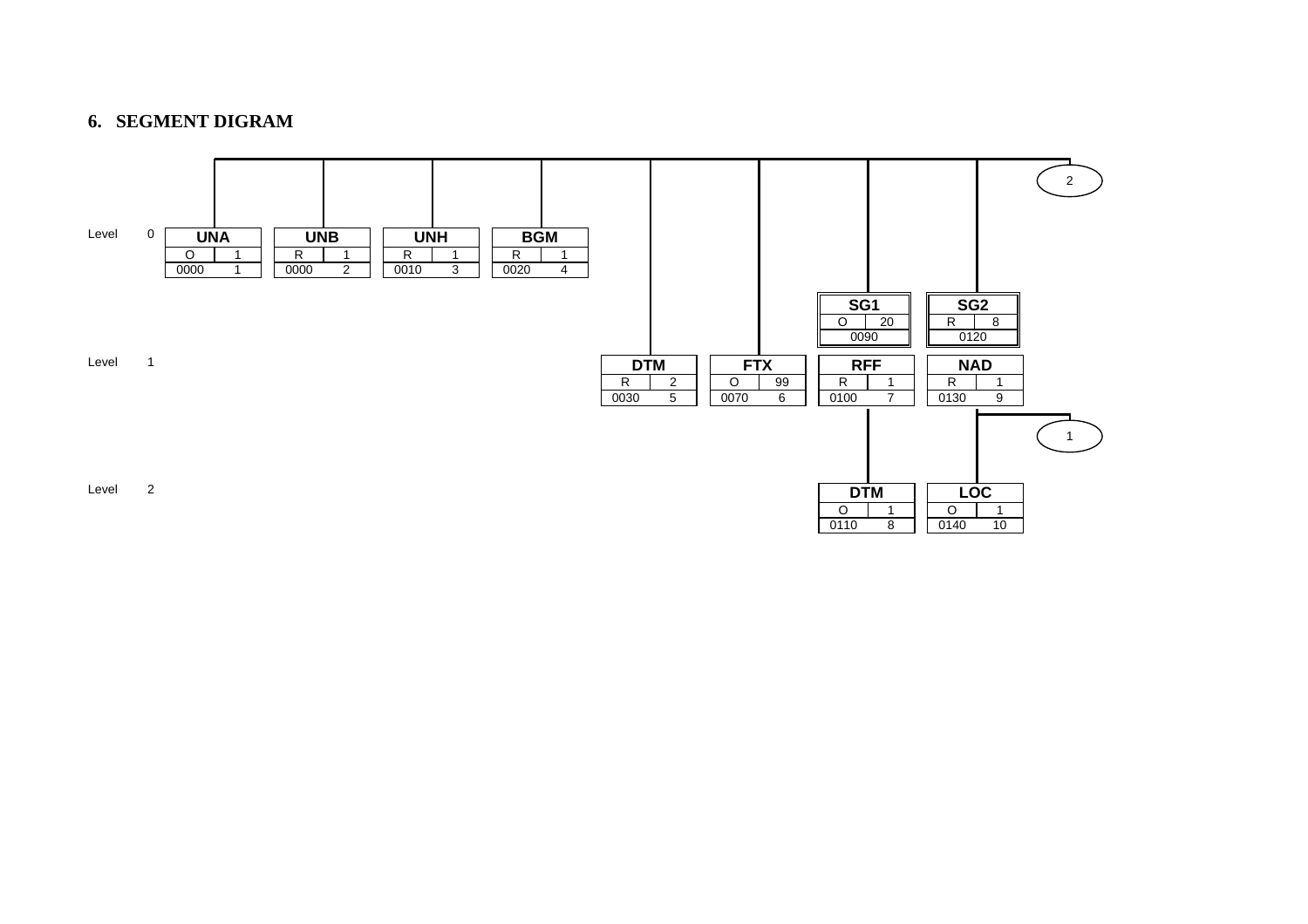## 6. SEGMENT DIGRAM

| Level | Segment | Status | Max. Repeat | Position | No. |
|---|---|---|---|---|---|
| 0 | UNA | O | 1 | 0000 | 1 |
| 0 | UNB | R | 1 | 0000 | 2 |
| 0 | UNH | R | 1 | 0010 | 3 |
| 0 | BGM | R | 1 | 0020 | 4 |
| 1 | DTM | R | 2 | 0030 | 5 |
| 1 | FTX | O | 99 | 0070 | 6 |
|  | SG1 | O | 20 | 0090 |  |
| 1 | RFF | R | 1 | 0100 | 7 |
| 2 | DTM | O | 1 | 0110 | 8 |
|  | SG2 | R | 8 | 0120 |  |
| 1 | NAD | R | 1 | 0130 | 9 |
| 2 | LOC | O | 1 | 0140 | 10 |

Connectors: 1, 2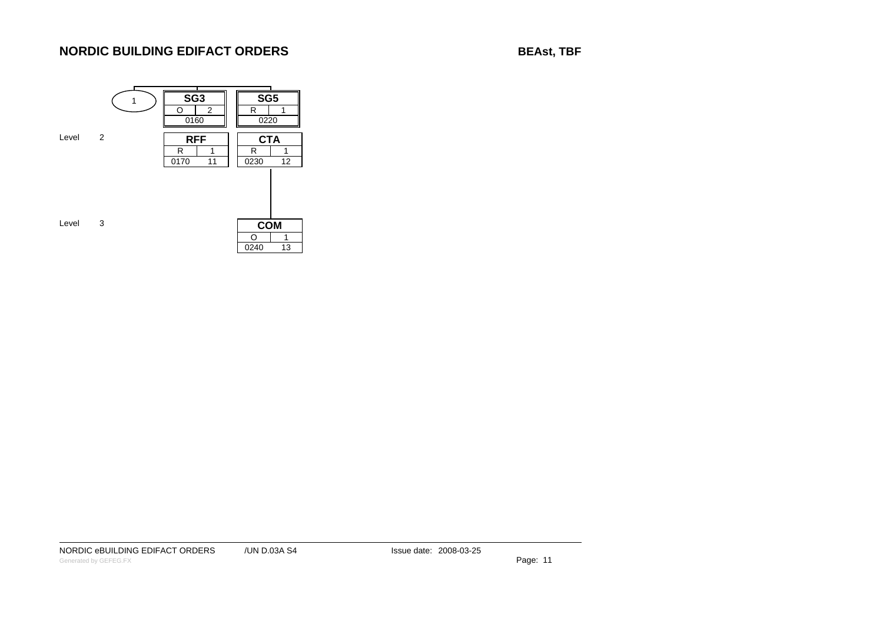# NORDIC BUILDING EDIFACT ORDERS

**BEASt, TBF**

1

| | SG3 | SG5 |
|---|---|---|
| | O 2 | R 1 |
| | 0160 | 0220 |
| Level 2 | **RFF** R 1 0170 11 | **CTA** R 1 0230 12 |
| Level 3 | | **COM** O 1 0240 13 |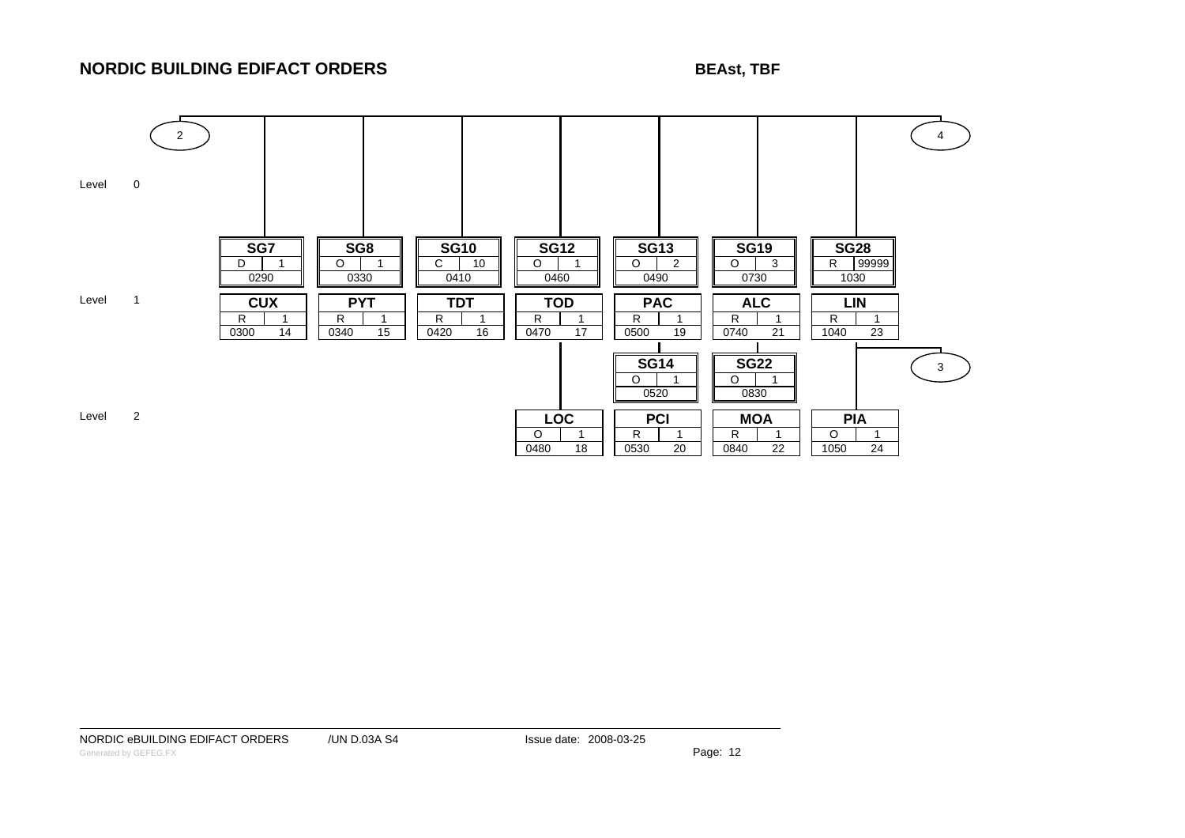# NORDIC BUILDING EDIFACT ORDERS

**BEASt, TBF**

Connectors: 2 (left), 4 (right), 3 (under SG28)

| Level | | | | | | | |
|---|---|---|---|---|---|---|---|
| Level 1 (group) | **SG7** D 1 0290 | **SG8** O 1 0330 | **SG10** C 10 0410 | **SG12** O 1 0460 | **SG13** O 2 0490 | **SG19** O 3 0730 | **SG28** R 99999 1030 |
| Level 1 (segment) | **CUX** R 1 0300 14 | **PYT** R 1 0340 15 | **TDT** R 1 0420 16 | **TOD** R 1 0470 17 | **PAC** R 1 0500 19 | **ALC** R 1 0740 21 | **LIN** R 1 1040 23 |
| Level 2 (group) | | | | | **SG14** O 1 0520 | **SG22** O 1 0830 | |
| Level 2 (segment) | | | | **LOC** O 1 0480 18 | **PCI** R 1 0530 20 | **MOA** R 1 0840 22 | **PIA** O 1 1050 24 |

NORDIC eBUILDING EDIFACT ORDERS /UN D.03A S4 Issue date: 2008-03-25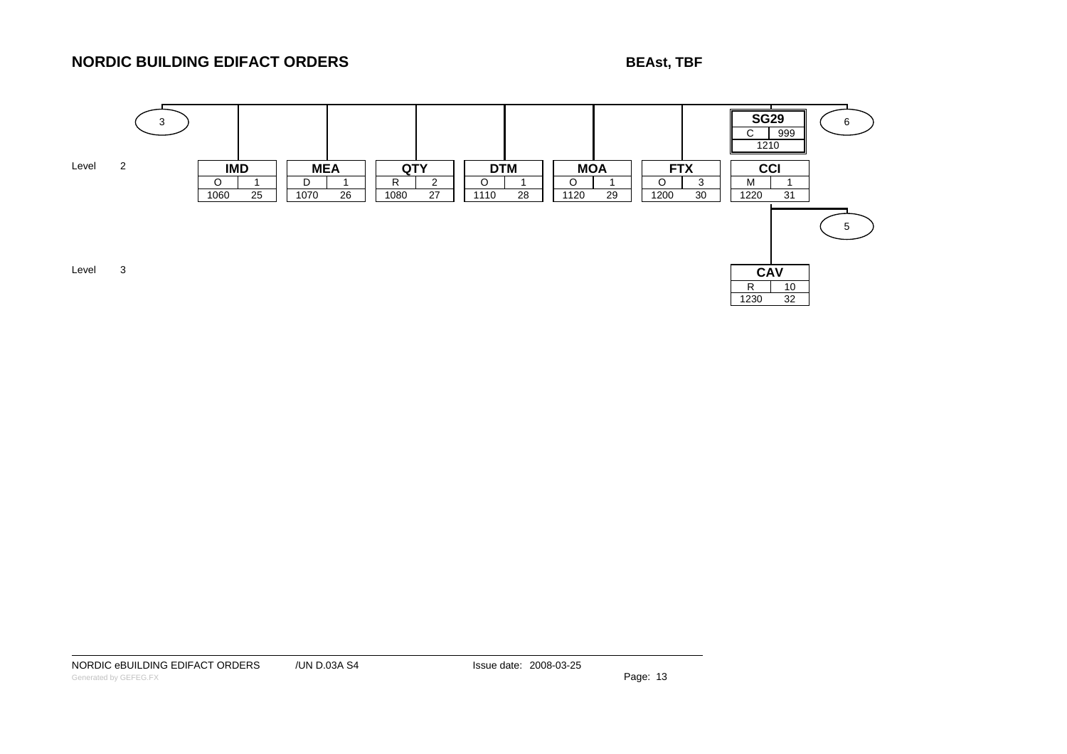## NORDIC BUILDING EDIFACT ORDERS

**BEAst, TBF**

| Level | Segment | Status | Max repeat | Position | Sequence |
|---|---|---|---|---|---|
| 2 | IMD | O | 1 | 1060 | 25 |
| 2 | MEA | D | 1 | 1070 | 26 |
| 2 | QTY | R | 2 | 1080 | 27 |
| 2 | DTM | O | 1 | 1110 | 28 |
| 2 | MOA | O | 1 | 1120 | 29 |
| 2 | FTX | O | 3 | 1200 | 30 |
| 1 | SG29 | C | 999 | 1210 | |
| 2 | CCI | M | 1 | 1220 | 31 |
| 3 | CAV | R | 10 | 1230 | 32 |

Connectors: 3, 6, 5

NORDIC eBUILDING EDIFACT ORDERS /UN D.03A S4 Issue date: 2008-03-25

Generated by GEFEG.FX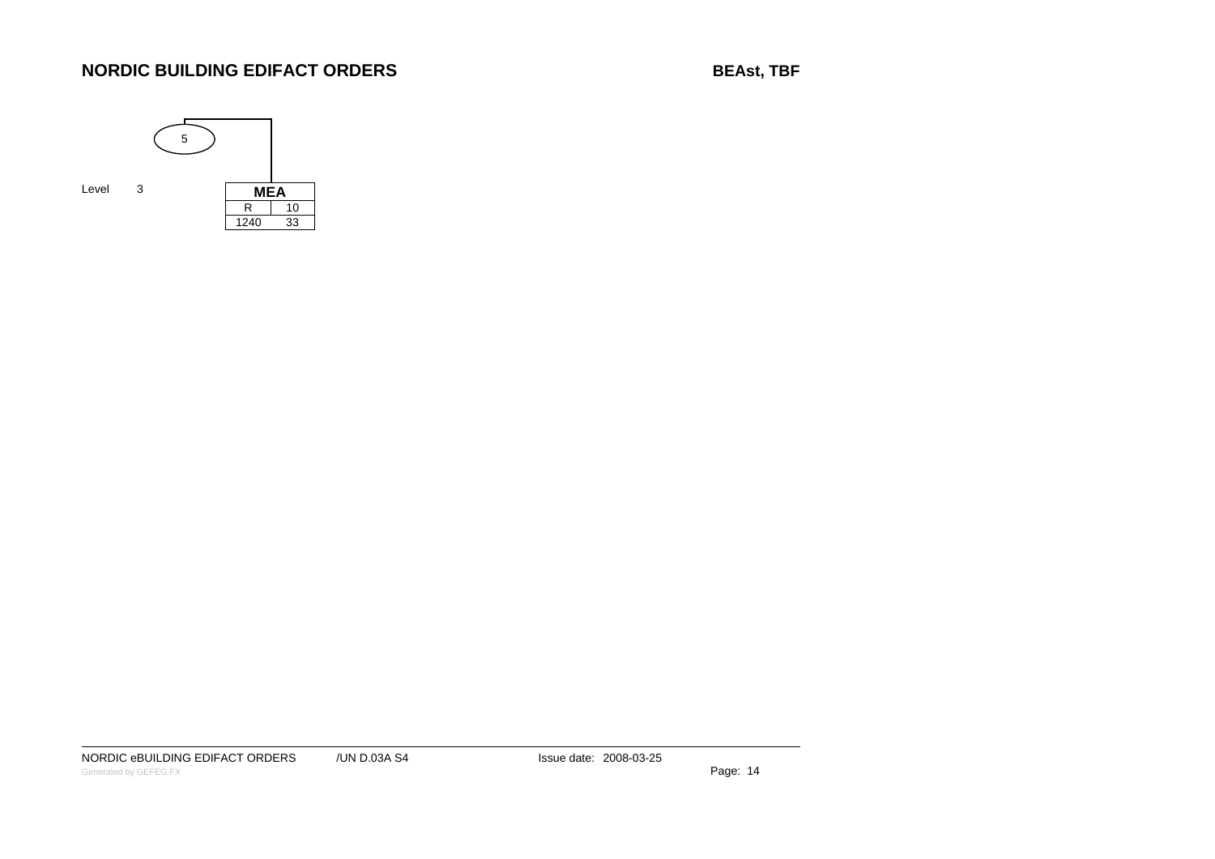## NORDIC BUILDING EDIFACT ORDERS

**BEAst, TBF**

5

Level 3

| MEA | |
|---|---|
| R | 10 |
| 1240 | 33 |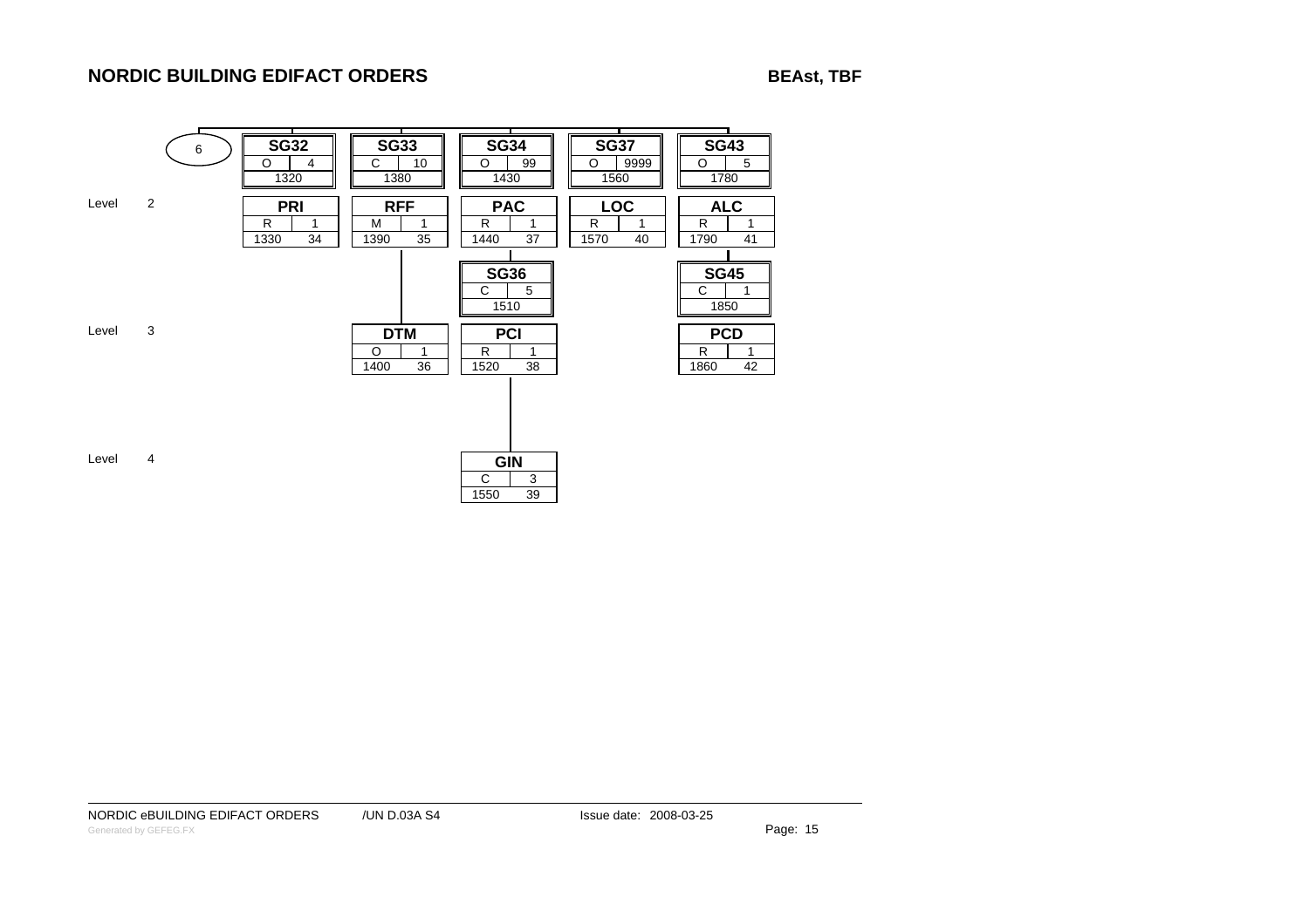## NORDIC BUILDING EDIFACT ORDERS

**BEAst, TBF**

6

| Level | SG32 | SG33 | SG34 | SG37 | SG43 |
|---|---|---|---|---|---|
| | O 4 / 1320 | C 10 / 1380 | O 99 / 1430 | O 9999 / 1560 | O 5 / 1780 |
| Level 2 | **PRI** R 1 / 1330 34 | **RFF** M 1 / 1390 35 | **PAC** R 1 / 1440 37 | **LOC** R 1 / 1570 40 | **ALC** R 1 / 1790 41 |
| | | | **SG36** C 5 / 1510 | | **SG45** C 1 / 1850 |
| Level 3 | | **DTM** O 1 / 1400 36 | **PCI** R 1 / 1520 38 | | **PCD** R 1 / 1860 42 |
| Level 4 | | | **GIN** C 3 / 1550 39 | | |

NORDIC eBUILDING EDIFACT ORDERS /UN D.03A S4 Issue date: 2008-03-25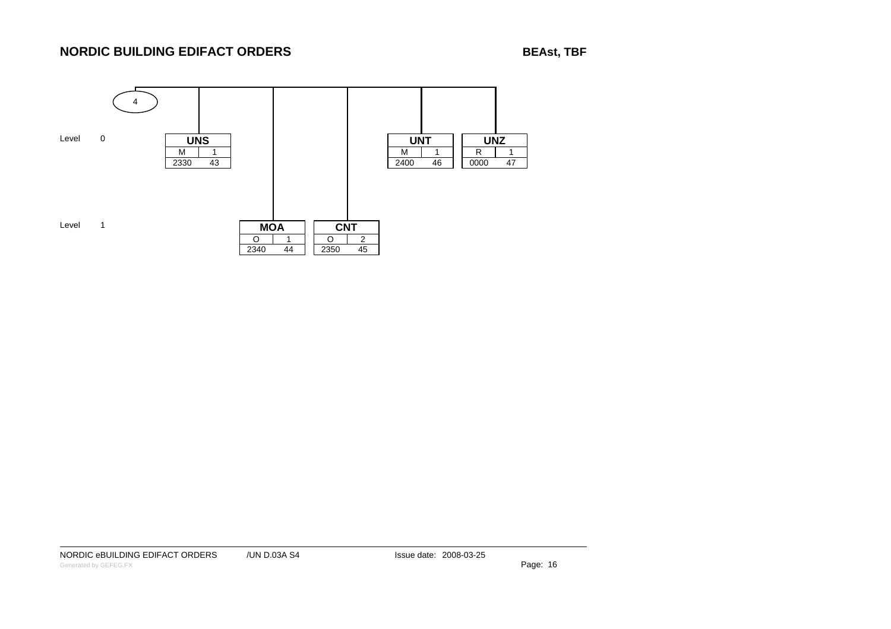## NORDIC BUILDING EDIFACT ORDERS

**BEASt, TBF**

4

| Level | Segment | Status | Repeat | Position | Seq |
|---|---|---|---|---|---|
| 0 | UNS | M | 1 | 2330 | 43 |
| 1 | MOA | O | 1 | 2340 | 44 |
| 1 | CNT | O | 2 | 2350 | 45 |
| 0 | UNT | M | 1 | 2400 | 46 |
| 0 | UNZ | R | 1 | 0000 | 47 |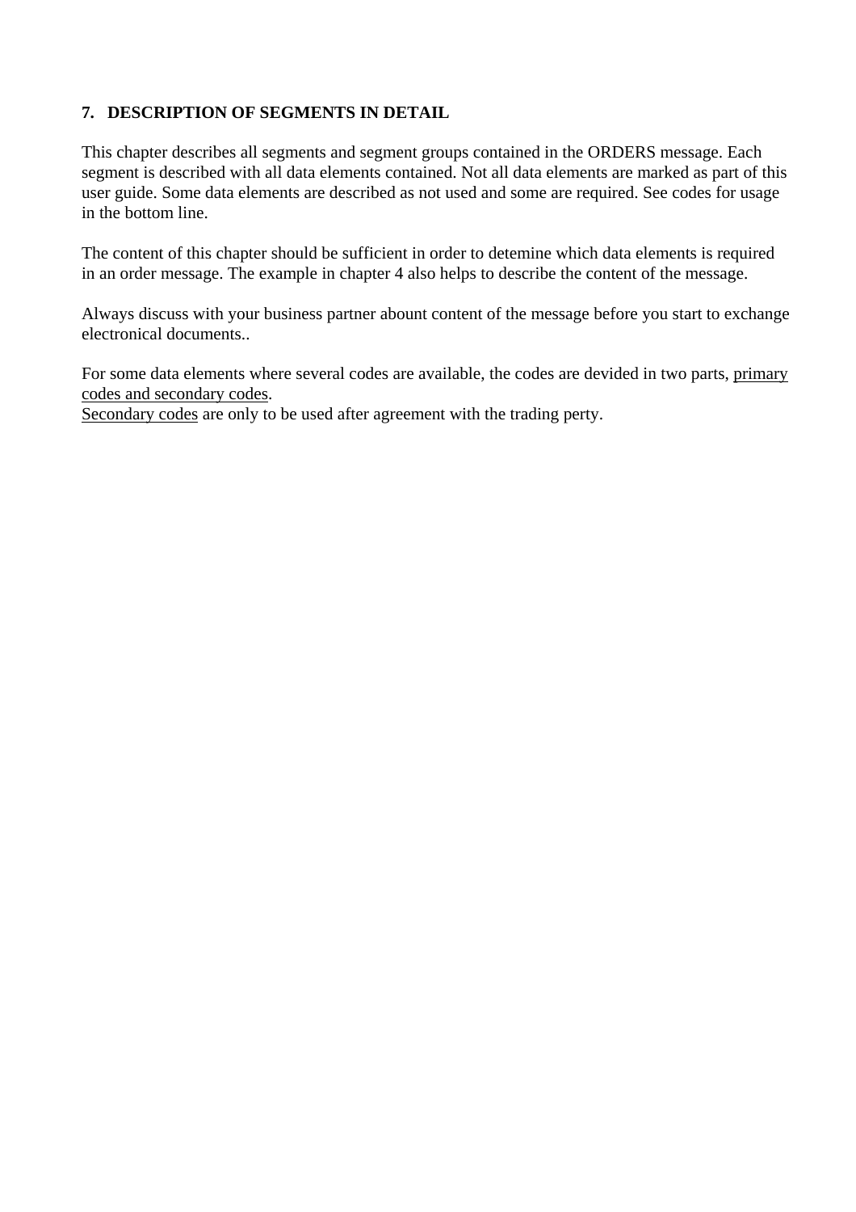## 7. DESCRIPTION OF SEGMENTS IN DETAIL

This chapter describes all segments and segment groups contained in the ORDERS message. Each segment is described with all data elements contained. Not all data elements are marked as part of this user guide. Some data elements are described as not used and some are required. See codes for usage in the bottom line.

The content of this chapter should be sufficient in order to detemine which data elements is required in an order message. The example in chapter 4 also helps to describe the content of the message.

Always discuss with your business partner abount content of the message before you start to exchange electronical documents..

For some data elements where several codes are available, the codes are devided in two parts, <u>primary codes and secondary codes</u>.
<u>Secondary codes</u> are only to be used after agreement with the trading perty.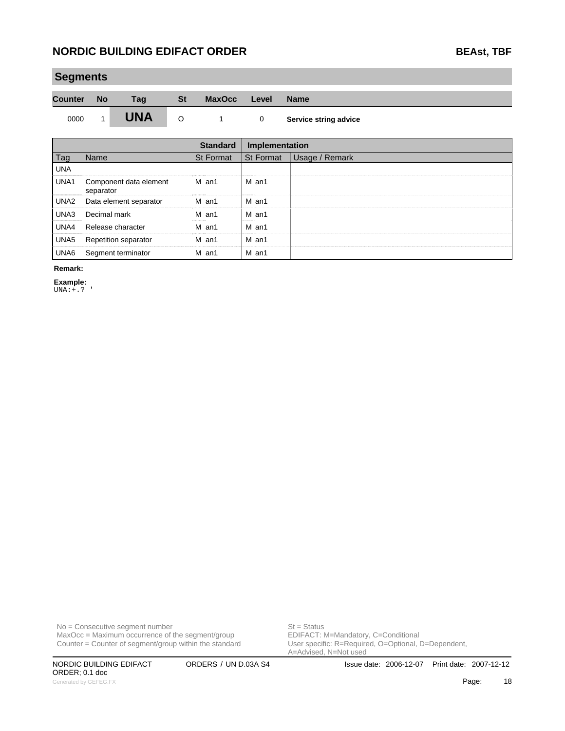## Segments

| Counter | No | Tag | St | MaxOcc | Level | Name |
|---|---|---|---|---|---|---|
| 0000 | 1 | **UNA** | O | 1 | 0 | **Service string advice** |

| | | Standard | Implementation | | |
|---|---|---|---|---|---|
| Tag | Name | St Format | St Format | | Usage / Remark |
| UNA | | | | | |
| UNA1 | Component data element separator | M an1 | M an1 | | |
| UNA2 | Data element separator | M an1 | M an1 | | |
| UNA3 | Decimal mark | M an1 | M an1 | | |
| UNA4 | Release character | M an1 | M an1 | | |
| UNA5 | Repetition separator | M an1 | M an1 | | |
| UNA6 | Segment terminator | M an1 | M an1 | | |

**Remark:**

**Example:**

```
UNA:+.? '
```

No = Consecutive segment number
MaxOcc = Maximum occurrence of the segment/group
Counter = Counter of segment/group within the standard

St = Status
EDIFACT: M=Mandatory, C=Conditional
User specific: R=Required, O=Optional, D=Dependent, A=Advised, N=Not used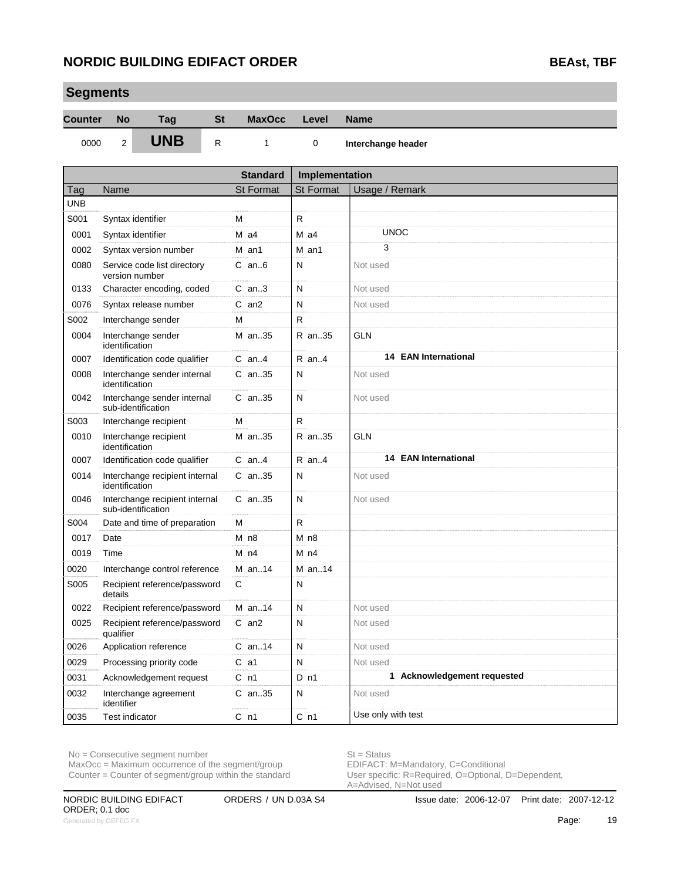## Segments

| Counter | No | Tag | St | MaxOcc | Level | Name |
|---|---|---|---|---|---|---|
| 0000 | 2 | **UNB** | R | 1 | 0 | **Interchange header** |

| Tag | Name | Standard St Format | Implementation St Format | Usage / Remark |
|---|---|---|---|---|
| UNB | | | | |
| S001 | Syntax identifier | M | R | |
| 0001 | Syntax identifier | M a4 | M a4 | UNOC |
| 0002 | Syntax version number | M an1 | M an1 | 3 |
| 0080 | Service code list directory version number | C an..6 | N | Not used |
| 0133 | Character encoding, coded | C an..3 | N | Not used |
| 0076 | Syntax release number | C an2 | N | Not used |
| S002 | Interchange sender | M | R | |
| 0004 | Interchange sender identification | M an..35 | R an..35 | GLN |
| 0007 | Identification code qualifier | C an..4 | R an..4 | **14 EAN International** |
| 0008 | Interchange sender internal identification | C an..35 | N | Not used |
| 0042 | Interchange sender internal sub-identification | C an..35 | N | Not used |
| S003 | Interchange recipient | M | R | |
| 0010 | Interchange recipient identification | M an..35 | R an..35 | GLN |
| 0007 | Identification code qualifier | C an..4 | R an..4 | **14 EAN International** |
| 0014 | Interchange recipient internal identification | C an..35 | N | Not used |
| 0046 | Interchange recipient internal sub-identification | C an..35 | N | Not used |
| S004 | Date and time of preparation | M | R | |
| 0017 | Date | M n8 | M n8 | |
| 0019 | Time | M n4 | M n4 | |
| 0020 | Interchange control reference | M an..14 | M an..14 | |
| S005 | Recipient reference/password details | C | N | |
| 0022 | Recipient reference/password | M an..14 | N | Not used |
| 0025 | Recipient reference/password qualifier | C an2 | N | Not used |
| 0026 | Application reference | C an..14 | N | Not used |
| 0029 | Processing priority code | C a1 | N | Not used |
| 0031 | Acknowledgement request | C n1 | D n1 | **1 Acknowledgement requested** |
| 0032 | Interchange agreement identifier | C an..35 | N | Not used |
| 0035 | Test indicator | C n1 | C n1 | Use only with test |

No = Consecutive segment number
MaxOcc = Maximum occurrence of the segment/group
Counter = Counter of segment/group within the standard

St = Status
EDIFACT: M=Mandatory, C=Conditional
User specific: R=Required, O=Optional, D=Dependent, A=Advised, N=Not used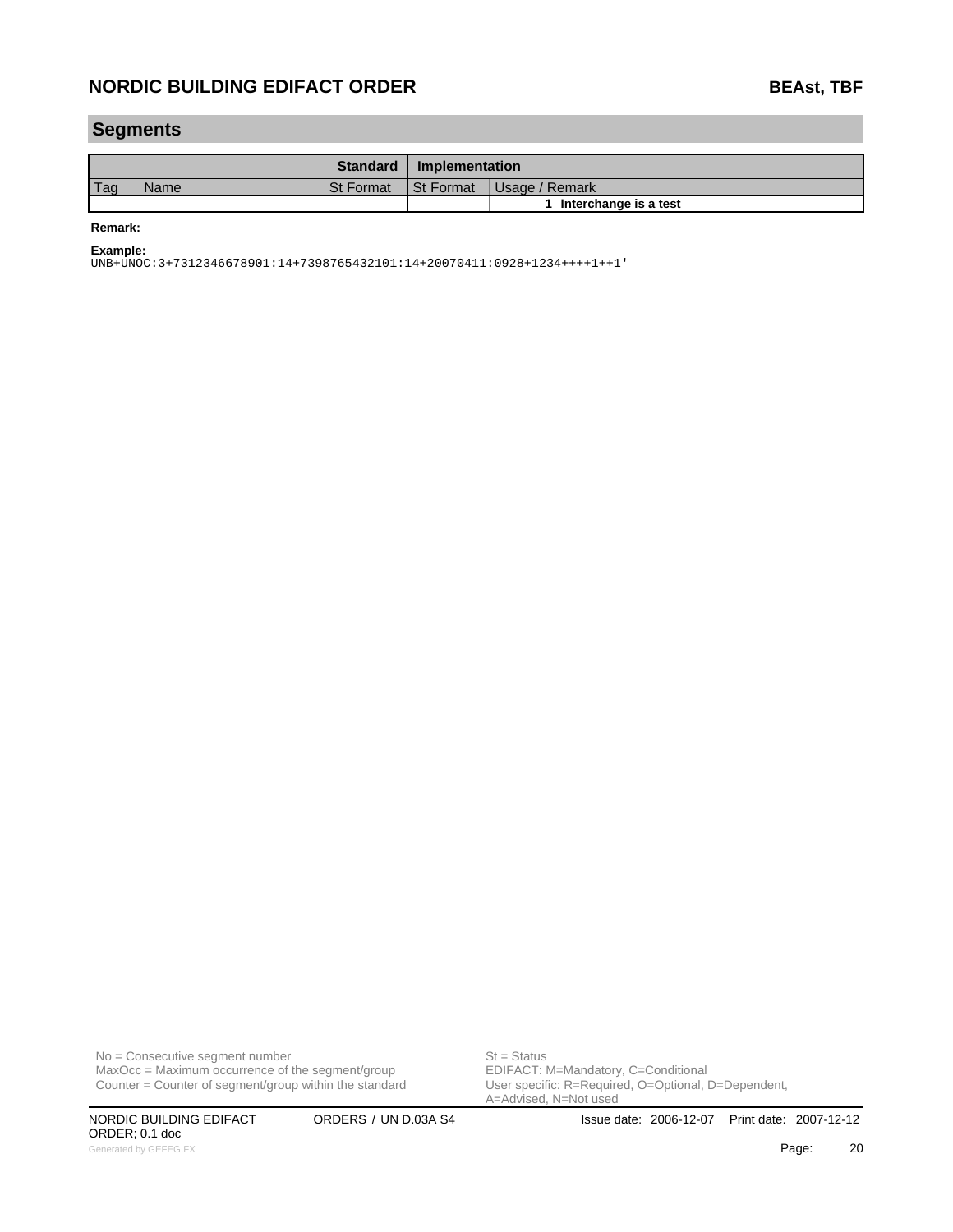## Segments

| Tag | Name | Standard St | Format | Implementation St | Format | Usage / Remark |
|---|---|---|---|---|---|---|
| | | | | | | **1 Interchange is a test** |

**Remark:**

**Example:**

```
UNB+UNOC:3+7312346678901:14+7398765432101:14+20070411:0928+1234++++1++1'
```

No = Consecutive segment number
MaxOcc = Maximum occurrence of the segment/group
Counter = Counter of segment/group within the standard

St = Status
EDIFACT: M=Mandatory, C=Conditional
User specific: R=Required, O=Optional, D=Dependent, A=Advised, N=Not used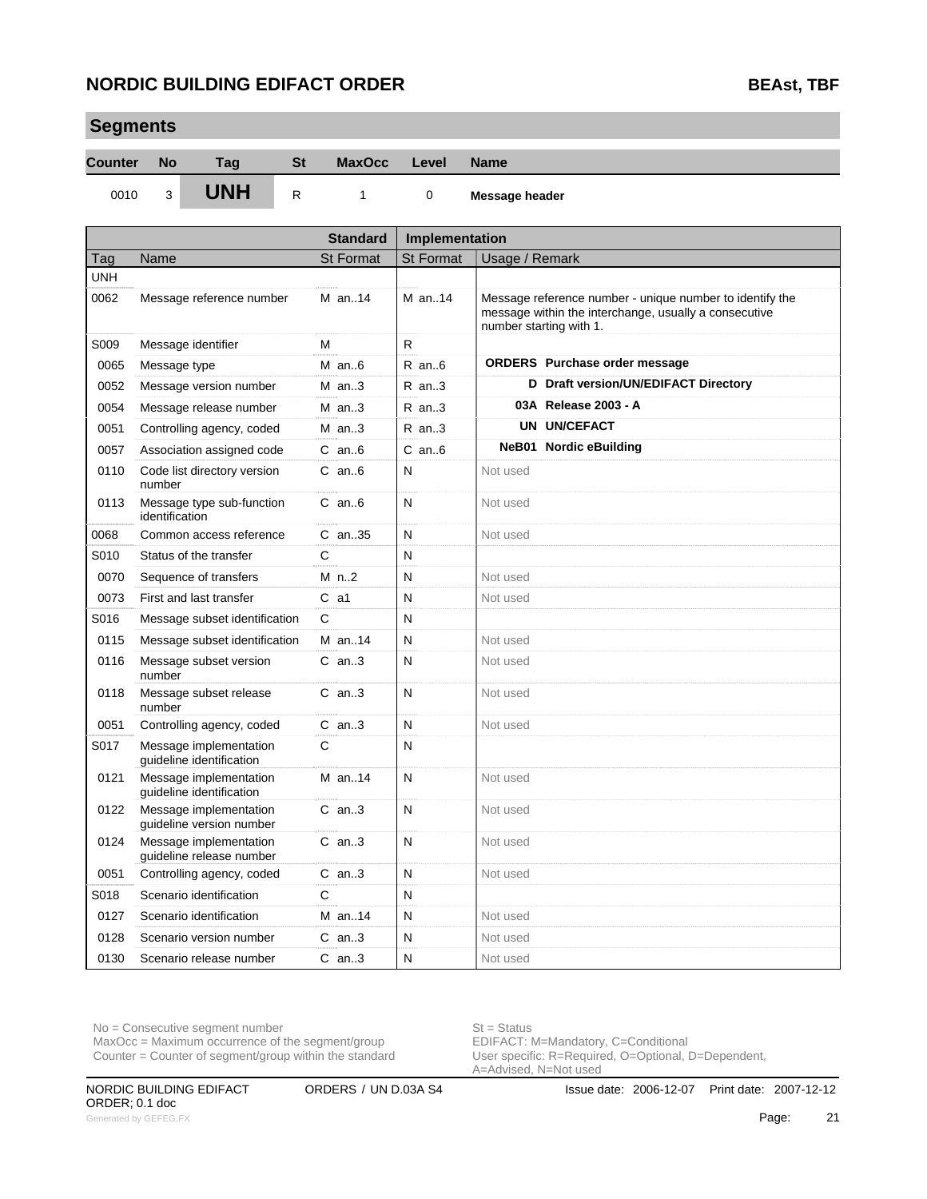## Segments

| Counter | No | Tag | St | MaxOcc | Level | Name |
|---|---|---|---|---|---|---|
| 0010 | 3 | **UNH** | R | 1 | 0 | **Message header** |

| | | Standard | Implementation | |
|---|---|---|---|---|
| Tag | Name | St Format | St Format | Usage / Remark |
| UNH | | | | |
| 0062 | Message reference number | M an..14 | M an..14 | Message reference number - unique number to identify the message within the interchange, usually a consecutive number starting with 1. |
| S009 | Message identifier | M | R | |
| 0065 | Message type | M an..6 | R an..6 | **ORDERS Purchase order message** |
| 0052 | Message version number | M an..3 | R an..3 | **D Draft version/UN/EDIFACT Directory** |
| 0054 | Message release number | M an..3 | R an..3 | **03A Release 2003 - A** |
| 0051 | Controlling agency, coded | M an..3 | R an..3 | **UN UN/CEFACT** |
| 0057 | Association assigned code | C an..6 | C an..6 | **NeB01 Nordic eBuilding** |
| 0110 | Code list directory version number | C an..6 | N | Not used |
| 0113 | Message type sub-function identification | C an..6 | N | Not used |
| 0068 | Common access reference | C an..35 | N | Not used |
| S010 | Status of the transfer | C | N | |
| 0070 | Sequence of transfers | M n..2 | N | Not used |
| 0073 | First and last transfer | C a1 | N | Not used |
| S016 | Message subset identification | C | N | |
| 0115 | Message subset identification | M an..14 | N | Not used |
| 0116 | Message subset version number | C an..3 | N | Not used |
| 0118 | Message subset release number | C an..3 | N | Not used |
| 0051 | Controlling agency, coded | C an..3 | N | Not used |
| S017 | Message implementation guideline identification | C | N | |
| 0121 | Message implementation guideline identification | M an..14 | N | Not used |
| 0122 | Message implementation guideline version number | C an..3 | N | Not used |
| 0124 | Message implementation guideline release number | C an..3 | N | Not used |
| 0051 | Controlling agency, coded | C an..3 | N | Not used |
| S018 | Scenario identification | C | N | |
| 0127 | Scenario identification | M an..14 | N | Not used |
| 0128 | Scenario version number | C an..3 | N | Not used |
| 0130 | Scenario release number | C an..3 | N | Not used |

No = Consecutive segment number
MaxOcc = Maximum occurrence of the segment/group
Counter = Counter of segment/group within the standard

St = Status
EDIFACT: M=Mandatory, C=Conditional
User specific: R=Required, O=Optional, D=Dependent, A=Advised, N=Not used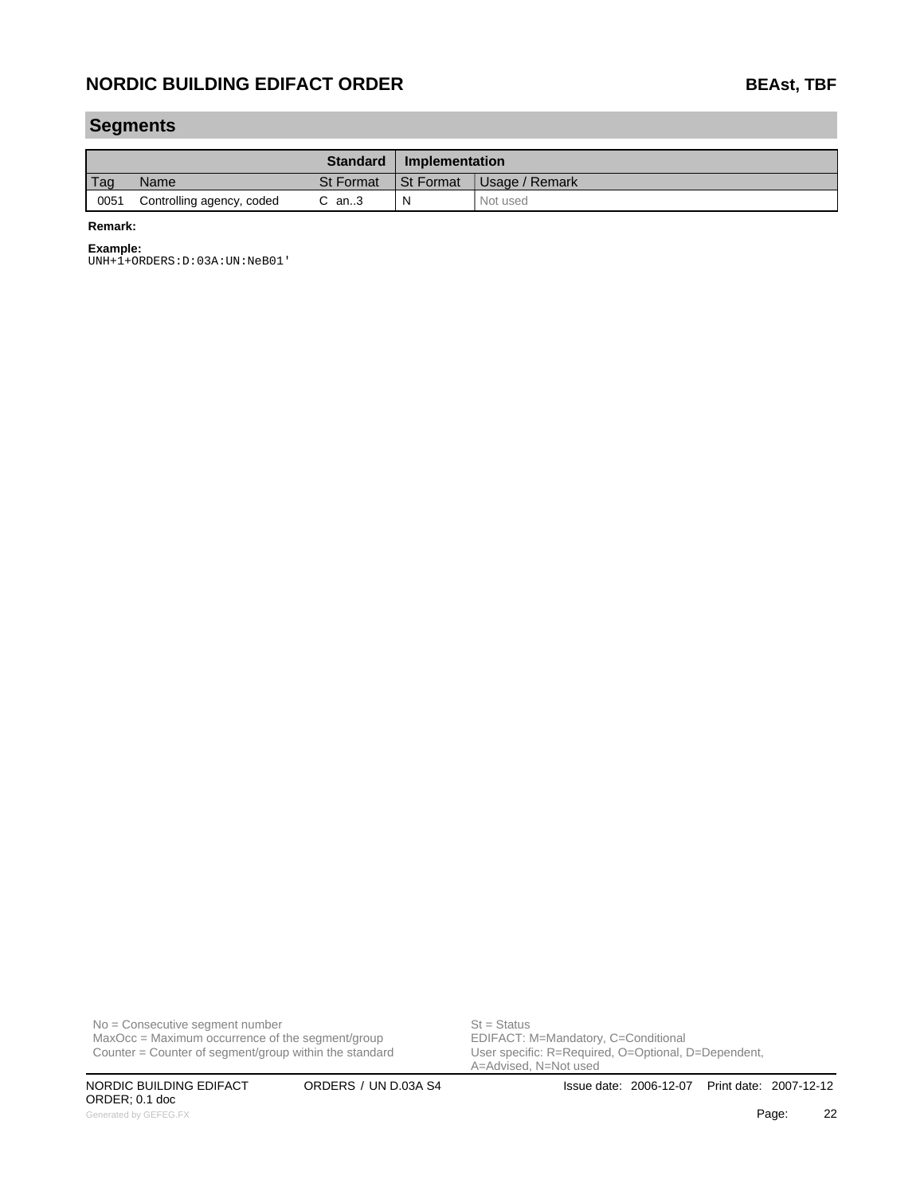## Segments

| | | Standard | Implementation | |
|---|---|---|---|---|
| Tag | Name | St Format | St Format | Usage / Remark |
| 0051 | Controlling agency, coded | C an..3 | N | Not used |

**Remark:**

**Example:**
```
UNH+1+ORDERS:D:03A:UN:NeB01'
```

No = Consecutive segment number
MaxOcc = Maximum occurrence of the segment/group
Counter = Counter of segment/group within the standard

St = Status
EDIFACT: M=Mandatory, C=Conditional
User specific: R=Required, O=Optional, D=Dependent, A=Advised, N=Not used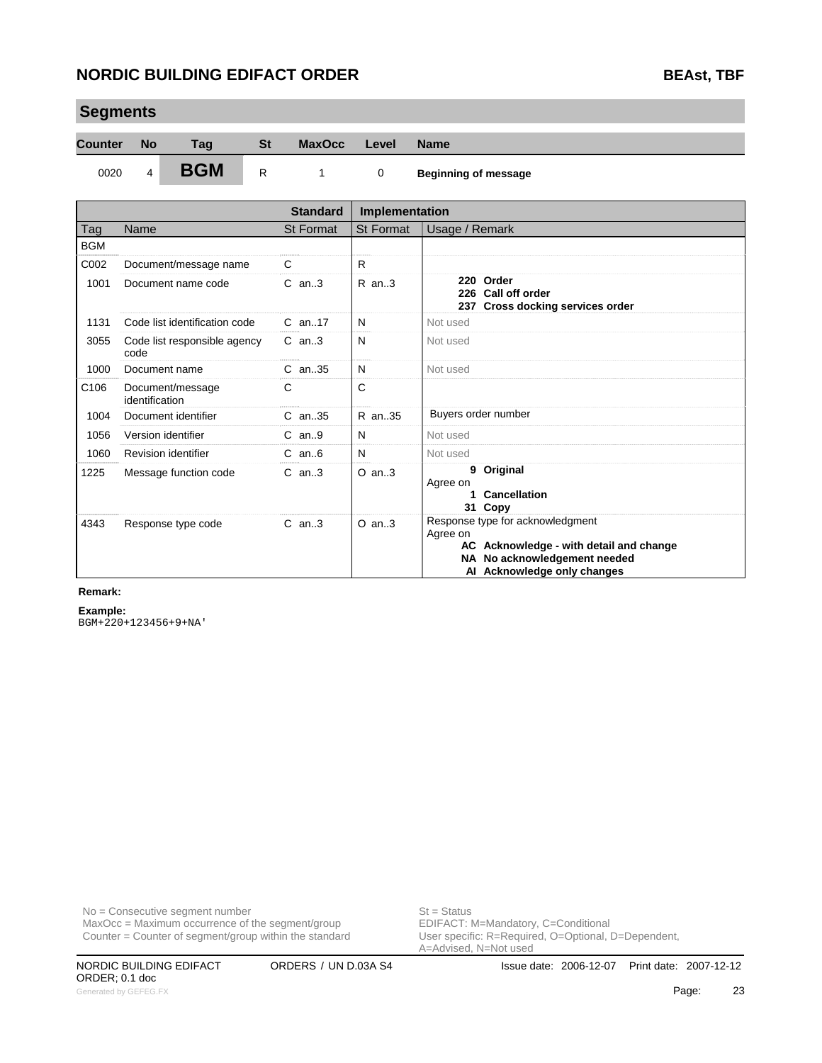## Segments

| Counter | No | Tag | St | MaxOcc | Level | Name |
|---|---|---|---|---|---|---|
| 0020 | 4 | **BGM** | R | 1 | 0 | **Beginning of message** |

| | | Standard | Implementation | |
|---|---|---|---|---|
| **Tag** | **Name** | **St Format** | **St Format** | **Usage / Remark** |
| BGM | | | | |
| C002 | Document/message name | C | R | |
| 1001 | Document name code | C an..3 | R an..3 | **220 Order**<br>**226 Call off order**<br>**237 Cross docking services order** |
| 1131 | Code list identification code | C an..17 | N | Not used |
| 3055 | Code list responsible agency code | C an..3 | N | Not used |
| 1000 | Document name | C an..35 | N | Not used |
| C106 | Document/message identification | C | C | |
| 1004 | Document identifier | C an..35 | R an..35 | Buyers order number |
| 1056 | Version identifier | C an..9 | N | Not used |
| 1060 | Revision identifier | C an..6 | N | Not used |
| 1225 | Message function code | C an..3 | O an..3 | **9 Original**<br>Agree on<br>**1 Cancellation**<br>**31 Copy** |
| 4343 | Response type code | C an..3 | O an..3 | Response type for acknowledgment<br>Agree on<br>**AC Acknowledge - with detail and change**<br>**NA No acknowledgement needed**<br>**AI Acknowledge only changes** |

**Remark:**

**Example:**

```
BGM+220+123456+9+NA'
```

No = Consecutive segment number
MaxOcc = Maximum occurrence of the segment/group
Counter = Counter of segment/group within the standard

St = Status
EDIFACT: M=Mandatory, C=Conditional
User specific: R=Required, O=Optional, D=Dependent, A=Advised, N=Not used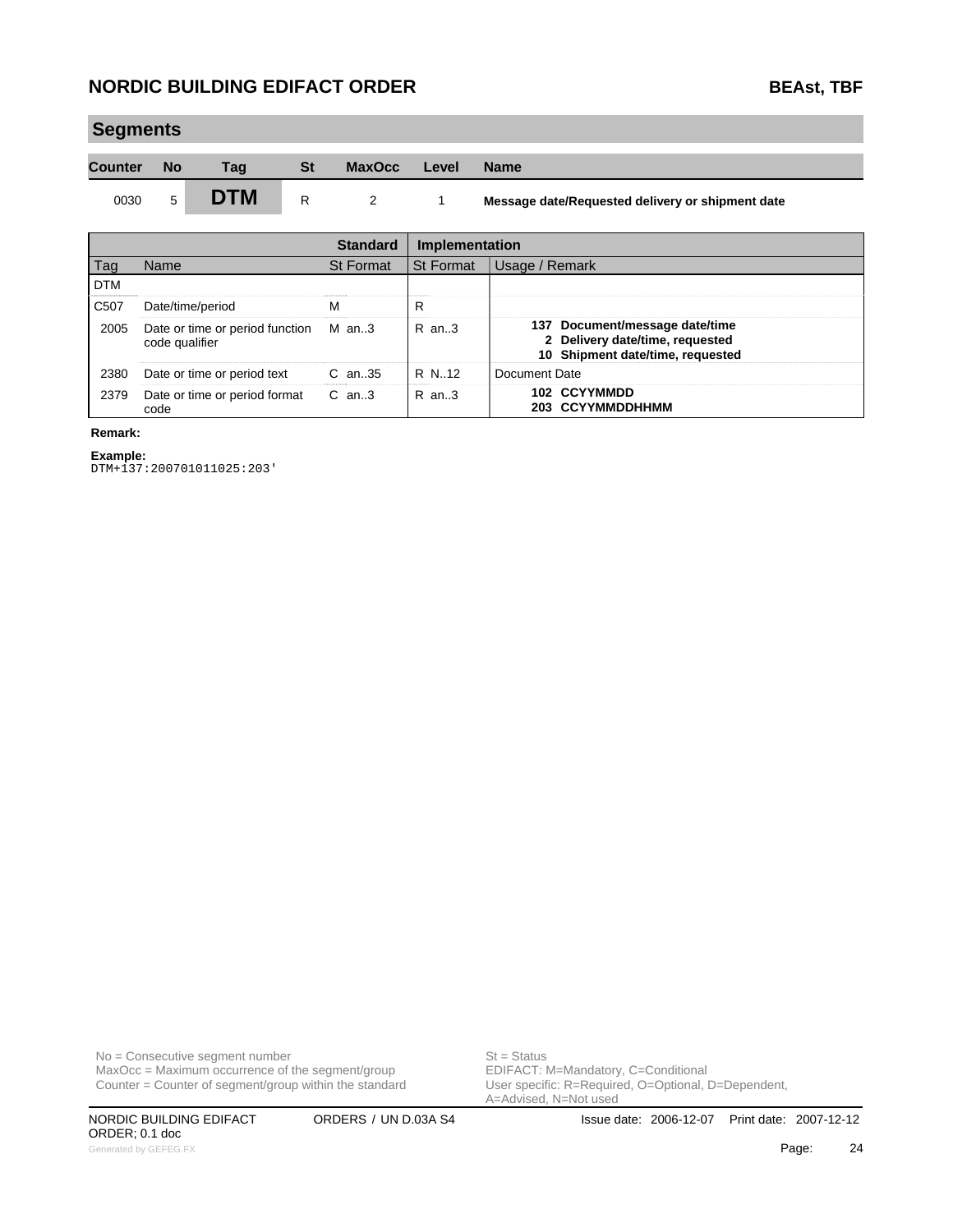## Segments

| Counter | No | Tag | St | MaxOcc | Level | Name |
|---|---|---|---|---|---|---|
| 0030 | 5 | **DTM** | R | 2 | 1 | **Message date/Requested delivery or shipment date** |

| Tag | Name | Standard St Format | Implementation St Format | Usage / Remark |
|---|---|---|---|---|
| DTM | | | | |
| C507 | Date/time/period | M | R | |
| 2005 | Date or time or period function code qualifier | M an..3 | R an..3 | **137 Document/message date/time**<br>**2 Delivery date/time, requested**<br>**10 Shipment date/time, requested** |
| 2380 | Date or time or period text | C an..35 | R N..12 | Document Date |
| 2379 | Date or time or period format code | C an..3 | R an..3 | **102 CCYYMMDD**<br>**203 CCYYMMDDHHMM** |

**Remark:**

**Example:**

```
DTM+137:200701011025:203'
```

No = Consecutive segment number
MaxOcc = Maximum occurrence of the segment/group
Counter = Counter of segment/group within the standard

St = Status
EDIFACT: M=Mandatory, C=Conditional
User specific: R=Required, O=Optional, D=Dependent, A=Advised, N=Not used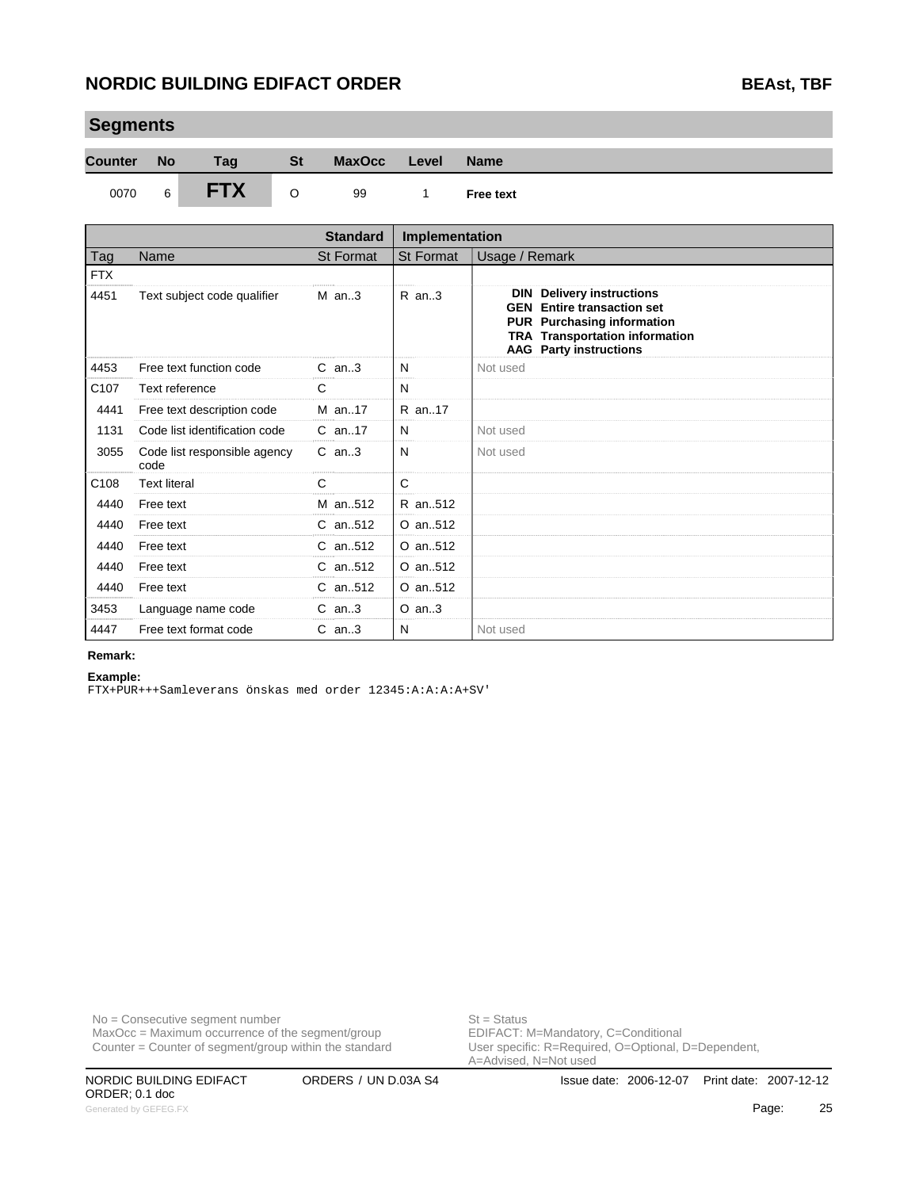## Segments

| Counter | No | Tag | St | MaxOcc | Level | Name |
|---|---|---|---|---|---|---|
| 0070 | 6 | **FTX** | O | 99 | 1 | **Free text** |

| Tag | Name | Standard St Format | Implementation St Format | Usage / Remark |
|---|---|---|---|---|
| FTX | | | | |
| 4451 | Text subject code qualifier | M an..3 | R an..3 | **DIN Delivery instructions**<br>**GEN Entire transaction set**<br>**PUR Purchasing information**<br>**TRA Transportation information**<br>**AAG Party instructions** |
| 4453 | Free text function code | C an..3 | N | Not used |
| C107 | Text reference | C | N | |
| 4441 | Free text description code | M an..17 | R an..17 | |
| 1131 | Code list identification code | C an..17 | N | Not used |
| 3055 | Code list responsible agency code | C an..3 | N | Not used |
| C108 | Text literal | C | C | |
| 4440 | Free text | M an..512 | R an..512 | |
| 4440 | Free text | C an..512 | O an..512 | |
| 4440 | Free text | C an..512 | O an..512 | |
| 4440 | Free text | C an..512 | O an..512 | |
| 4440 | Free text | C an..512 | O an..512 | |
| 3453 | Language name code | C an..3 | O an..3 | |
| 4447 | Free text format code | C an..3 | N | Not used |

**Remark:**

**Example:**

```
FTX+PUR+++Samleverans önskas med order 12345:A:A:A:A+SV'
```

No = Consecutive segment number
MaxOcc = Maximum occurrence of the segment/group
Counter = Counter of segment/group within the standard

St = Status
EDIFACT: M=Mandatory, C=Conditional
User specific: R=Required, O=Optional, D=Dependent, A=Advised, N=Not used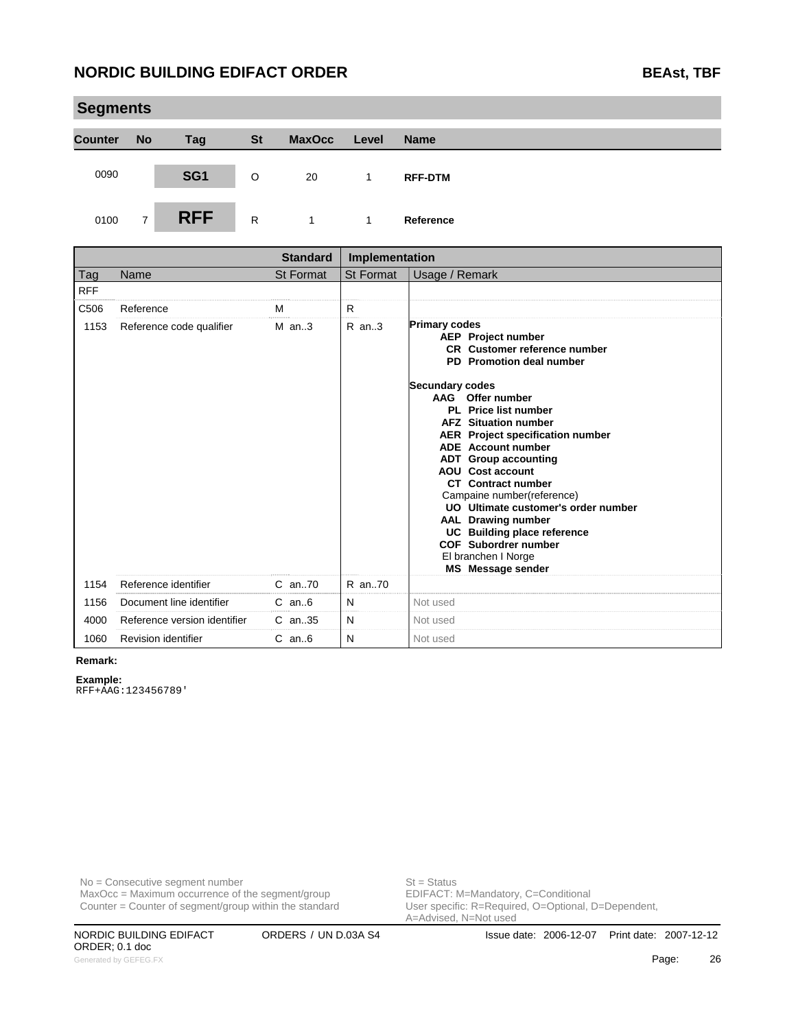## Segments

| Counter | No | Tag | St | MaxOcc | Level | Name |
|---|---|---|---|---|---|---|
| 0090 | | SG1 | O | 20 | 1 | RFF-DTM |
| 0100 | 7 | RFF | R | 1 | 1 | Reference |

| Tag | Name | Standard St Format | Implementation St Format | Usage / Remark |
|---|---|---|---|---|
| RFF | | | | |
| C506 | Reference | M | R | |
| 1153 | Reference code qualifier | M an..3 | R an..3 | **Primary codes**<br>**AEP Project number**<br>**CR Customer reference number**<br>**PD Promotion deal number**<br><br>**Secundary codes**<br>**AAG Offer number**<br>**PL Price list number**<br>**AFZ Situation number**<br>**AER Project specification number**<br>**ADE Account number**<br>**ADT Group accounting**<br>**AOU Cost account**<br>**CT Contract number**<br>Campaine number(reference)<br>**UO Ultimate customer's order number**<br>**AAL Drawing number**<br>**UC Building place reference**<br>**COF Subordrer number**<br>El branchen I Norge<br>**MS Message sender** |
| 1154 | Reference identifier | C an..70 | R an..70 | |
| 1156 | Document line identifier | C an..6 | N | Not used |
| 4000 | Reference version identifier | C an..35 | N | Not used |
| 1060 | Revision identifier | C an..6 | N | Not used |

**Remark:**

**Example:**
```
RFF+AAG:123456789'
```

No = Consecutive segment number
MaxOcc = Maximum occurrence of the segment/group
Counter = Counter of segment/group within the standard

St = Status
EDIFACT: M=Mandatory, C=Conditional
User specific: R=Required, O=Optional, D=Dependent, A=Advised, N=Not used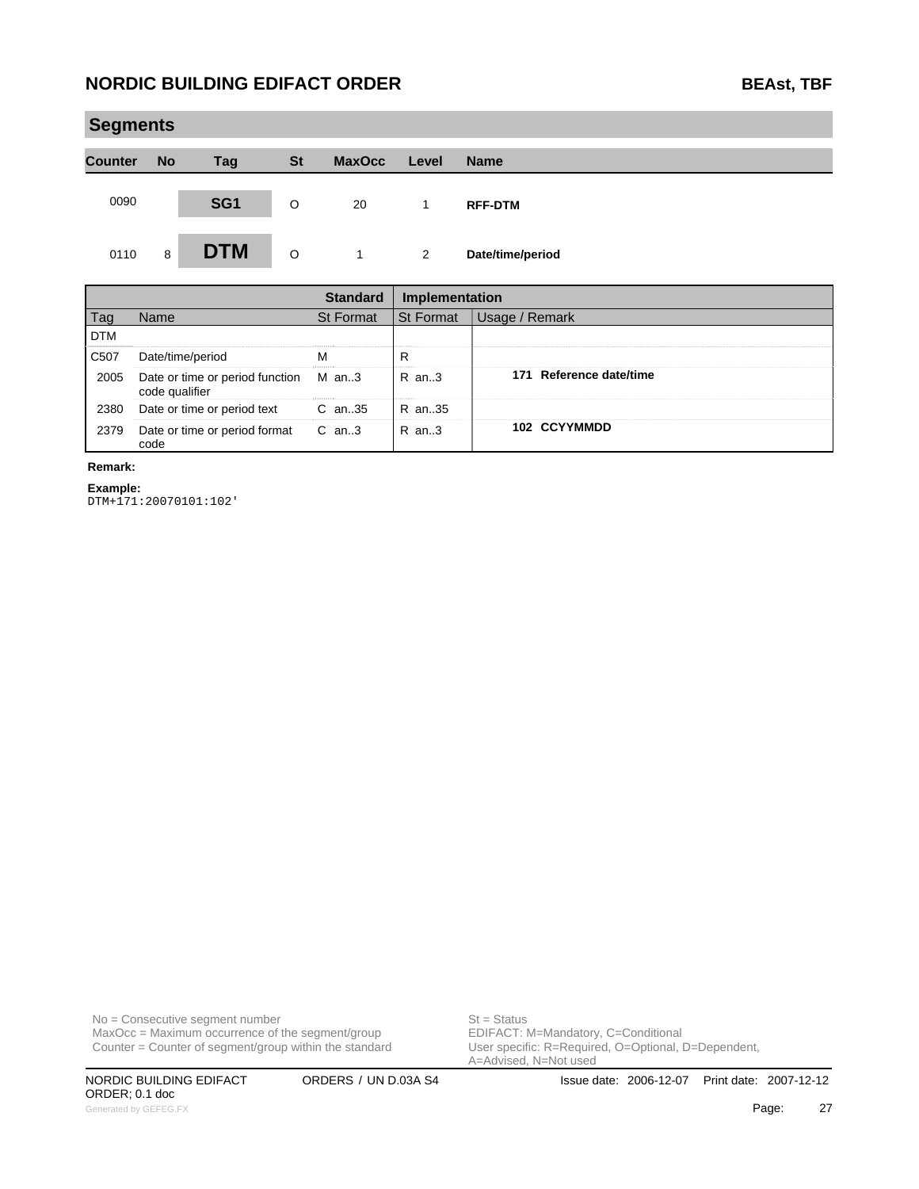## Segments

| Counter | No | Tag | St | MaxOcc | Level | Name |
|---|---|---|---|---|---|---|
| 0090 | | SG1 | O | 20 | 1 | **RFF-DTM** |
| 0110 | 8 | **DTM** | O | 1 | 2 | **Date/time/period** |

| | | Standard | Implementation | |
|---|---|---|---|---|
| Tag | Name | St Format | St Format | Usage / Remark |
| DTM | | | | |
| C507 | Date/time/period | M | R | |
| 2005 | Date or time or period function code qualifier | M an..3 | R an..3 | **171 Reference date/time** |
| 2380 | Date or time or period text | C an..35 | R an..35 | |
| 2379 | Date or time or period format code | C an..3 | R an..3 | **102 CCYYMMDD** |

**Remark:**

**Example:**

```
DTM+171:20070101:102'
```

No = Consecutive segment number
MaxOcc = Maximum occurrence of the segment/group
Counter = Counter of segment/group within the standard

St = Status
EDIFACT: M=Mandatory, C=Conditional
User specific: R=Required, O=Optional, D=Dependent, A=Advised, N=Not used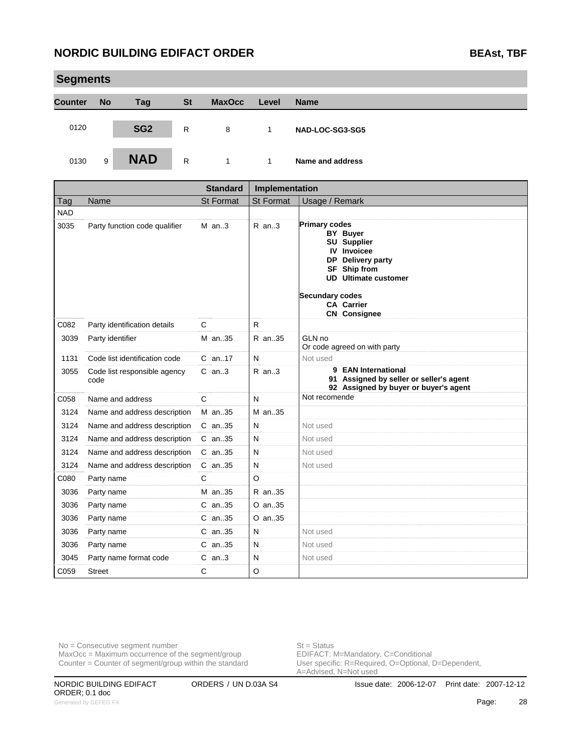## Segments

| Counter | No | Tag | St | MaxOcc | Level | Name |
|---|---|---|---|---|---|---|
| 0120 | | SG2 | R | 8 | 1 | NAD-LOC-SG3-SG5 |
| 0130 | 9 | NAD | R | 1 | 1 | Name and address |

| Tag | Name | Standard St Format | Implementation St Format | Usage / Remark |
|---|---|---|---|---|
| NAD | | | | |
| 3035 | Party function code qualifier | M an..3 | R an..3 | **Primary codes**<br>**BY Buyer**<br>**SU Supplier**<br>**IV Invoicee**<br>**DP Delivery party**<br>**SF Ship from**<br>**UD Ultimate customer**<br><br>**Secundary codes**<br>**CA Carrier**<br>**CN Consignee** |
| C082 | Party identification details | C | R | |
| 3039 | Party identifier | M an..35 | R an..35 | GLN no<br>Or code agreed on with party |
| 1131 | Code list identification code | C an..17 | N | Not used |
| 3055 | Code list responsible agency code | C an..3 | R an..3 | **9 EAN International**<br>**91 Assigned by seller or seller's agent**<br>**92 Assigned by buyer or buyer's agent** |
| C058 | Name and address | C | N | Not recomende |
| 3124 | Name and address description | M an..35 | M an..35 | |
| 3124 | Name and address description | C an..35 | N | Not used |
| 3124 | Name and address description | C an..35 | N | Not used |
| 3124 | Name and address description | C an..35 | N | Not used |
| 3124 | Name and address description | C an..35 | N | Not used |
| C080 | Party name | C | O | |
| 3036 | Party name | M an..35 | R an..35 | |
| 3036 | Party name | C an..35 | O an..35 | |
| 3036 | Party name | C an..35 | O an..35 | |
| 3036 | Party name | C an..35 | N | Not used |
| 3036 | Party name | C an..35 | N | Not used |
| 3045 | Party name format code | C an..3 | N | Not used |
| C059 | Street | C | O | |

No = Consecutive segment number
MaxOcc = Maximum occurrence of the segment/group
Counter = Counter of segment/group within the standard

St = Status
EDIFACT: M=Mandatory, C=Conditional
User specific: R=Required, O=Optional, D=Dependent, A=Advised, N=Not used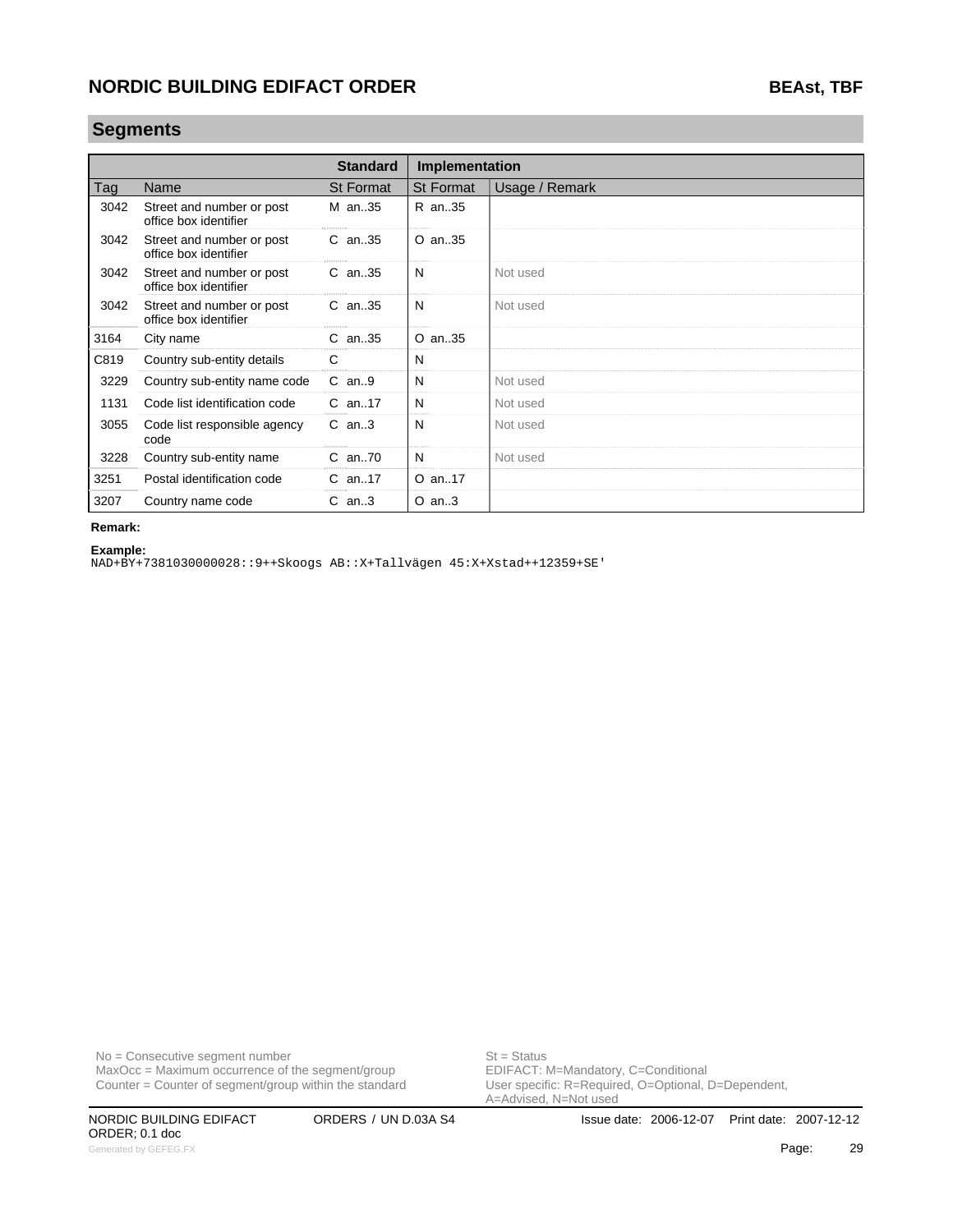## Segments

| | | Standard | Implementation | |
|---|---|---|---|---|
| Tag | Name | St Format | St Format | Usage / Remark |
| 3042 | Street and number or post office box identifier | M an..35 | R an..35 | |
| 3042 | Street and number or post office box identifier | C an..35 | O an..35 | |
| 3042 | Street and number or post office box identifier | C an..35 | N | Not used |
| 3042 | Street and number or post office box identifier | C an..35 | N | Not used |
| 3164 | City name | C an..35 | O an..35 | |
| C819 | Country sub-entity details | C | N | |
| 3229 | Country sub-entity name code | C an..9 | N | Not used |
| 1131 | Code list identification code | C an..17 | N | Not used |
| 3055 | Code list responsible agency code | C an..3 | N | Not used |
| 3228 | Country sub-entity name | C an..70 | N | Not used |
| 3251 | Postal identification code | C an..17 | O an..17 | |
| 3207 | Country name code | C an..3 | O an..3 | |

**Remark:**

**Example:**
```
NAD+BY+7381030000028::9++Skoogs AB::X+Tallvägen 45:X+Xstad++12359+SE'
```

No = Consecutive segment number
MaxOcc = Maximum occurrence of the segment/group
Counter = Counter of segment/group within the standard

St = Status
EDIFACT: M=Mandatory, C=Conditional
User specific: R=Required, O=Optional, D=Dependent, A=Advised, N=Not used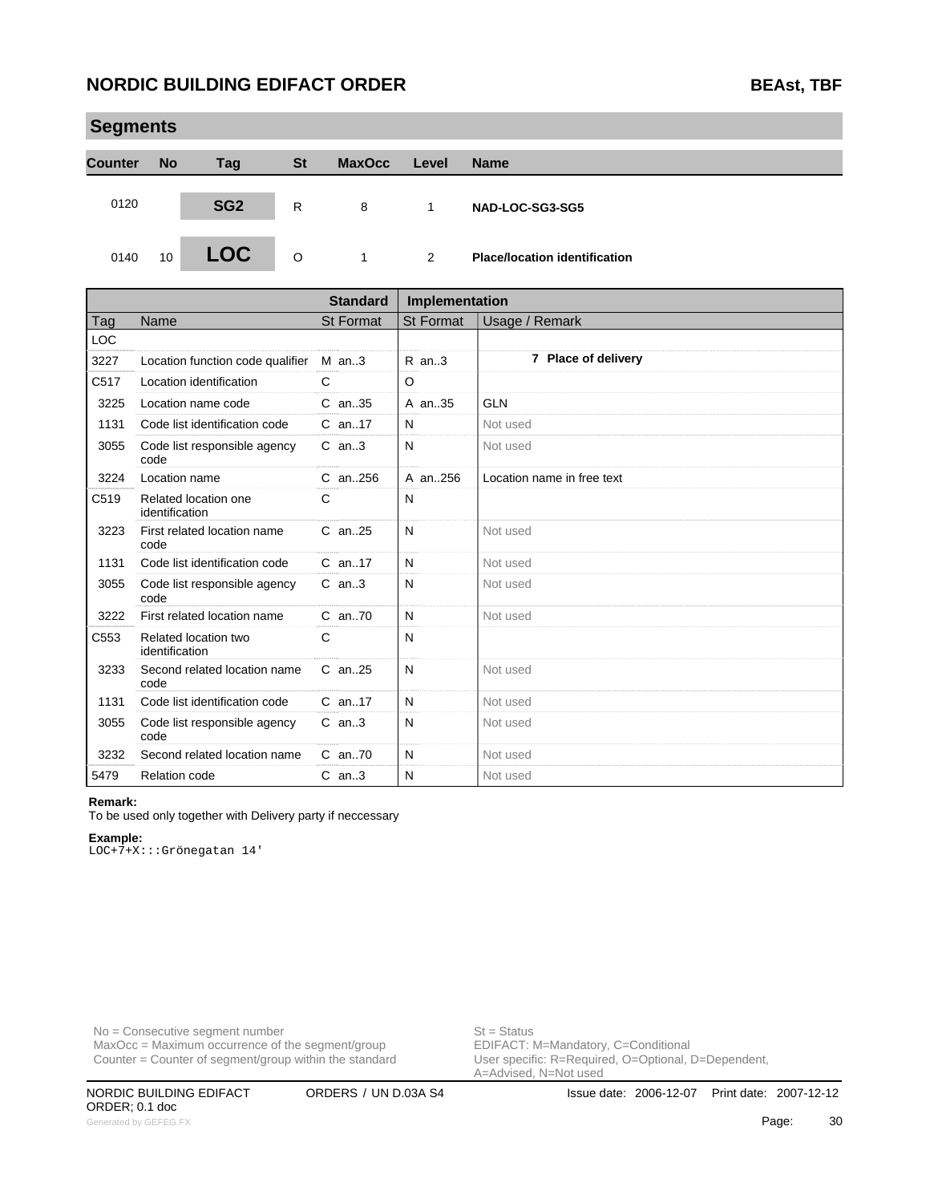## Segments

| Counter | No | Tag | St | MaxOcc | Level | Name |
|---|---|---|---|---|---|---|
| 0120 | | SG2 | R | 8 | 1 | NAD-LOC-SG3-SG5 |
| 0140 | 10 | LOC | O | 1 | 2 | Place/location identification |

| Tag | Name | Standard St | Standard Format | Implementation St | Implementation Format | Usage / Remark |
|---|---|---|---|---|---|---|
| LOC | | | | | | |
| 3227 | Location function code qualifier | M | an..3 | R | an..3 | **7 Place of delivery** |
| C517 | Location identification | C | | O | | |
| 3225 | Location name code | C | an..35 | A | an..35 | GLN |
| 1131 | Code list identification code | C | an..17 | N | | Not used |
| 3055 | Code list responsible agency code | C | an..3 | N | | Not used |
| 3224 | Location name | C | an..256 | A | an..256 | Location name in free text |
| C519 | Related location one identification | C | | N | | |
| 3223 | First related location name code | C | an..25 | N | | Not used |
| 1131 | Code list identification code | C | an..17 | N | | Not used |
| 3055 | Code list responsible agency code | C | an..3 | N | | Not used |
| 3222 | First related location name | C | an..70 | N | | Not used |
| C553 | Related location two identification | C | | N | | |
| 3233 | Second related location name code | C | an..25 | N | | Not used |
| 1131 | Code list identification code | C | an..17 | N | | Not used |
| 3055 | Code list responsible agency code | C | an..3 | N | | Not used |
| 3232 | Second related location name | C | an..70 | N | | Not used |
| 5479 | Relation code | C | an..3 | N | | Not used |

**Remark:**
To be used only together with Delivery party if neccessary

**Example:**
```
LOC+7+X:::Grönegatan 14'
```

No = Consecutive segment number
MaxOcc = Maximum occurrence of the segment/group
Counter = Counter of segment/group within the standard

St = Status
EDIFACT: M=Mandatory, C=Conditional
User specific: R=Required, O=Optional, D=Dependent, A=Advised, N=Not used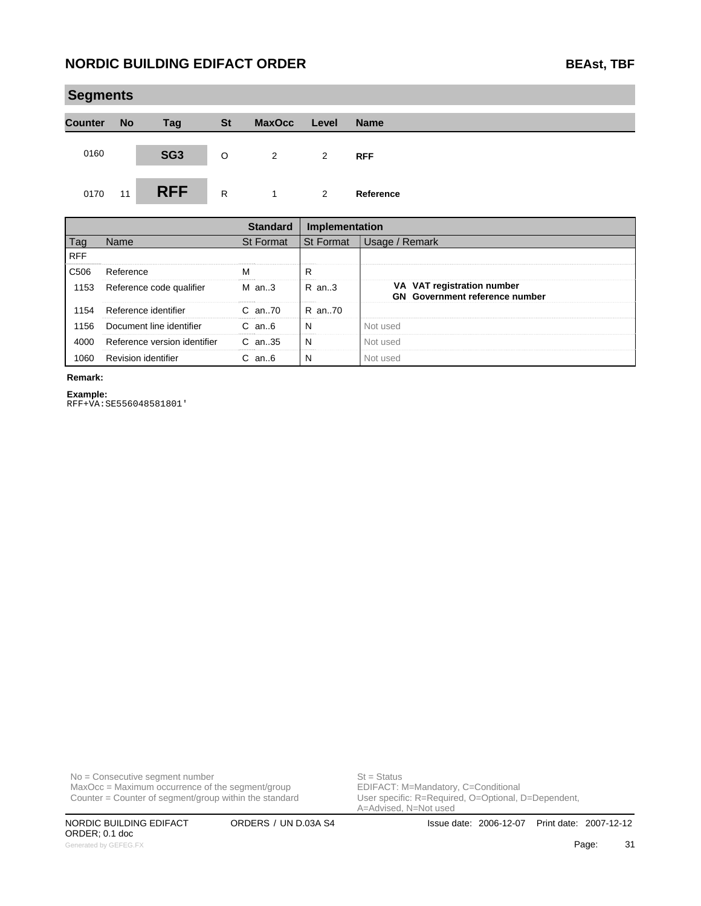## Segments

| Counter | No | Tag | St | MaxOcc | Level | Name |
|---|---|---|---|---|---|---|
| 0160 | | SG3 | O | 2 | 2 | RFF |
| 0170 | 11 | RFF | R | 1 | 2 | Reference |

| | | Standard | Implementation | |
|---|---|---|---|---|
| Tag | Name | St Format | St Format | Usage / Remark |
| RFF | | | | |
| C506 | Reference | M | R | |
| 1153 | Reference code qualifier | M an..3 | R an..3 | **VA VAT registration number**<br>**GN Government reference number** |
| 1154 | Reference identifier | C an..70 | R an..70 | |
| 1156 | Document line identifier | C an..6 | N | Not used |
| 4000 | Reference version identifier | C an..35 | N | Not used |
| 1060 | Revision identifier | C an..6 | N | Not used |

**Remark:**

**Example:**

```
RFF+VA:SE556048581801'
```

No = Consecutive segment number
MaxOcc = Maximum occurrence of the segment/group
Counter = Counter of segment/group within the standard

St = Status
EDIFACT: M=Mandatory, C=Conditional
User specific: R=Required, O=Optional, D=Dependent, A=Advised, N=Not used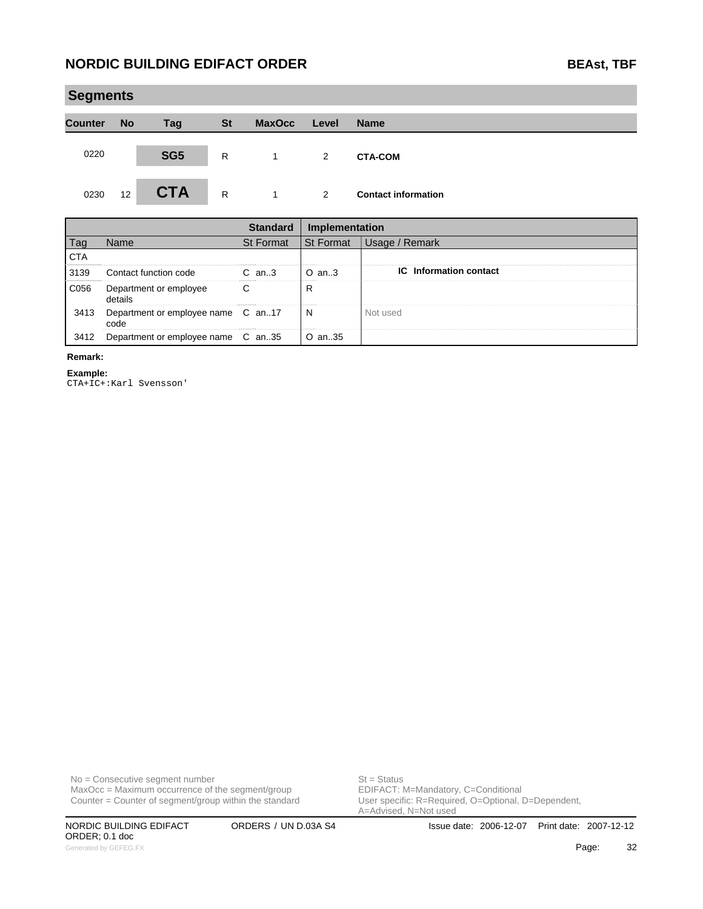## Segments

| Counter | No | Tag | St | MaxOcc | Level | Name |
|---|---|---|---|---|---|---|
| 0220 | | SG5 | R | 1 | 2 | **CTA-COM** |
| 0230 | 12 | CTA | R | 1 | 2 | **Contact information** |

| | | Standard | Implementation | |
|---|---|---|---|---|
| Tag | Name | St Format | St Format | Usage / Remark |
| CTA | | | | |
| 3139 | Contact function code | C an..3 | O an..3 | **IC Information contact** |
| C056 | Department or employee details | C | R | |
| 3413 | Department or employee name code | C an..17 | N | Not used |
| 3412 | Department or employee name | C an..35 | O an..35 | |

**Remark:**

**Example:**

```
CTA+IC+:Karl Svensson'
```

No = Consecutive segment number
MaxOcc = Maximum occurrence of the segment/group
Counter = Counter of segment/group within the standard

St = Status
EDIFACT: M=Mandatory, C=Conditional
User specific: R=Required, O=Optional, D=Dependent, A=Advised, N=Not used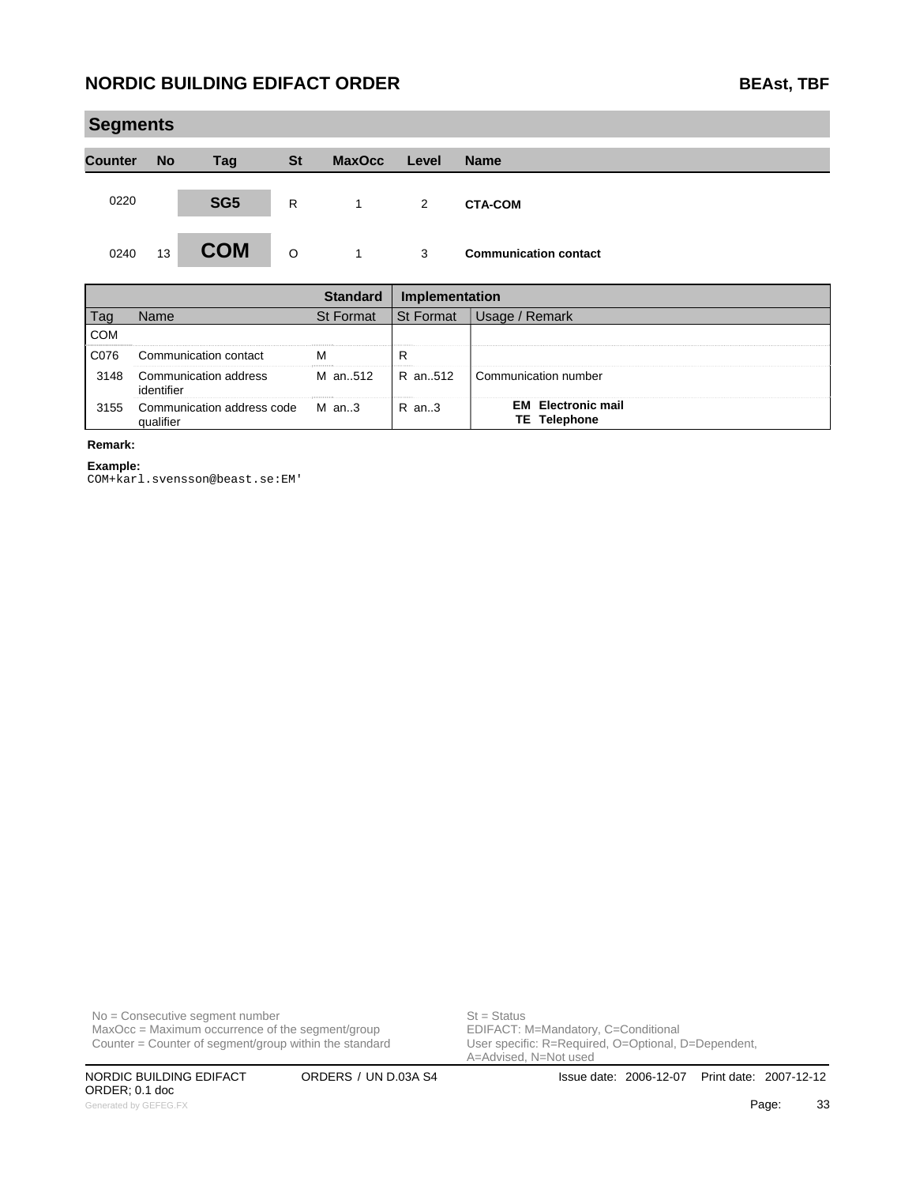## Segments

| Counter | No | Tag | St | MaxOcc | Level | Name |
|---|---|---|---|---|---|---|
| 0220 | | SG5 | R | 1 | 2 | **CTA-COM** |
| 0240 | 13 | **COM** | O | 1 | 3 | **Communication contact** |

| | | Standard | Implementation | |
|---|---|---|---|---|
| Tag | Name | St Format | St Format | Usage / Remark |
| COM | | | | |
| C076 | Communication contact | M | R | |
| 3148 | Communication address identifier | M an..512 | R an..512 | Communication number |
| 3155 | Communication address code qualifier | M an..3 | R an..3 | **EM Electronic mail**<br>**TE Telephone** |

**Remark:**

**Example:**

```
COM+karl.svensson@beast.se:EM'
```

No = Consecutive segment number
MaxOcc = Maximum occurrence of the segment/group
Counter = Counter of segment/group within the standard

St = Status
EDIFACT: M=Mandatory, C=Conditional
User specific: R=Required, O=Optional, D=Dependent, A=Advised, N=Not used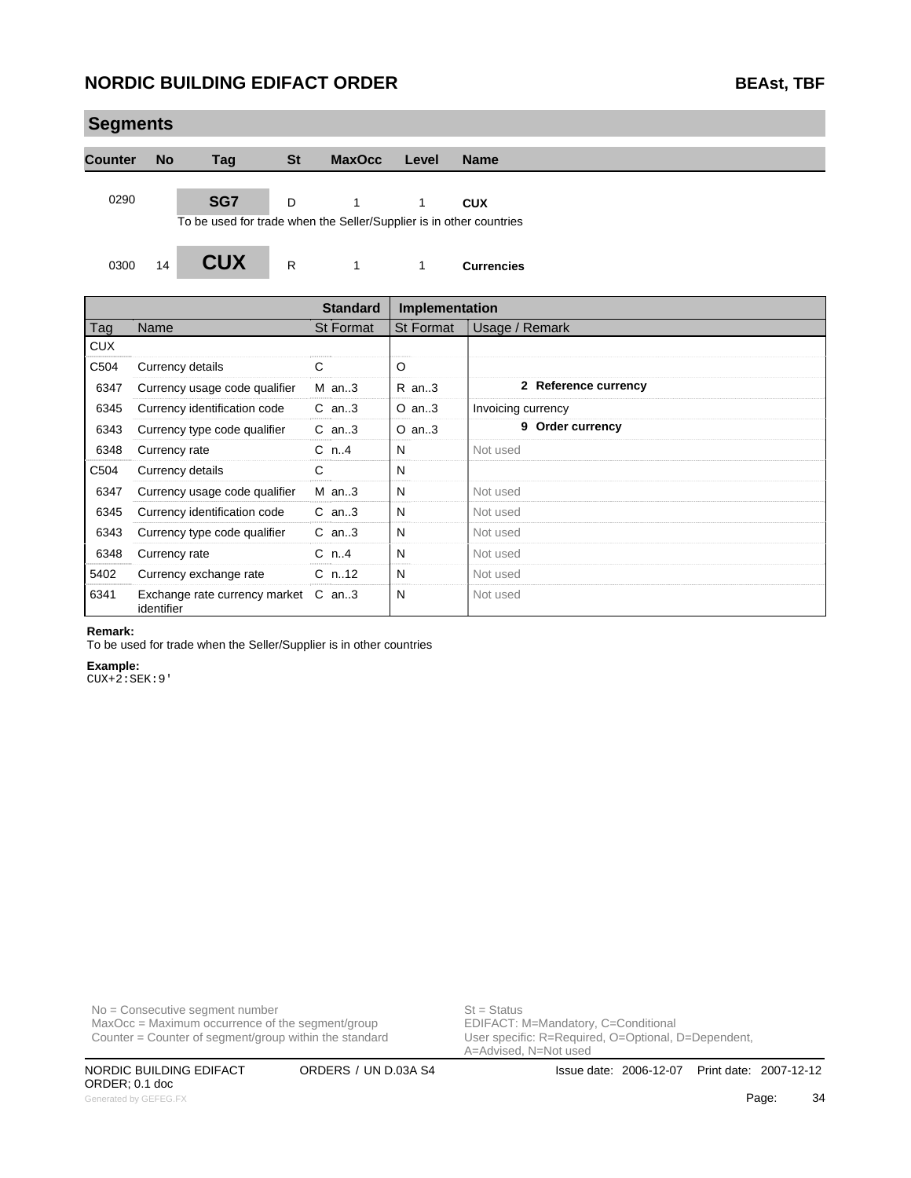## Segments

| Counter | No | Tag | St | MaxOcc | Level | Name |
|---|---|---|---|---|---|---|
| 0290 | | **SG7** | D | 1 | 1 | **CUX** |
| | | To be used for trade when the Seller/Supplier is in other countries | | | | |
| 0300 | 14 | **CUX** | R | 1 | 1 | **Currencies** |

| | | Standard | Implementation | |
|---|---|---|---|---|
| Tag | Name | St Format | St Format | Usage / Remark |
| CUX | | | | |
| C504 | Currency details | C | O | |
| 6347 | Currency usage code qualifier | M an..3 | R an..3 | **2 Reference currency** |
| 6345 | Currency identification code | C an..3 | O an..3 | Invoicing currency |
| 6343 | Currency type code qualifier | C an..3 | O an..3 | **9 Order currency** |
| 6348 | Currency rate | C n..4 | N | Not used |
| C504 | Currency details | C | N | |
| 6347 | Currency usage code qualifier | M an..3 | N | Not used |
| 6345 | Currency identification code | C an..3 | N | Not used |
| 6343 | Currency type code qualifier | C an..3 | N | Not used |
| 6348 | Currency rate | C n..4 | N | Not used |
| 5402 | Currency exchange rate | C n..12 | N | Not used |
| 6341 | Exchange rate currency market identifier | C an..3 | N | Not used |

**Remark:**
To be used for trade when the Seller/Supplier is in other countries

**Example:**
```
CUX+2:SEK:9'
```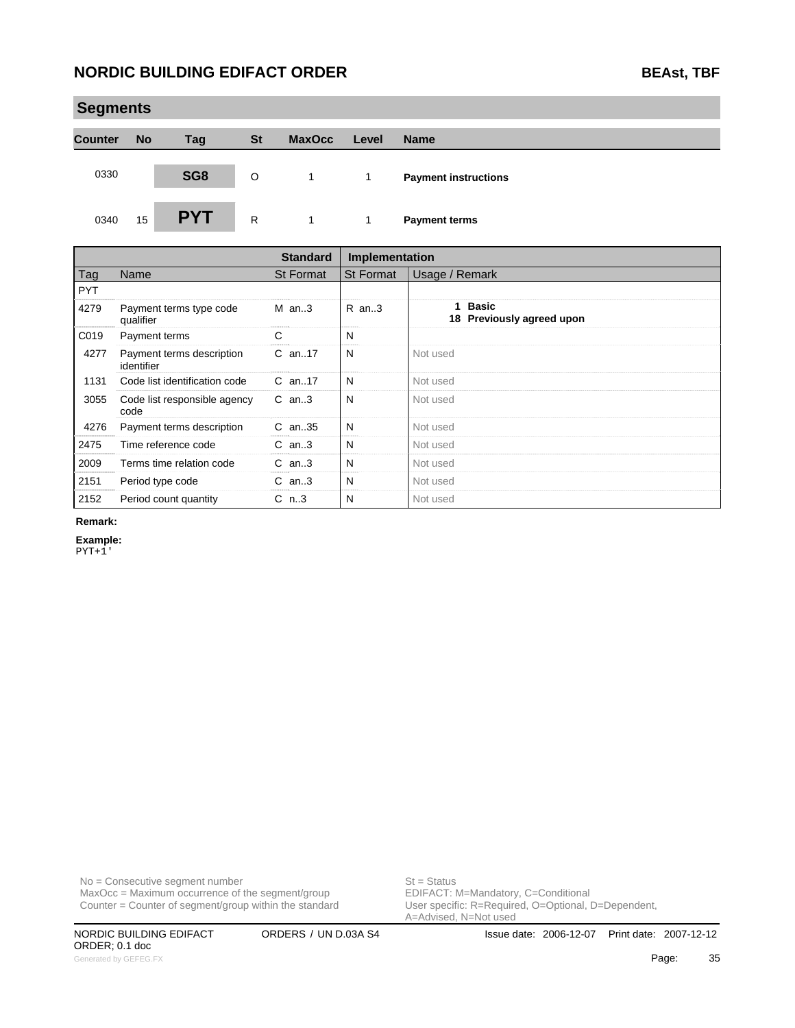## Segments

| Counter | No | Tag | St | MaxOcc | Level | Name |
|---|---|---|---|---|---|---|
| 0330 | | SG8 | O | 1 | 1 | **Payment instructions** |
| 0340 | 15 | **PYT** | R | 1 | 1 | **Payment terms** |

| | | Standard | Implementation | |
|---|---|---|---|---|
| Tag | Name | St Format | St Format | Usage / Remark |
| PYT | | | | |
| 4279 | Payment terms type code qualifier | M an..3 | R an..3 | **1 Basic**<br>**18 Previously agreed upon** |
| C019 | Payment terms | C | N | |
| 4277 | Payment terms description identifier | C an..17 | N | Not used |
| 1131 | Code list identification code | C an..17 | N | Not used |
| 3055 | Code list responsible agency code | C an..3 | N | Not used |
| 4276 | Payment terms description | C an..35 | N | Not used |
| 2475 | Time reference code | C an..3 | N | Not used |
| 2009 | Terms time relation code | C an..3 | N | Not used |
| 2151 | Period type code | C an..3 | N | Not used |
| 2152 | Period count quantity | C n..3 | N | Not used |

**Remark:**

**Example:**

```
PYT+1'
```

No = Consecutive segment number
MaxOcc = Maximum occurrence of the segment/group
Counter = Counter of segment/group within the standard

St = Status
EDIFACT: M=Mandatory, C=Conditional
User specific: R=Required, O=Optional, D=Dependent, A=Advised, N=Not used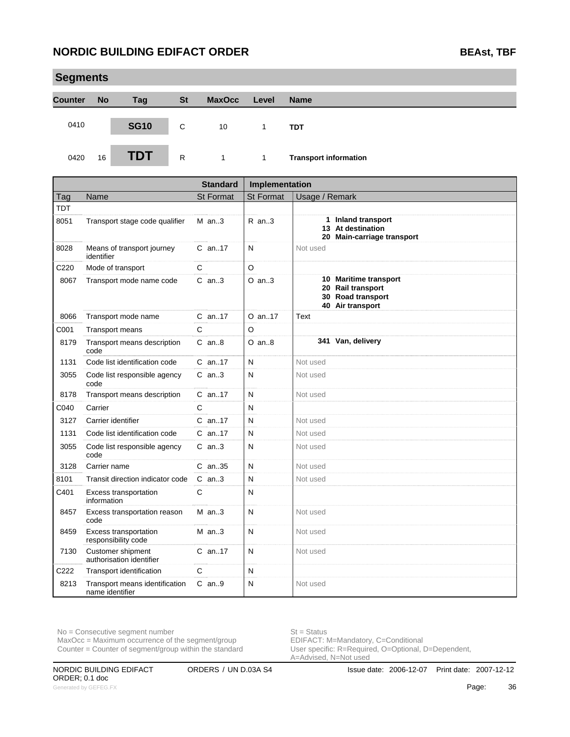## Segments

| Counter | No | Tag | St | MaxOcc | Level | Name |
|---|---|---|---|---|---|---|
| 0410 | | **SG10** | C | 10 | 1 | **TDT** |
| 0420 | 16 | **TDT** | R | 1 | 1 | **Transport information** |

| | | Standard | Implementation | |
|---|---|---|---|---|
| Tag | Name | St Format | St Format | Usage / Remark |
| TDT | | | | |
| 8051 | Transport stage code qualifier | M an..3 | R an..3 | **1 Inland transport**<br>**13 At destination**<br>**20 Main-carriage transport** |
| 8028 | Means of transport journey identifier | C an..17 | N | Not used |
| C220 | Mode of transport | C | O | |
| 8067 | Transport mode name code | C an..3 | O an..3 | **10 Maritime transport**<br>**20 Rail transport**<br>**30 Road transport**<br>**40 Air transport** |
| 8066 | Transport mode name | C an..17 | O an..17 | Text |
| C001 | Transport means | C | O | |
| 8179 | Transport means description code | C an..8 | O an..8 | **341 Van, delivery** |
| 1131 | Code list identification code | C an..17 | N | Not used |
| 3055 | Code list responsible agency code | C an..3 | N | Not used |
| 8178 | Transport means description | C an..17 | N | Not used |
| C040 | Carrier | C | N | |
| 3127 | Carrier identifier | C an..17 | N | Not used |
| 1131 | Code list identification code | C an..17 | N | Not used |
| 3055 | Code list responsible agency code | C an..3 | N | Not used |
| 3128 | Carrier name | C an..35 | N | Not used |
| 8101 | Transit direction indicator code | C an..3 | N | Not used |
| C401 | Excess transportation information | C | N | |
| 8457 | Excess transportation reason code | M an..3 | N | Not used |
| 8459 | Excess transportation responsibility code | M an..3 | N | Not used |
| 7130 | Customer shipment authorisation identifier | C an..17 | N | Not used |
| C222 | Transport identification | C | N | |
| 8213 | Transport means identification name identifier | C an..9 | N | Not used |

No = Consecutive segment number
MaxOcc = Maximum occurrence of the segment/group
Counter = Counter of segment/group within the standard

St = Status
EDIFACT: M=Mandatory, C=Conditional
User specific: R=Required, O=Optional, D=Dependent, A=Advised, N=Not used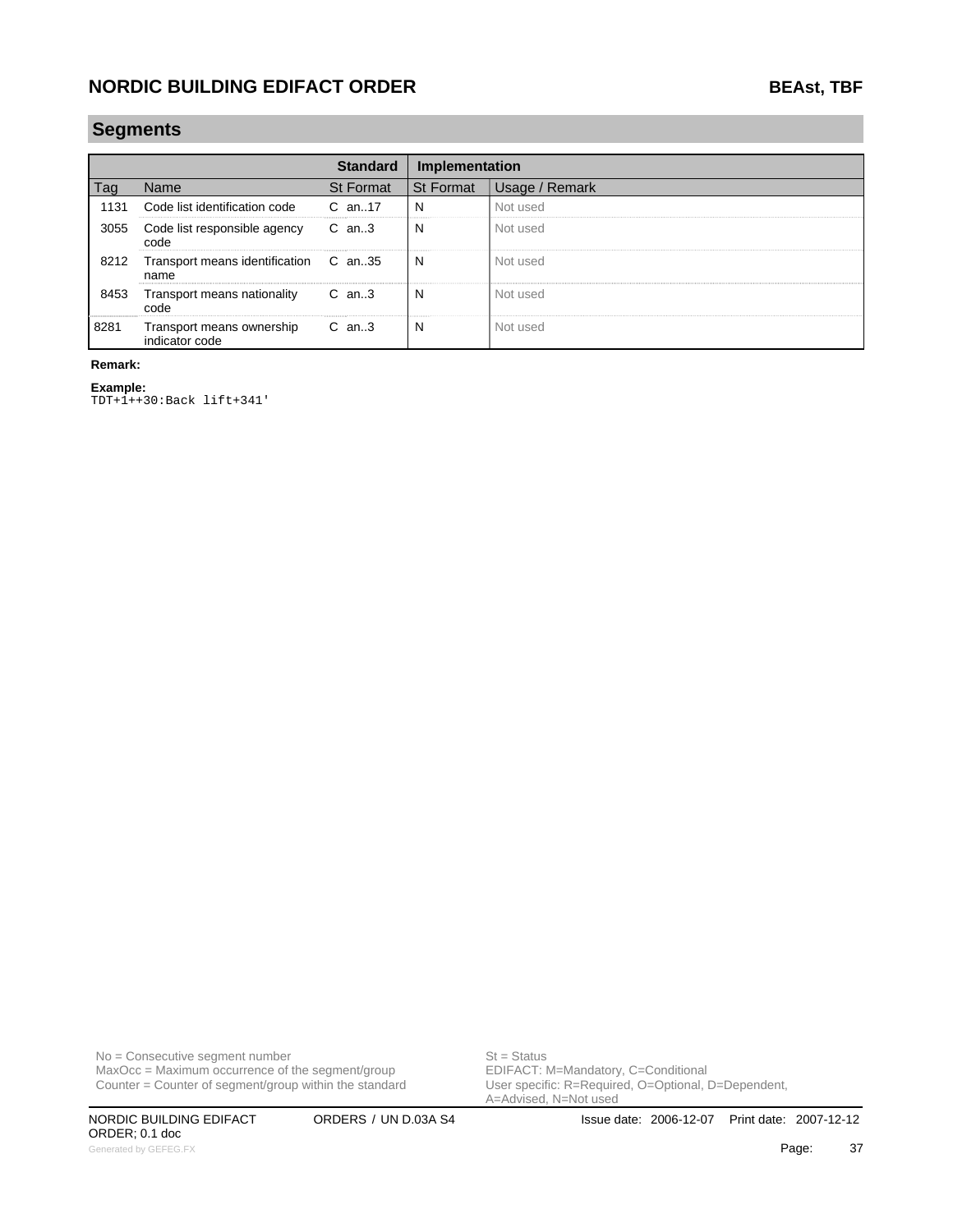## Segments

| | | Standard | | Implementation | | |
|---|---|---|---|---|---|---|
| Tag | Name | St | Format | St | Format | Usage / Remark |
| 1131 | Code list identification code | C | an..17 | N | | Not used |
| 3055 | Code list responsible agency code | C | an..3 | N | | Not used |
| 8212 | Transport means identification name | C | an..35 | N | | Not used |
| 8453 | Transport means nationality code | C | an..3 | N | | Not used |
| 8281 | Transport means ownership indicator code | C | an..3 | N | | Not used |

**Remark:**

**Example:**
```
TDT+1++30:Back lift+341'
```

No = Consecutive segment number
MaxOcc = Maximum occurrence of the segment/group
Counter = Counter of segment/group within the standard

St = Status
EDIFACT: M=Mandatory, C=Conditional
User specific: R=Required, O=Optional, D=Dependent, A=Advised, N=Not used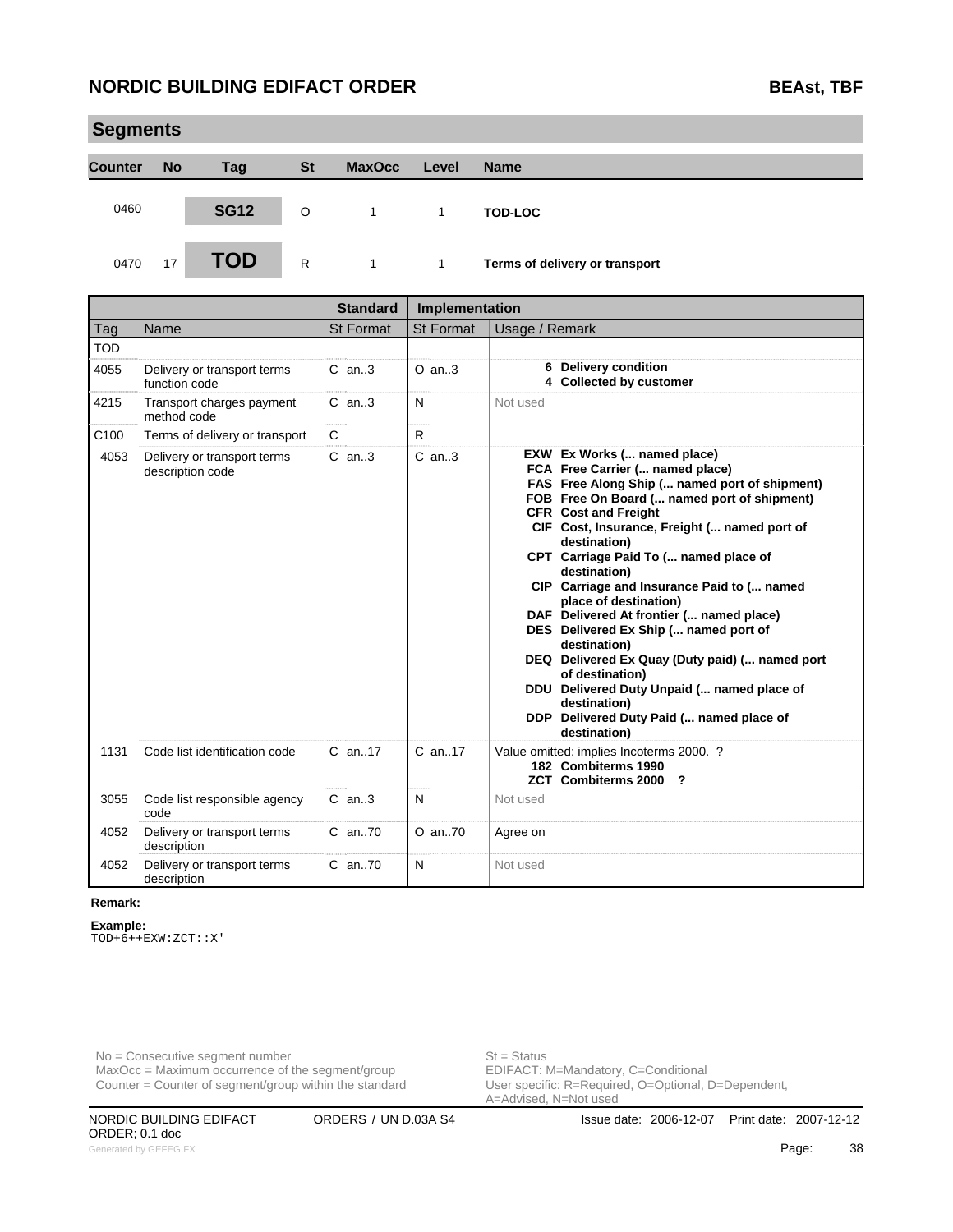## Segments

| Counter | No | Tag | St | MaxOcc | Level | Name |
|---|---|---|---|---|---|---|
| 0460 | | **SG12** | O | 1 | 1 | **TOD-LOC** |
| 0470 | 17 | **TOD** | R | 1 | 1 | **Terms of delivery or transport** |

| Tag | Name | Standard St Format | Implementation St Format | Usage / Remark |
|---|---|---|---|---|
| TOD | | | | |
| 4055 | Delivery or transport terms function code | C an..3 | O an..3 | **6 Delivery condition**<br>**4 Collected by customer** |
| 4215 | Transport charges payment method code | C an..3 | N | Not used |
| C100 | Terms of delivery or transport | C | R | |
| 4053 | Delivery or transport terms description code | C an..3 | C an..3 | **EXW Ex Works (... named place)**<br>**FCA Free Carrier (... named place)**<br>**FAS Free Along Ship (... named port of shipment)**<br>**FOB Free On Board (... named port of shipment)**<br>**CFR Cost and Freight**<br>**CIF Cost, Insurance, Freight (... named port of destination)**<br>**CPT Carriage Paid To (... named place of destination)**<br>**CIP Carriage and Insurance Paid to (... named place of destination)**<br>**DAF Delivered At frontier (... named place)**<br>**DES Delivered Ex Ship (... named port of destination)**<br>**DEQ Delivered Ex Quay (Duty paid) (... named port of destination)**<br>**DDU Delivered Duty Unpaid (... named place of destination)**<br>**DDP Delivered Duty Paid (... named place of destination)** |
| 1131 | Code list identification code | C an..17 | C an..17 | Value omitted: implies Incoterms 2000. ?<br>**182 Combiterms 1990**<br>**ZCT Combiterms 2000 ?** |
| 3055 | Code list responsible agency code | C an..3 | N | Not used |
| 4052 | Delivery or transport terms description | C an..70 | O an..70 | Agree on |
| 4052 | Delivery or transport terms description | C an..70 | N | Not used |

**Remark:**

**Example:**
```
TOD+6++EXW:ZCT::X'
```

No = Consecutive segment number
MaxOcc = Maximum occurrence of the segment/group
Counter = Counter of segment/group within the standard

St = Status
EDIFACT: M=Mandatory, C=Conditional
User specific: R=Required, O=Optional, D=Dependent, A=Advised, N=Not used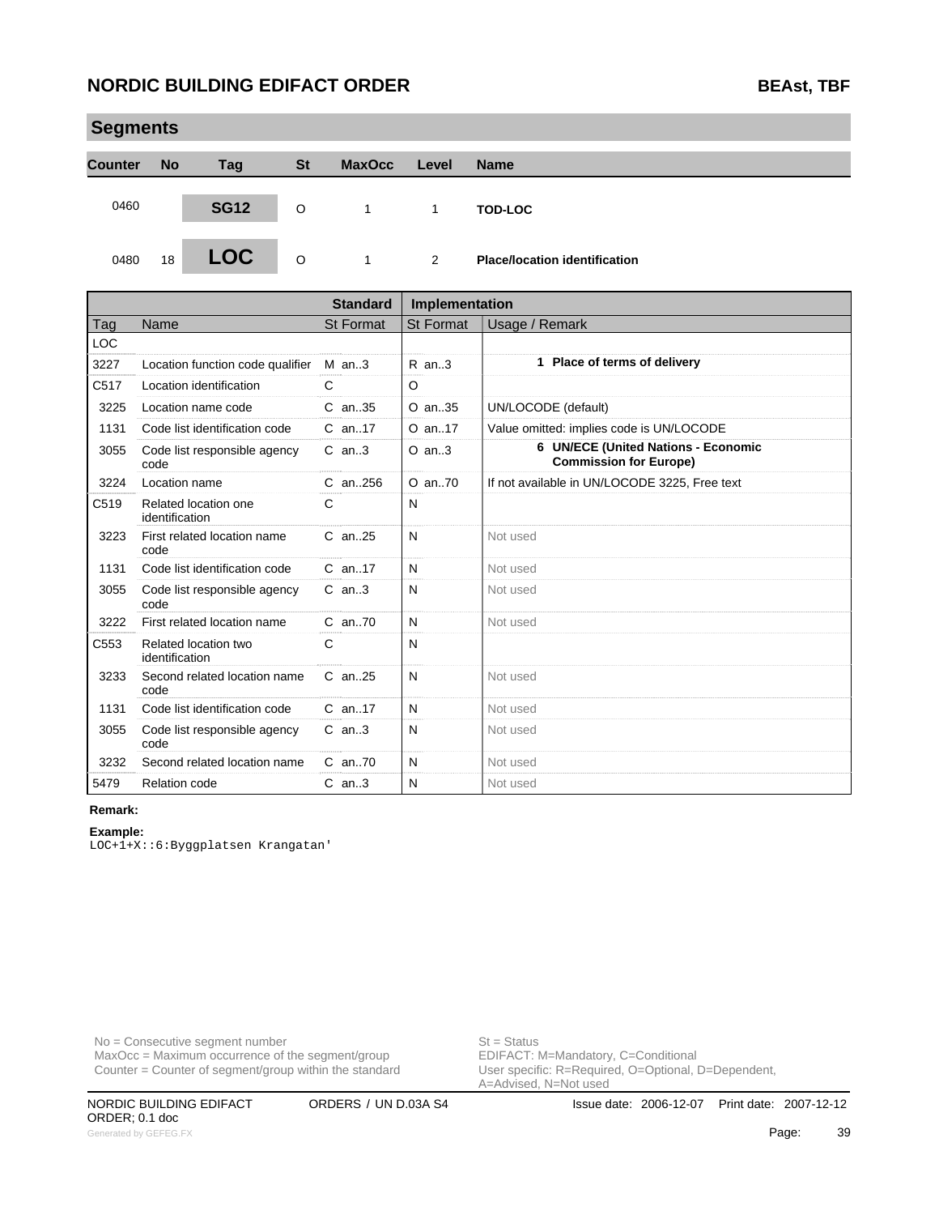## Segments

| Counter | No | Tag | St | MaxOcc | Level | Name |
|---|---|---|---|---|---|---|
| 0460 | | **SG12** | O | 1 | 1 | **TOD-LOC** |
| 0480 | 18 | **LOC** | O | 1 | 2 | **Place/location identification** |

| Tag | Name | Standard St Format | Implementation St Format | Usage / Remark |
|---|---|---|---|---|
| LOC | | | | |
| 3227 | Location function code qualifier | M an..3 | R an..3 | **1 Place of terms of delivery** |
| C517 | Location identification | C | O | |
| 3225 | Location name code | C an..35 | O an..35 | UN/LOCODE (default) |
| 1131 | Code list identification code | C an..17 | O an..17 | Value omitted: implies code is UN/LOCODE |
| 3055 | Code list responsible agency code | C an..3 | O an..3 | **6 UN/ECE (United Nations - Economic Commission for Europe)** |
| 3224 | Location name | C an..256 | O an..70 | If not available in UN/LOCODE 3225, Free text |
| C519 | Related location one identification | C | N | |
| 3223 | First related location name code | C an..25 | N | Not used |
| 1131 | Code list identification code | C an..17 | N | Not used |
| 3055 | Code list responsible agency code | C an..3 | N | Not used |
| 3222 | First related location name | C an..70 | N | Not used |
| C553 | Related location two identification | C | N | |
| 3233 | Second related location name code | C an..25 | N | Not used |
| 1131 | Code list identification code | C an..17 | N | Not used |
| 3055 | Code list responsible agency code | C an..3 | N | Not used |
| 3232 | Second related location name | C an..70 | N | Not used |
| 5479 | Relation code | C an..3 | N | Not used |

**Remark:**

**Example:**

```
LOC+1+X::6:Byggplatsen Krangatan'
```

No = Consecutive segment number
MaxOcc = Maximum occurrence of the segment/group
Counter = Counter of segment/group within the standard

St = Status
EDIFACT: M=Mandatory, C=Conditional
User specific: R=Required, O=Optional, D=Dependent, A=Advised, N=Not used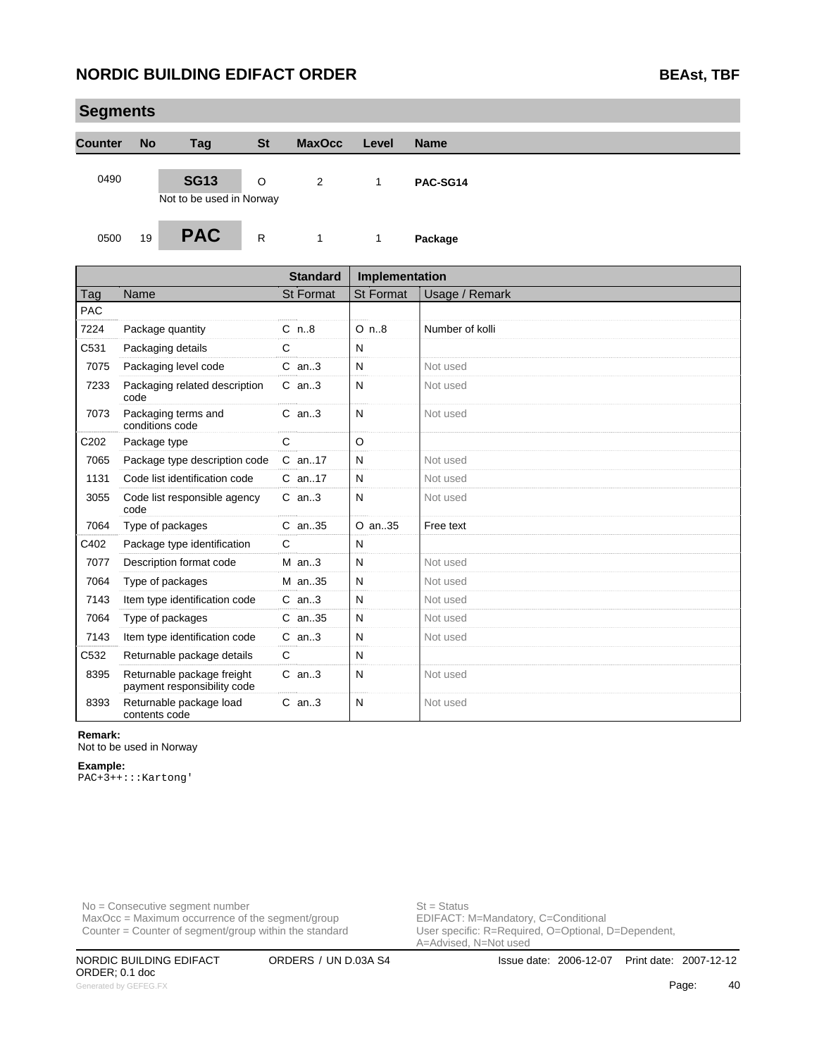## Segments

| Counter | No | Tag | St | MaxOcc | Level | Name |
|---|---|---|---|---|---|---|
| 0490 | | **SG13**<br>Not to be used in Norway | O | 2 | 1 | **PAC-SG14** |
| 0500 | 19 | **PAC** | R | 1 | 1 | **Package** |

| | | Standard | Implementation | |
|---|---|---|---|---|
| Tag | Name | St Format | St Format | Usage / Remark |
| PAC | | | | |
| 7224 | Package quantity | C n..8 | O n..8 | Number of kolli |
| C531 | Packaging details | C | N | |
| 7075 | Packaging level code | C an..3 | N | Not used |
| 7233 | Packaging related description code | C an..3 | N | Not used |
| 7073 | Packaging terms and conditions code | C an..3 | N | Not used |
| C202 | Package type | C | O | |
| 7065 | Package type description code | C an..17 | N | Not used |
| 1131 | Code list identification code | C an..17 | N | Not used |
| 3055 | Code list responsible agency code | C an..3 | N | Not used |
| 7064 | Type of packages | C an..35 | O an..35 | Free text |
| C402 | Package type identification | C | N | |
| 7077 | Description format code | M an..3 | N | Not used |
| 7064 | Type of packages | M an..35 | N | Not used |
| 7143 | Item type identification code | C an..3 | N | Not used |
| 7064 | Type of packages | C an..35 | N | Not used |
| 7143 | Item type identification code | C an..3 | N | Not used |
| C532 | Returnable package details | C | N | |
| 8395 | Returnable package freight payment responsibility code | C an..3 | N | Not used |
| 8393 | Returnable package load contents code | C an..3 | N | Not used |

**Remark:**
Not to be used in Norway

**Example:**
```
PAC+3++:::Kartong'
```

No = Consecutive segment number
MaxOcc = Maximum occurrence of the segment/group
Counter = Counter of segment/group within the standard

St = Status
EDIFACT: M=Mandatory, C=Conditional
User specific: R=Required, O=Optional, D=Dependent, A=Advised, N=Not used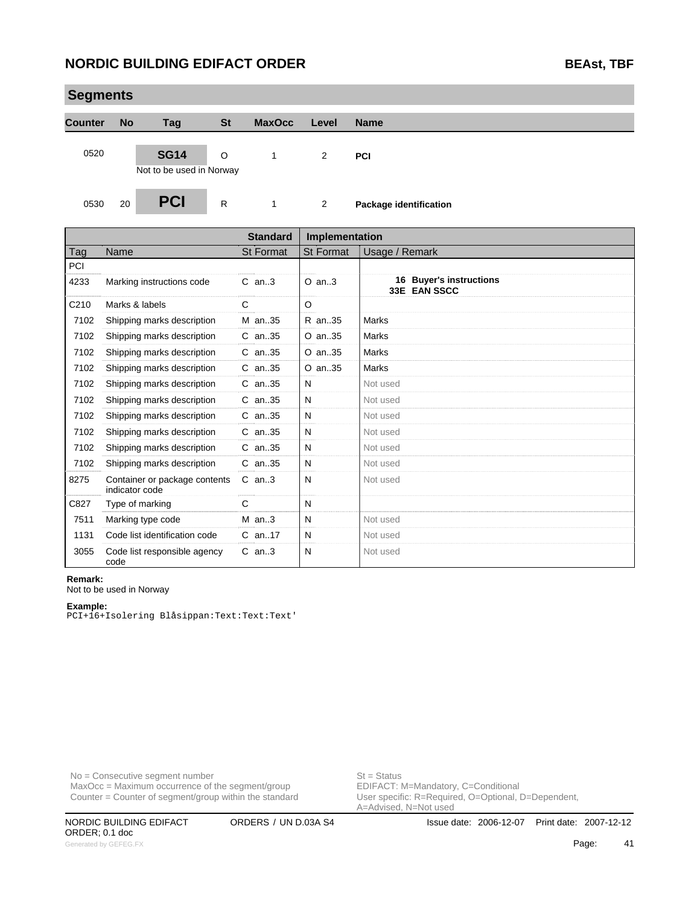## Segments

| Counter | No | Tag | St | MaxOcc | Level | Name |
|---|---|---|---|---|---|---|
| 0520 | | SG14 | O | 1 | 2 | PCI |
| | | Not to be used in Norway | | | | |
| 0530 | 20 | PCI | R | 1 | 2 | Package identification |

| | | Standard | | Implementation | | |
|---|---|---|---|---|---|---|
| Tag | Name | St | Format | St | Format | Usage / Remark |
| PCI | | | | | | |
| 4233 | Marking instructions code | C | an..3 | O | an..3 | **16 Buyer's instructions**<br>**33E EAN SSCC** |
| C210 | Marks & labels | C | | O | | |
| 7102 | Shipping marks description | M | an..35 | R | an..35 | Marks |
| 7102 | Shipping marks description | C | an..35 | O | an..35 | Marks |
| 7102 | Shipping marks description | C | an..35 | O | an..35 | Marks |
| 7102 | Shipping marks description | C | an..35 | O | an..35 | Marks |
| 7102 | Shipping marks description | C | an..35 | N | | Not used |
| 7102 | Shipping marks description | C | an..35 | N | | Not used |
| 7102 | Shipping marks description | C | an..35 | N | | Not used |
| 7102 | Shipping marks description | C | an..35 | N | | Not used |
| 7102 | Shipping marks description | C | an..35 | N | | Not used |
| 7102 | Shipping marks description | C | an..35 | N | | Not used |
| 8275 | Container or package contents indicator code | C | an..3 | N | | Not used |
| C827 | Type of marking | C | | N | | |
| 7511 | Marking type code | M | an..3 | N | | Not used |
| 1131 | Code list identification code | C | an..17 | N | | Not used |
| 3055 | Code list responsible agency code | C | an..3 | N | | Not used |

**Remark:**
Not to be used in Norway

**Example:**
```
PCI+16+Isolering Blåsippan:Text:Text:Text'
```

No = Consecutive segment number
MaxOcc = Maximum occurrence of the segment/group
Counter = Counter of segment/group within the standard

St = Status
EDIFACT: M=Mandatory, C=Conditional
User specific: R=Required, O=Optional, D=Dependent, A=Advised, N=Not used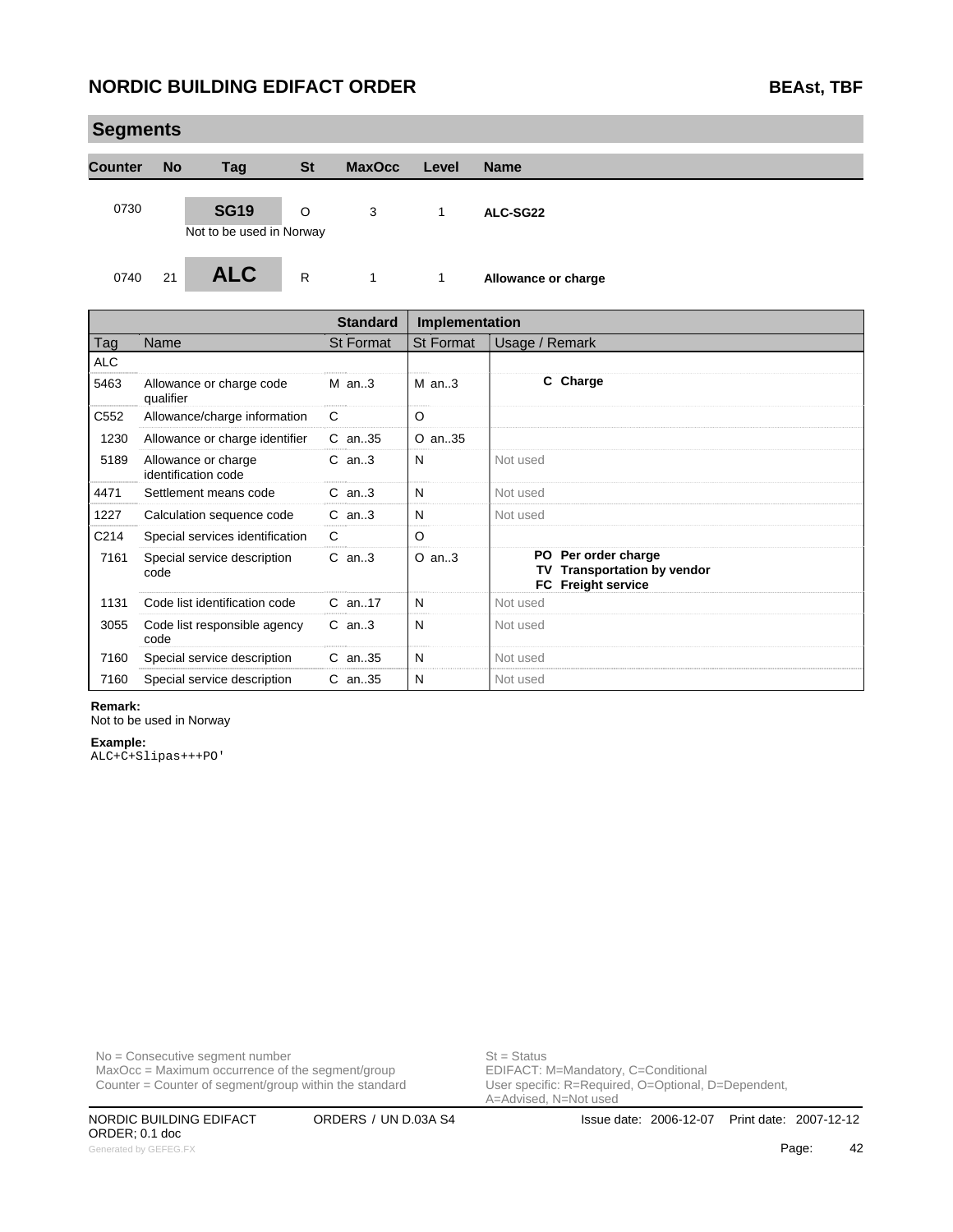## Segments

| Counter | No | Tag | St | MaxOcc | Level | Name |
|---|---|---|---|---|---|---|
| 0730 | | **SG19** | O | 3 | 1 | **ALC-SG22** |
| | | Not to be used in Norway | | | | |
| 0740 | 21 | **ALC** | R | 1 | 1 | **Allowance or charge** |

| | | Standard | Implementation | |
|---|---|---|---|---|
| Tag | Name | St Format | St Format | Usage / Remark |
| ALC | | | | |
| 5463 | Allowance or charge code qualifier | M an..3 | M an..3 | **C Charge** |
| C552 | Allowance/charge information | C | O | |
| 1230 | Allowance or charge identifier | C an..35 | O an..35 | |
| 5189 | Allowance or charge identification code | C an..3 | N | Not used |
| 4471 | Settlement means code | C an..3 | N | Not used |
| 1227 | Calculation sequence code | C an..3 | N | Not used |
| C214 | Special services identification | C | O | |
| 7161 | Special service description code | C an..3 | O an..3 | **PO Per order charge**<br>**TV Transportation by vendor**<br>**FC Freight service** |
| 1131 | Code list identification code | C an..17 | N | Not used |
| 3055 | Code list responsible agency code | C an..3 | N | Not used |
| 7160 | Special service description | C an..35 | N | Not used |
| 7160 | Special service description | C an..35 | N | Not used |

**Remark:**
Not to be used in Norway

**Example:**
```
ALC+C+Slipas+++PO'
```

No = Consecutive segment number
MaxOcc = Maximum occurrence of the segment/group
Counter = Counter of segment/group within the standard

St = Status
EDIFACT: M=Mandatory, C=Conditional
User specific: R=Required, O=Optional, D=Dependent, A=Advised, N=Not used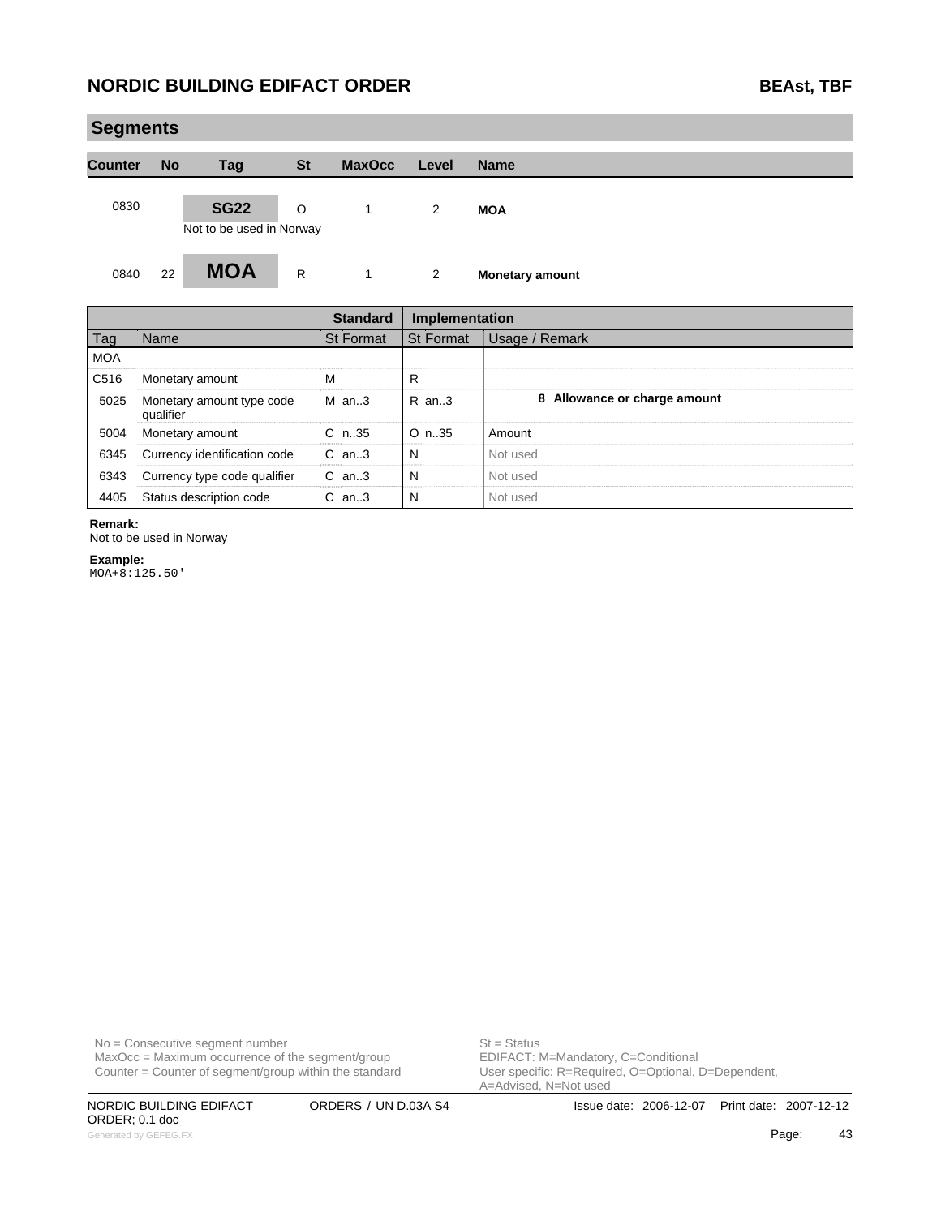## Segments

| Counter | No | Tag | St | MaxOcc | Level | Name |
|---|---|---|---|---|---|---|
| 0830 | | SG22 | O | 1 | 2 | MOA |
| | | Not to be used in Norway | | | | |
| 0840 | 22 | MOA | R | 1 | 2 | Monetary amount |

| | | Standard | Implementation | |
|---|---|---|---|---|
| Tag | Name | St Format | St Format | Usage / Remark |
| MOA | | | | |
| C516 | Monetary amount | M | R | |
| 5025 | Monetary amount type code qualifier | M an..3 | R an..3 | **8 Allowance or charge amount** |
| 5004 | Monetary amount | C n..35 | O n..35 | Amount |
| 6345 | Currency identification code | C an..3 | N | Not used |
| 6343 | Currency type code qualifier | C an..3 | N | Not used |
| 4405 | Status description code | C an..3 | N | Not used |

**Remark:**
Not to be used in Norway

**Example:**
```
MOA+8:125.50'
```

No = Consecutive segment number
MaxOcc = Maximum occurrence of the segment/group
Counter = Counter of segment/group within the standard

St = Status
EDIFACT: M=Mandatory, C=Conditional
User specific: R=Required, O=Optional, D=Dependent, A=Advised, N=Not used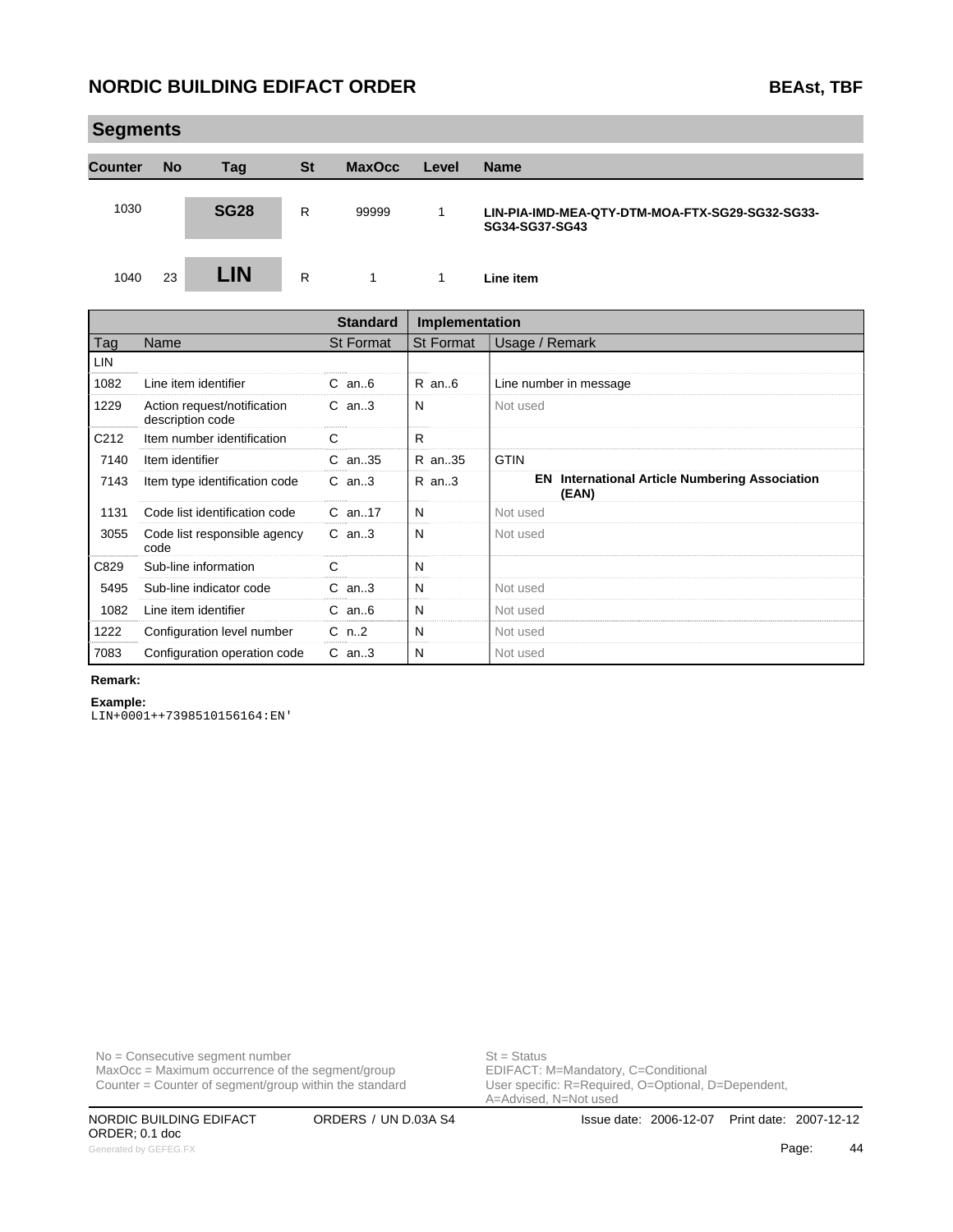## Segments

| Counter | No | Tag | St | MaxOcc | Level | Name |
|---|---|---|---|---|---|---|
| 1030 | | SG28 | R | 99999 | 1 | LIN-PIA-IMD-MEA-QTY-DTM-MOA-FTX-SG29-SG32-SG33-SG34-SG37-SG43 |
| 1040 | 23 | LIN | R | 1 | 1 | Line item |

| | | Standard | Implementation | |
|---|---|---|---|---|
| Tag | Name | St Format | St Format | Usage / Remark |
| LIN | | | | |
| 1082 | Line item identifier | C an..6 | R an..6 | Line number in message |
| 1229 | Action request/notification description code | C an..3 | N | Not used |
| C212 | Item number identification | C | R | |
| 7140 | Item identifier | C an..35 | R an..35 | GTIN |
| 7143 | Item type identification code | C an..3 | R an..3 | **EN International Article Numbering Association (EAN)** |
| 1131 | Code list identification code | C an..17 | N | Not used |
| 3055 | Code list responsible agency code | C an..3 | N | Not used |
| C829 | Sub-line information | C | N | |
| 5495 | Sub-line indicator code | C an..3 | N | Not used |
| 1082 | Line item identifier | C an..6 | N | Not used |
| 1222 | Configuration level number | C n..2 | N | Not used |
| 7083 | Configuration operation code | C an..3 | N | Not used |

**Remark:**

**Example:**

```
LIN+0001++7398510156164:EN'
```

No = Consecutive segment number
MaxOcc = Maximum occurrence of the segment/group
Counter = Counter of segment/group within the standard

St = Status
EDIFACT: M=Mandatory, C=Conditional
User specific: R=Required, O=Optional, D=Dependent, A=Advised, N=Not used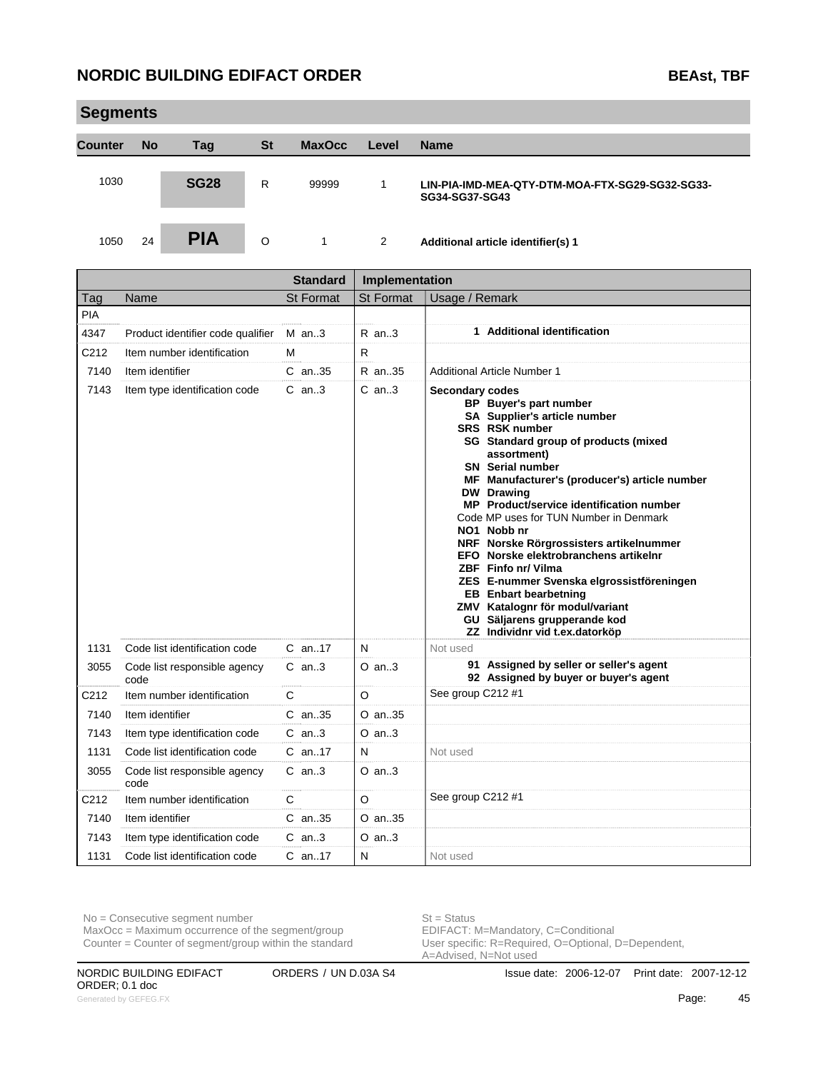## Segments

| Counter | No | Tag | St | MaxOcc | Level | Name |
|---|---|---|---|---|---|---|
| 1030 | | **SG28** | R | 99999 | 1 | **LIN-PIA-IMD-MEA-QTY-DTM-MOA-FTX-SG29-SG32-SG33-SG34-SG37-SG43** |
| 1050 | 24 | **PIA** | O | 1 | 2 | **Additional article identifier(s) 1** |

| | | Standard | Implementation | |
|---|---|---|---|---|
| Tag | Name | St Format | St Format | Usage / Remark |
| PIA | | | | |
| 4347 | Product identifier code qualifier | M an..3 | R an..3 | **1 Additional identification** |
| C212 | Item number identification | M | R | |
| 7140 | Item identifier | C an..35 | R an..35 | Additional Article Number 1 |
| 7143 | Item type identification code | C an..3 | C an..3 | **Secondary codes**<br>**BP Buyer's part number**<br>**SA Supplier's article number**<br>**SRS RSK number**<br>**SG Standard group of products (mixed assortment)**<br>**SN Serial number**<br>**MF Manufacturer's (producer's) article number**<br>**DW Drawing**<br>**MP Product/service identification number**<br>Code MP uses for TUN Number in Denmark<br>**NO1 Nobb nr**<br>**NRF Norske Rörgrossisters artikelnummer**<br>**EFO Norske elektrobranchens artikelnr**<br>**ZBF Finfo nr/ Vilma**<br>**ZES E-nummer Svenska elgrossistföreningen**<br>**EB Enbart bearbetning**<br>**ZMV Katalognr för modul/variant**<br>**GU Säljarens grupperande kod**<br>**ZZ Individnr vid t.ex.datorköp** |
| 1131 | Code list identification code | C an..17 | N | Not used |
| 3055 | Code list responsible agency code | C an..3 | O an..3 | **91 Assigned by seller or seller's agent**<br>**92 Assigned by buyer or buyer's agent** |
| C212 | Item number identification | C | O | See group C212 #1 |
| 7140 | Item identifier | C an..35 | O an..35 | |
| 7143 | Item type identification code | C an..3 | O an..3 | |
| 1131 | Code list identification code | C an..17 | N | Not used |
| 3055 | Code list responsible agency code | C an..3 | O an..3 | |
| C212 | Item number identification | C | O | See group C212 #1 |
| 7140 | Item identifier | C an..35 | O an..35 | |
| 7143 | Item type identification code | C an..3 | O an..3 | |
| 1131 | Code list identification code | C an..17 | N | Not used |

No = Consecutive segment number
MaxOcc = Maximum occurrence of the segment/group
Counter = Counter of segment/group within the standard

St = Status
EDIFACT: M=Mandatory, C=Conditional
User specific: R=Required, O=Optional, D=Dependent, A=Advised, N=Not used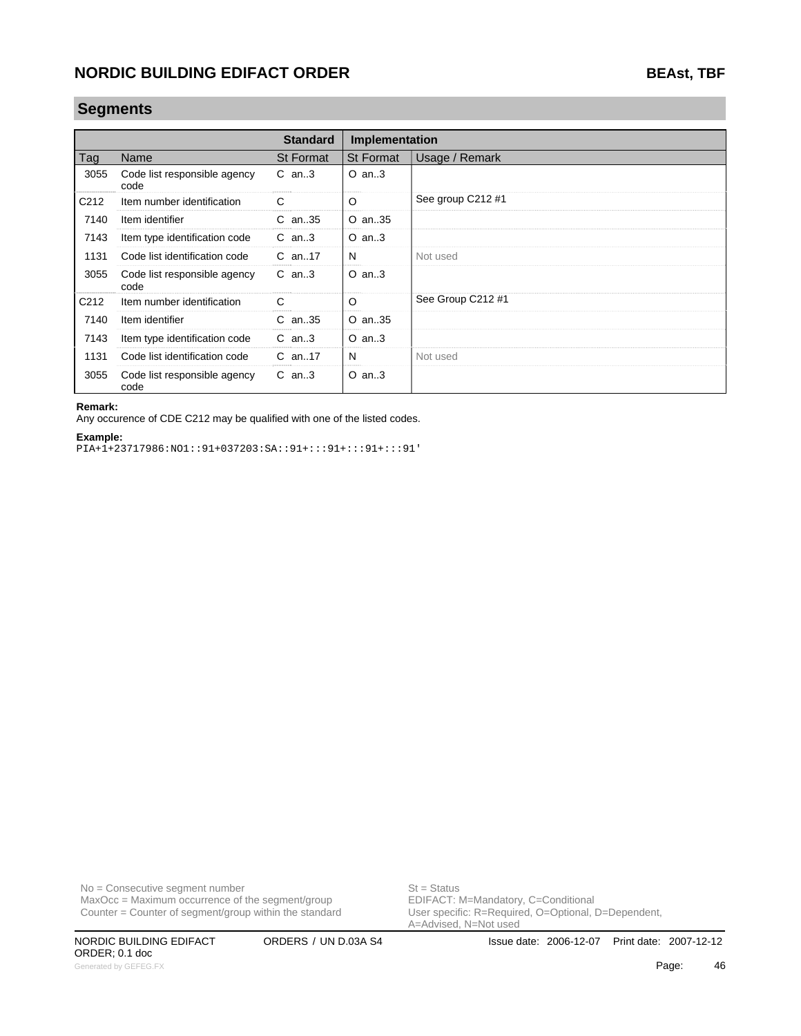## Segments

| | | Standard | Implementation | |
|---|---|---|---|---|
| Tag | Name | St Format | St Format | Usage / Remark |
| 3055 | Code list responsible agency code | C an..3 | O an..3 | |
| C212 | Item number identification | C | O | See group C212 #1 |
| 7140 | Item identifier | C an..35 | O an..35 | |
| 7143 | Item type identification code | C an..3 | O an..3 | |
| 1131 | Code list identification code | C an..17 | N | Not used |
| 3055 | Code list responsible agency code | C an..3 | O an..3 | |
| C212 | Item number identification | C | O | See Group C212 #1 |
| 7140 | Item identifier | C an..35 | O an..35 | |
| 7143 | Item type identification code | C an..3 | O an..3 | |
| 1131 | Code list identification code | C an..17 | N | Not used |
| 3055 | Code list responsible agency code | C an..3 | O an..3 | |

**Remark:**
Any occurence of CDE C212 may be qualified with one of the listed codes.

**Example:**
```
PIA+1+23717986:NO1::91+037203:SA::91+:::91+:::91+:::91'
```

No = Consecutive segment number
MaxOcc = Maximum occurrence of the segment/group
Counter = Counter of segment/group within the standard

St = Status
EDIFACT: M=Mandatory, C=Conditional
User specific: R=Required, O=Optional, D=Dependent, A=Advised, N=Not used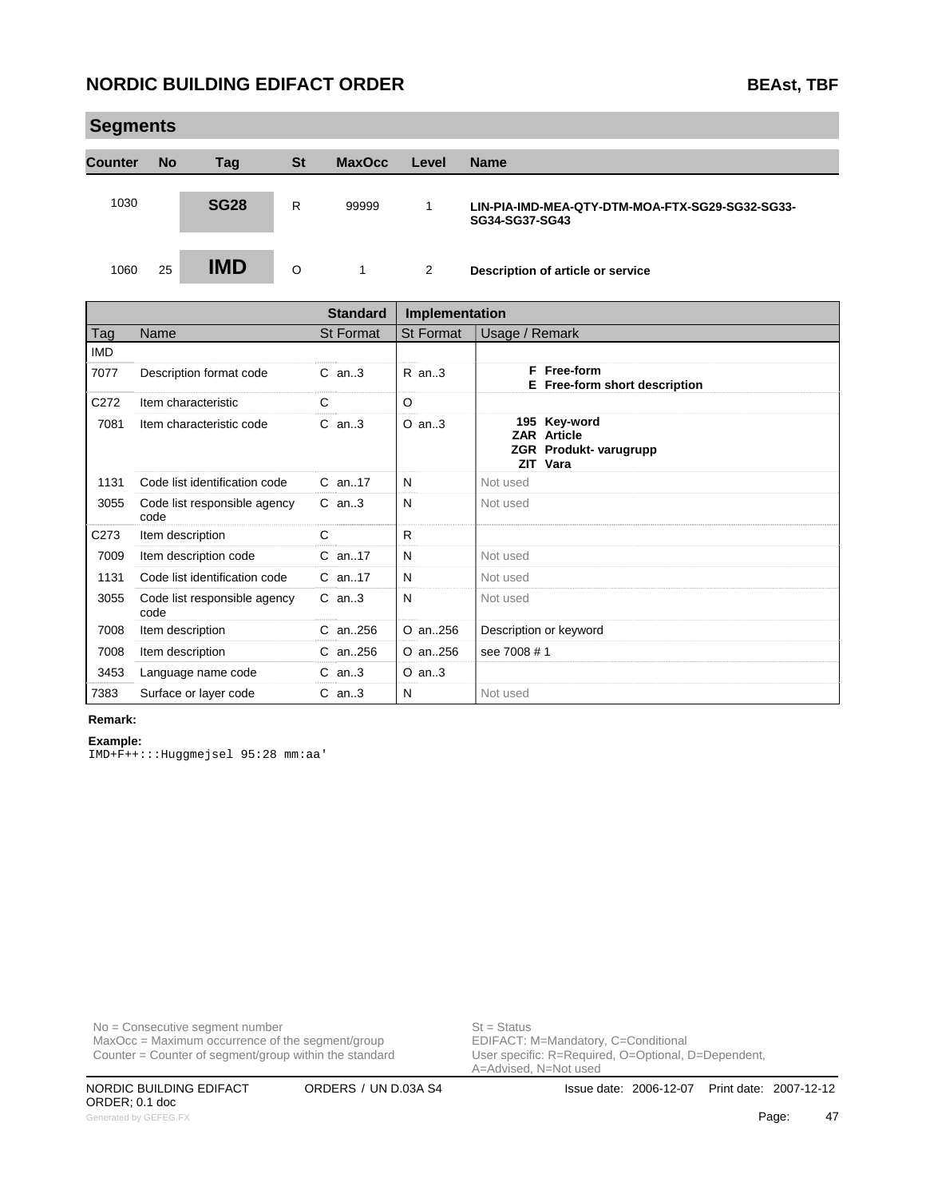## Segments

| Counter | No | Tag | St | MaxOcc | Level | Name |
|---|---|---|---|---|---|---|
| 1030 | | **SG28** | R | 99999 | 1 | **LIN-PIA-IMD-MEA-QTY-DTM-MOA-FTX-SG29-SG32-SG33-SG34-SG37-SG43** |
| 1060 | 25 | **IMD** | O | 1 | 2 | **Description of article or service** |

| | | Standard | Implementation | |
|---|---|---|---|---|
| Tag | Name | St Format | St Format | Usage / Remark |
| IMD | | | | |
| 7077 | Description format code | C an..3 | R an..3 | **F Free-form**<br>**E Free-form short description** |
| C272 | Item characteristic | C | O | |
| 7081 | Item characteristic code | C an..3 | O an..3 | **195 Key-word**<br>**ZAR Article**<br>**ZGR Produkt- varugrupp**<br>**ZIT Vara** |
| 1131 | Code list identification code | C an..17 | N | Not used |
| 3055 | Code list responsible agency code | C an..3 | N | Not used |
| C273 | Item description | C | R | |
| 7009 | Item description code | C an..17 | N | Not used |
| 1131 | Code list identification code | C an..17 | N | Not used |
| 3055 | Code list responsible agency code | C an..3 | N | Not used |
| 7008 | Item description | C an..256 | O an..256 | Description or keyword |
| 7008 | Item description | C an..256 | O an..256 | see 7008 # 1 |
| 3453 | Language name code | C an..3 | O an..3 | |
| 7383 | Surface or layer code | C an..3 | N | Not used |

**Remark:**

**Example:**

```
IMD+F++:::Huggmejsel 95:28 mm:aa'
```

No = Consecutive segment number
MaxOcc = Maximum occurrence of the segment/group
Counter = Counter of segment/group within the standard

St = Status
EDIFACT: M=Mandatory, C=Conditional
User specific: R=Required, O=Optional, D=Dependent, A=Advised, N=Not used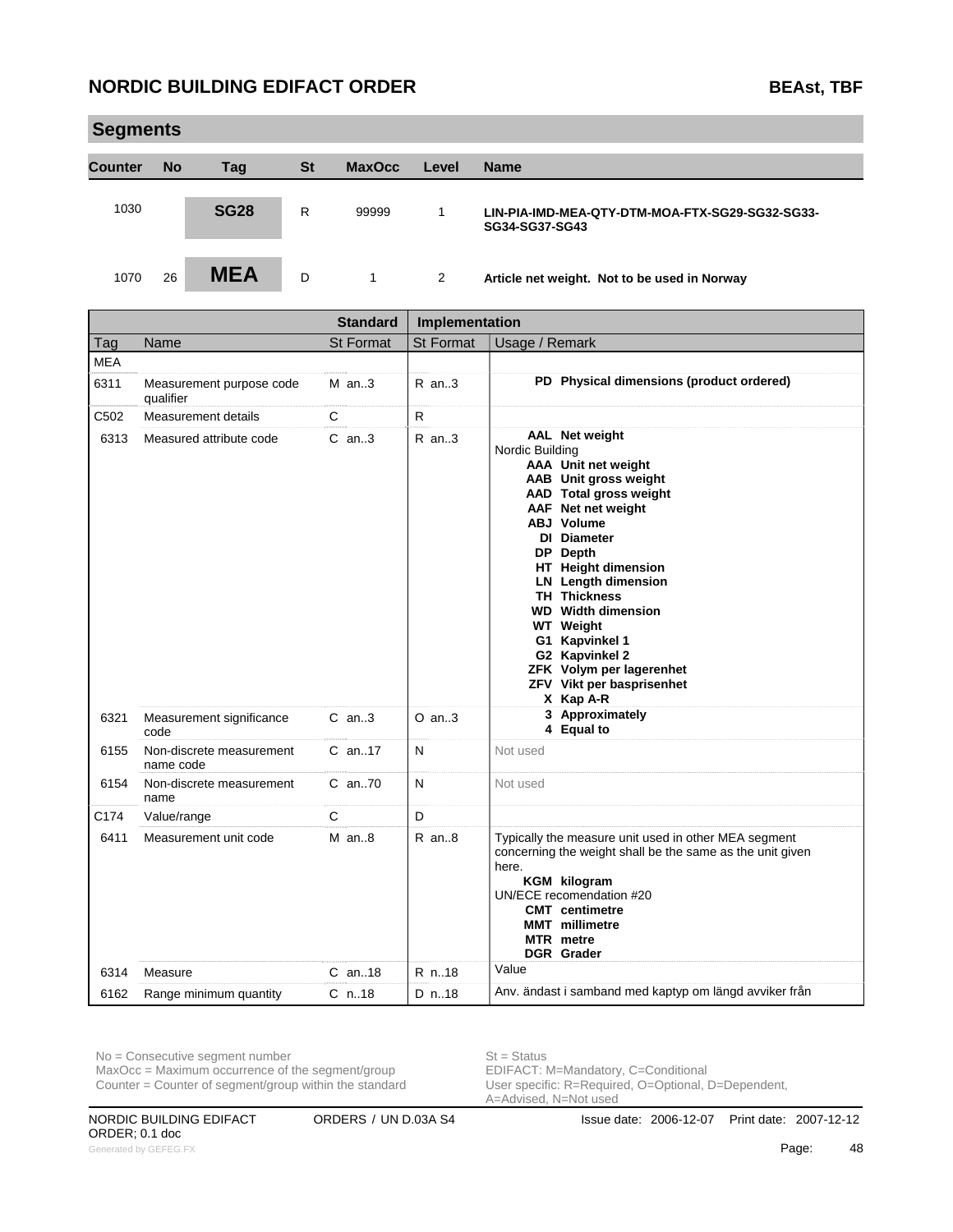## Segments

| Counter | No | Tag | St | MaxOcc | Level | Name |
|---|---|---|---|---|---|---|
| 1030 | | **SG28** | R | 99999 | 1 | **LIN-PIA-IMD-MEA-QTY-DTM-MOA-FTX-SG29-SG32-SG33-SG34-SG37-SG43** |
| 1070 | 26 | **MEA** | D | 1 | 2 | **Article net weight. Not to be used in Norway** |

| | | Standard | | Implementation | | |
|---|---|---|---|---|---|---|
| Tag | Name | St | Format | St | Format | Usage / Remark |
| MEA | | | | | | |
| 6311 | Measurement purpose code qualifier | M | an..3 | R | an..3 | **PD Physical dimensions (product ordered)** |
| C502 | Measurement details | C | | R | | |
| 6313 | Measured attribute code | C | an..3 | R | an..3 | **AAL Net weight**<br>Nordic Building<br>**AAA Unit net weight**<br>**AAB Unit gross weight**<br>**AAD Total gross weight**<br>**AAF Net net weight**<br>**ABJ Volume**<br>**DI Diameter**<br>**DP Depth**<br>**HT Height dimension**<br>**LN Length dimension**<br>**TH Thickness**<br>**WD Width dimension**<br>**WT Weight**<br>**G1 Kapvinkel 1**<br>**G2 Kapvinkel 2**<br>**ZFK Volym per lagerenhet**<br>**ZFV Vikt per basprisenhet**<br>**X Kap A-R** |
| 6321 | Measurement significance code | C | an..3 | O | an..3 | **3 Approximately**<br>**4 Equal to** |
| 6155 | Non-discrete measurement name code | C | an..17 | N | | Not used |
| 6154 | Non-discrete measurement name | C | an..70 | N | | Not used |
| C174 | Value/range | C | | D | | |
| 6411 | Measurement unit code | M | an..8 | R | an..8 | Typically the measure unit used in other MEA segment concerning the weight shall be the same as the unit given here.<br>**KGM kilogram**<br>UN/ECE recomendation #20<br>**CMT centimetre**<br>**MMT millimetre**<br>**MTR metre**<br>**DGR Grader** |
| 6314 | Measure | C | an..18 | R | n..18 | Value |
| 6162 | Range minimum quantity | C | n..18 | D | n..18 | Anv. ändast i samband med kaptyp om längd avviker från |

No = Consecutive segment number
MaxOcc = Maximum occurrence of the segment/group
Counter = Counter of segment/group within the standard

St = Status
EDIFACT: M=Mandatory, C=Conditional
User specific: R=Required, O=Optional, D=Dependent, A=Advised, N=Not used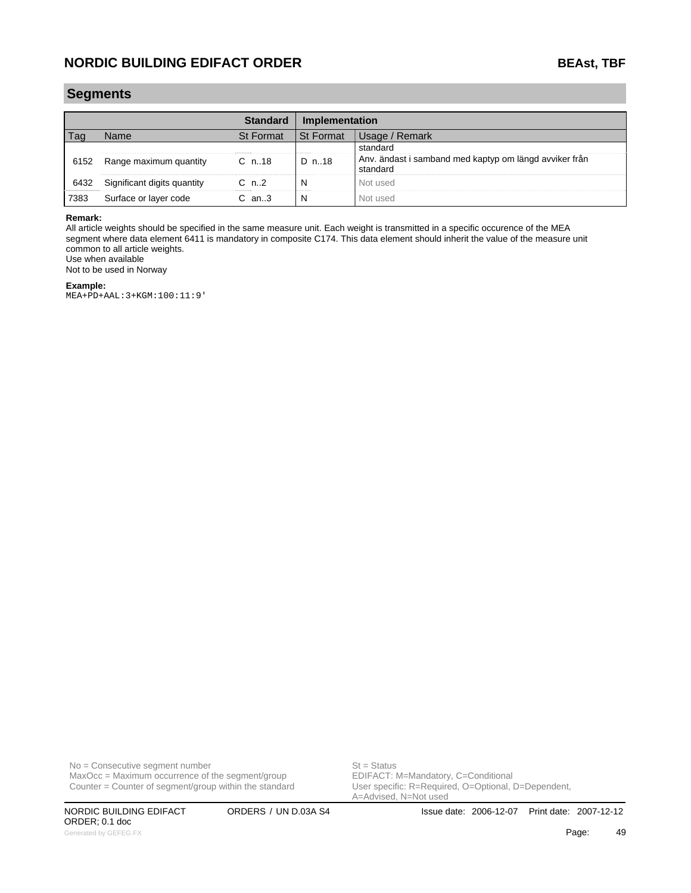## Segments

| | | Standard | Implementation | |
|---|---|---|---|---|
| Tag | Name | St Format | St Format | Usage / Remark |
| | | | | standard |
| 6152 | Range maximum quantity | C n..18 | D n..18 | Anv. ändast i samband med kaptyp om längd avviker från standard |
| 6432 | Significant digits quantity | C n..2 | N | Not used |
| 7383 | Surface or layer code | C an..3 | N | Not used |

**Remark:**
All article weights should be specified in the same measure unit. Each weight is transmitted in a specific occurence of the MEA segment where data element 6411 is mandatory in composite C174. This data element should inherit the value of the measure unit common to all article weights.
Use when available
Not to be used in Norway

**Example:**
```
MEA+PD+AAL:3+KGM:100:11:9'
```

No = Consecutive segment number
MaxOcc = Maximum occurrence of the segment/group
Counter = Counter of segment/group within the standard

St = Status
EDIFACT: M=Mandatory, C=Conditional
User specific: R=Required, O=Optional, D=Dependent, A=Advised, N=Not used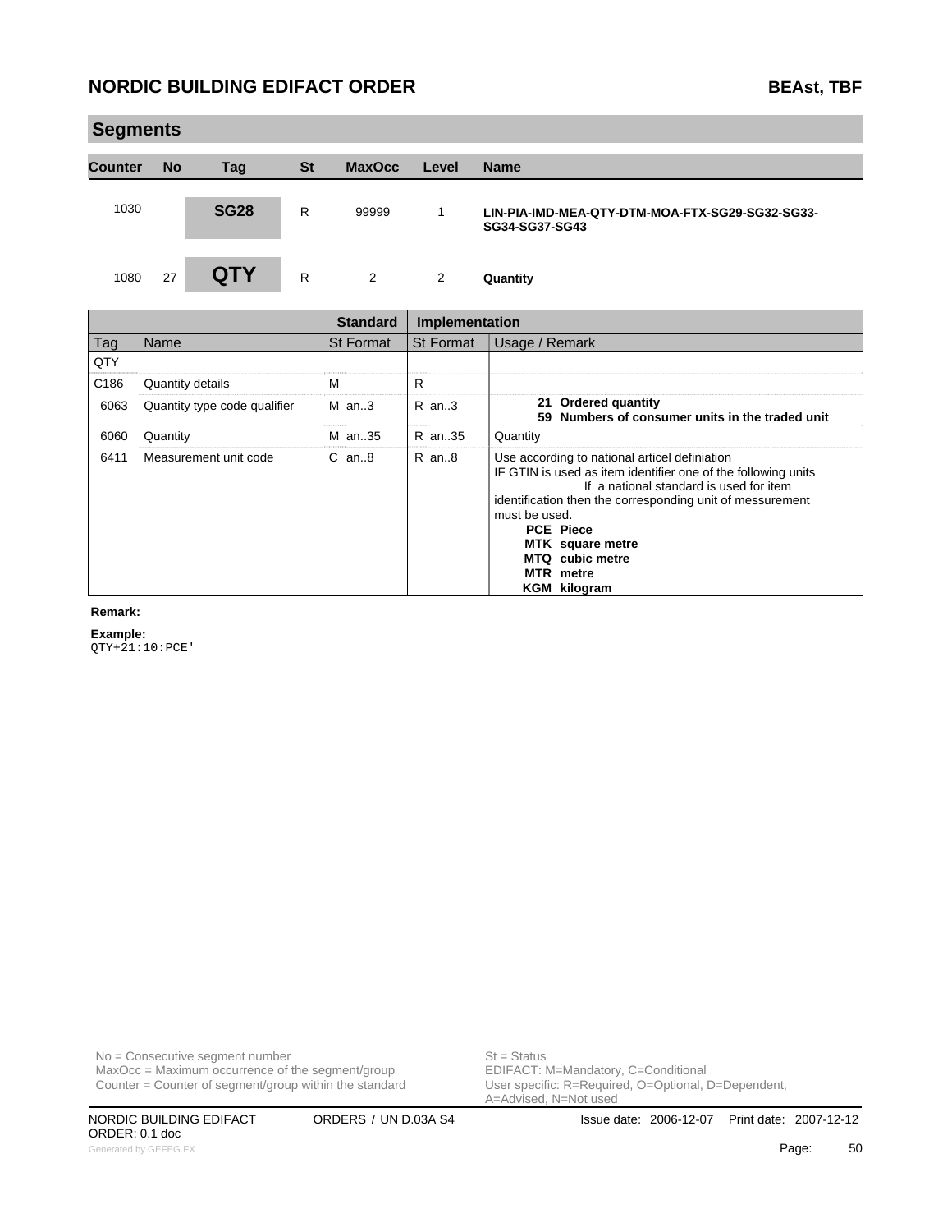## Segments

| Counter | No | Tag | St | MaxOcc | Level | Name |
|---|---|---|---|---|---|---|
| 1030 | | **SG28** | R | 99999 | 1 | **LIN-PIA-IMD-MEA-QTY-DTM-MOA-FTX-SG29-SG32-SG33-SG34-SG37-SG43** |
| 1080 | 27 | **QTY** | R | 2 | 2 | **Quantity** |

| | | Standard | Implementation | |
|---|---|---|---|---|
| Tag | Name | St Format | St Format | Usage / Remark |
| QTY | | | | |
| C186 | Quantity details | M | R | |
| 6063 | Quantity type code qualifier | M an..3 | R an..3 | **21 Ordered quantity**<br>**59 Numbers of consumer units in the traded unit** |
| 6060 | Quantity | M an..35 | R an..35 | Quantity |
| 6411 | Measurement unit code | C an..8 | R an..8 | Use according to national articel definiation<br>IF GTIN is used as item identifier one of the following units If a national standard is used for item identification then the corresponding unit of messurement must be used.<br>**PCE Piece**<br>**MTK square metre**<br>**MTQ cubic metre**<br>**MTR metre**<br>**KGM kilogram** |

**Remark:**

**Example:**

```
QTY+21:10:PCE'
```

No = Consecutive segment number
MaxOcc = Maximum occurrence of the segment/group
Counter = Counter of segment/group within the standard

St = Status
EDIFACT: M=Mandatory, C=Conditional
User specific: R=Required, O=Optional, D=Dependent, A=Advised, N=Not used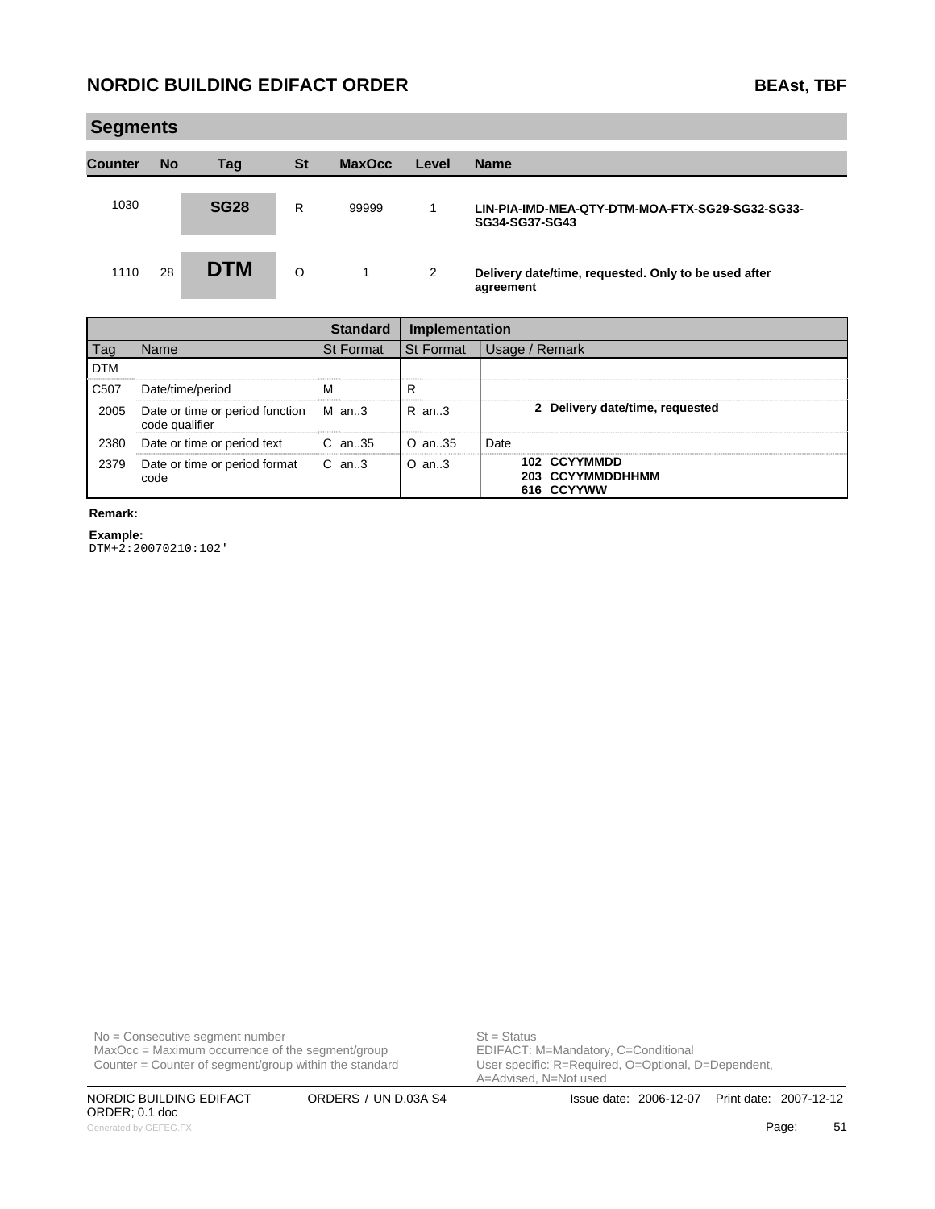## Segments

| Counter | No | Tag | St | MaxOcc | Level | Name |
|---|---|---|---|---|---|---|
| 1030 | | **SG28** | R | 99999 | 1 | **LIN-PIA-IMD-MEA-QTY-DTM-MOA-FTX-SG29-SG32-SG33-SG34-SG37-SG43** |
| 1110 | 28 | **DTM** | O | 1 | 2 | **Delivery date/time, requested. Only to be used after agreement** |

| | | Standard | Implementation | |
|---|---|---|---|---|
| Tag | Name | St Format | St Format | Usage / Remark |
| DTM | | | | |
| C507 | Date/time/period | M | R | |
| 2005 | Date or time or period function code qualifier | M an..3 | R an..3 | **2 Delivery date/time, requested** |
| 2380 | Date or time or period text | C an..35 | O an..35 | Date |
| 2379 | Date or time or period format code | C an..3 | O an..3 | **102 CCYYMMDD**<br>**203 CCYYMMDDHHMM**<br>**616 CCYYWW** |

**Remark:**

**Example:**

```
DTM+2:20070210:102'
```

No = Consecutive segment number
MaxOcc = Maximum occurrence of the segment/group
Counter = Counter of segment/group within the standard

St = Status
EDIFACT: M=Mandatory, C=Conditional
User specific: R=Required, O=Optional, D=Dependent, A=Advised, N=Not used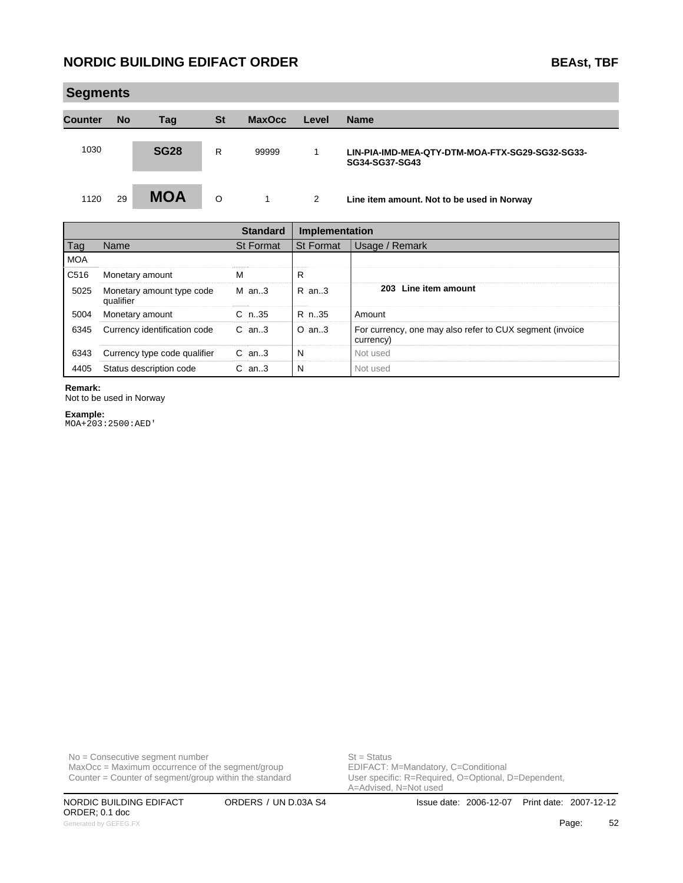## Segments

| Counter | No | Tag | St | MaxOcc | Level | Name |
|---|---|---|---|---|---|---|
| 1030 | | **SG28** | R | 99999 | 1 | **LIN-PIA-IMD-MEA-QTY-DTM-MOA-FTX-SG29-SG32-SG33-SG34-SG37-SG43** |
| 1120 | 29 | **MOA** | O | 1 | 2 | **Line item amount. Not to be used in Norway** |

| | | Standard | Implementation | |
|---|---|---|---|---|
| Tag | Name | St Format | St Format | Usage / Remark |
| MOA | | | | |
| C516 | Monetary amount | M | R | |
| 5025 | Monetary amount type code qualifier | M an..3 | R an..3 | **203 Line item amount** |
| 5004 | Monetary amount | C n..35 | R n..35 | Amount |
| 6345 | Currency identification code | C an..3 | O an..3 | For currency, one may also refer to CUX segment (invoice currency) |
| 6343 | Currency type code qualifier | C an..3 | N | Not used |
| 4405 | Status description code | C an..3 | N | Not used |

**Remark:**
Not to be used in Norway

**Example:**
```
MOA+203:2500:AED'
```

No = Consecutive segment number
MaxOcc = Maximum occurrence of the segment/group
Counter = Counter of segment/group within the standard

St = Status
EDIFACT: M=Mandatory, C=Conditional
User specific: R=Required, O=Optional, D=Dependent, A=Advised, N=Not used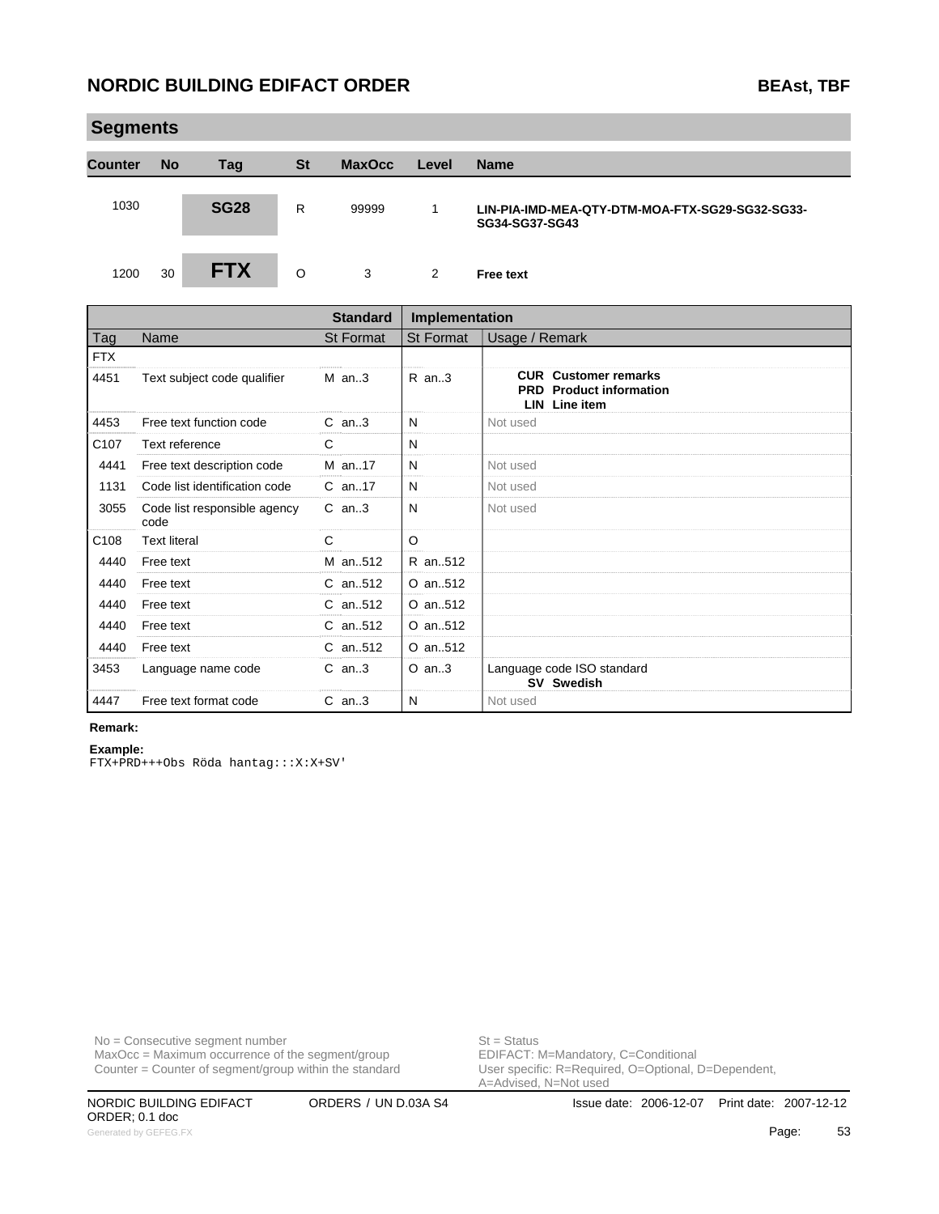## Segments

| Counter | No | Tag | St | MaxOcc | Level | Name |
|---|---|---|---|---|---|---|
| 1030 | | **SG28** | R | 99999 | 1 | **LIN-PIA-IMD-MEA-QTY-DTM-MOA-FTX-SG29-SG32-SG33-SG34-SG37-SG43** |
| 1200 | 30 | **FTX** | O | 3 | 2 | **Free text** |

| Tag | Name | Standard St Format | Implementation St Format | Usage / Remark |
|---|---|---|---|---|
| FTX | | | | |
| 4451 | Text subject code qualifier | M an..3 | R an..3 | **CUR Customer remarks**<br>**PRD Product information**<br>**LIN Line item** |
| 4453 | Free text function code | C an..3 | N | Not used |
| C107 | Text reference | C | N | |
| 4441 | Free text description code | M an..17 | N | Not used |
| 1131 | Code list identification code | C an..17 | N | Not used |
| 3055 | Code list responsible agency code | C an..3 | N | Not used |
| C108 | Text literal | C | O | |
| 4440 | Free text | M an..512 | R an..512 | |
| 4440 | Free text | C an..512 | O an..512 | |
| 4440 | Free text | C an..512 | O an..512 | |
| 4440 | Free text | C an..512 | O an..512 | |
| 4440 | Free text | C an..512 | O an..512 | |
| 3453 | Language name code | C an..3 | O an..3 | Language code ISO standard<br>**SV Swedish** |
| 4447 | Free text format code | C an..3 | N | Not used |

**Remark:**

**Example:**

```
FTX+PRD+++Obs Röda hantag:::X:X+SV'
```

No = Consecutive segment number
MaxOcc = Maximum occurrence of the segment/group
Counter = Counter of segment/group within the standard

St = Status
EDIFACT: M=Mandatory, C=Conditional
User specific: R=Required, O=Optional, D=Dependent, A=Advised, N=Not used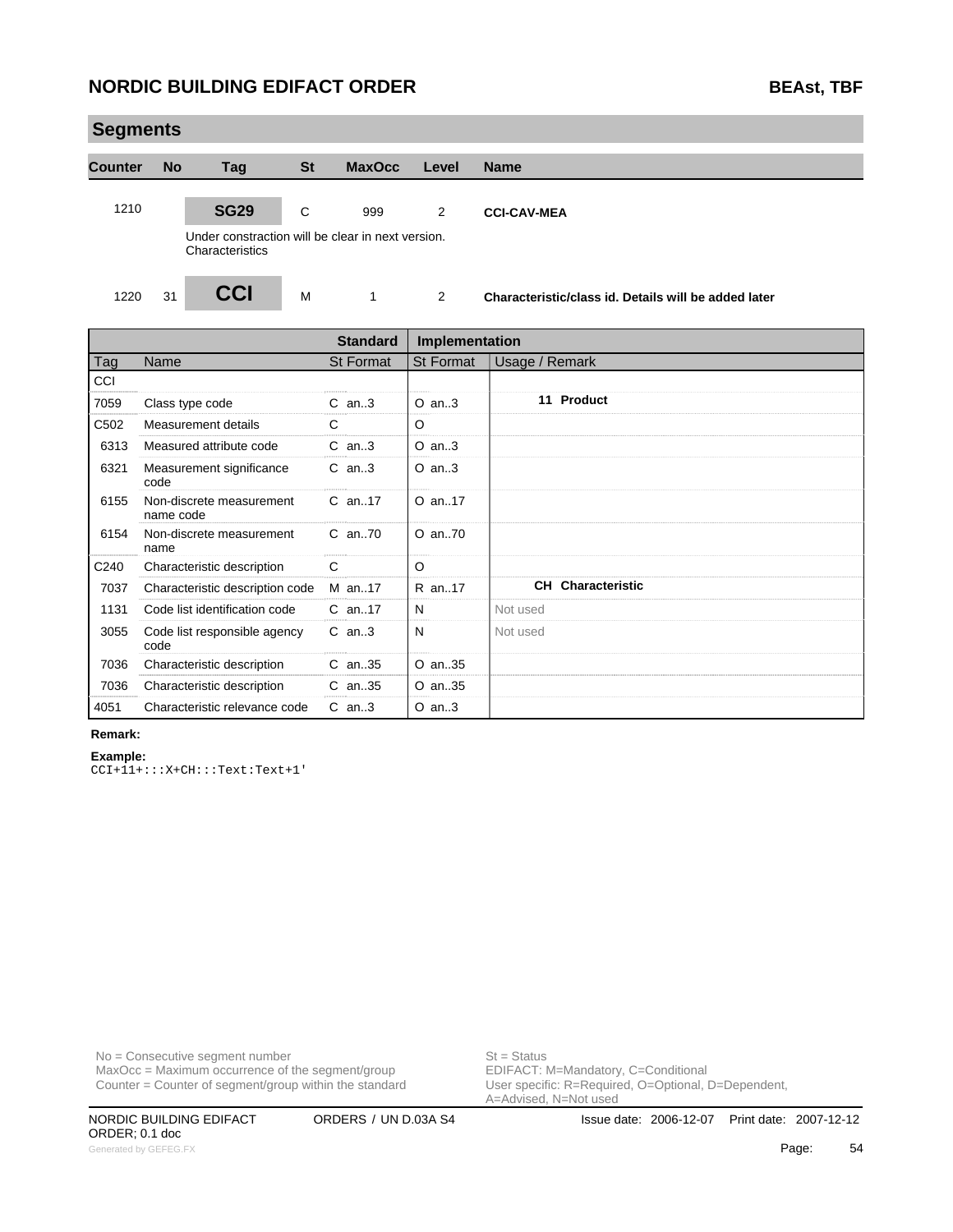## Segments

| Counter | No | Tag | St | MaxOcc | Level | Name |
|---|---|---|---|---|---|---|
| 1210 | | **SG29** | C | 999 | 2 | **CCI-CAV-MEA** |

Under constraction will be clear in next version.
Characteristics

| Counter | No | Tag | St | MaxOcc | Level | Name |
|---|---|---|---|---|---|---|
| 1220 | 31 | **CCI** | M | 1 | 2 | **Characteristic/class id. Details will be added later** |

| Tag | Name | Standard St Format | Implementation St Format | Usage / Remark |
|---|---|---|---|---|
| CCI | | | | |
| 7059 | Class type code | C an..3 | O an..3 | **11 Product** |
| C502 | Measurement details | C | O | |
| 6313 | Measured attribute code | C an..3 | O an..3 | |
| 6321 | Measurement significance code | C an..3 | O an..3 | |
| 6155 | Non-discrete measurement name code | C an..17 | O an..17 | |
| 6154 | Non-discrete measurement name | C an..70 | O an..70 | |
| C240 | Characteristic description | C | O | |
| 7037 | Characteristic description code | M an..17 | R an..17 | **CH Characteristic** |
| 1131 | Code list identification code | C an..17 | N | Not used |
| 3055 | Code list responsible agency code | C an..3 | N | Not used |
| 7036 | Characteristic description | C an..35 | O an..35 | |
| 7036 | Characteristic description | C an..35 | O an..35 | |
| 4051 | Characteristic relevance code | C an..3 | O an..3 | |

**Remark:**

**Example:**

```
CCI+11+:::X+CH:::Text:Text+1'
```

No = Consecutive segment number
MaxOcc = Maximum occurrence of the segment/group
Counter = Counter of segment/group within the standard

St = Status
EDIFACT: M=Mandatory, C=Conditional
User specific: R=Required, O=Optional, D=Dependent, A=Advised, N=Not used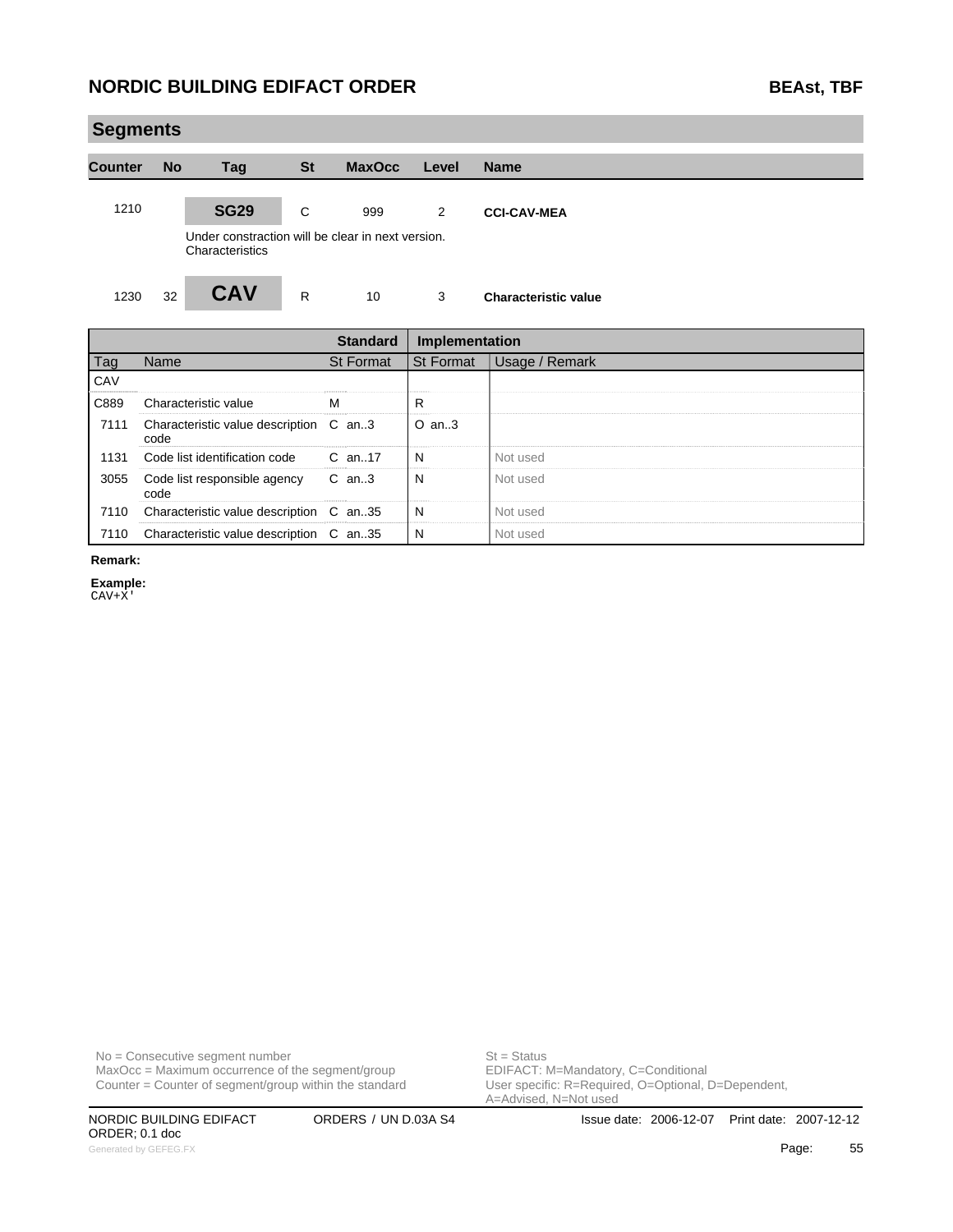## Segments

| Counter | No | Tag | St | MaxOcc | Level | Name |
|---|---|---|---|---|---|---|
| 1210 | | **SG29** | C | 999 | 2 | **CCI-CAV-MEA** |
| | | Under constraction will be clear in next version. Characteristics | | | | |
| 1230 | 32 | **CAV** | R | 10 | 3 | **Characteristic value** |

| | | Standard | Implementation | |
|---|---|---|---|---|
| Tag | Name | St Format | St Format | Usage / Remark |
| CAV | | | | |
| C889 | Characteristic value | M | R | |
| 7111 | Characteristic value description code | C an..3 | O an..3 | |
| 1131 | Code list identification code | C an..17 | N | Not used |
| 3055 | Code list responsible agency code | C an..3 | N | Not used |
| 7110 | Characteristic value description | C an..35 | N | Not used |
| 7110 | Characteristic value description | C an..35 | N | Not used |

**Remark:**

**Example:**

```
CAV+X'
```

No = Consecutive segment number
MaxOcc = Maximum occurrence of the segment/group
Counter = Counter of segment/group within the standard

St = Status
EDIFACT: M=Mandatory, C=Conditional
User specific: R=Required, O=Optional, D=Dependent, A=Advised, N=Not used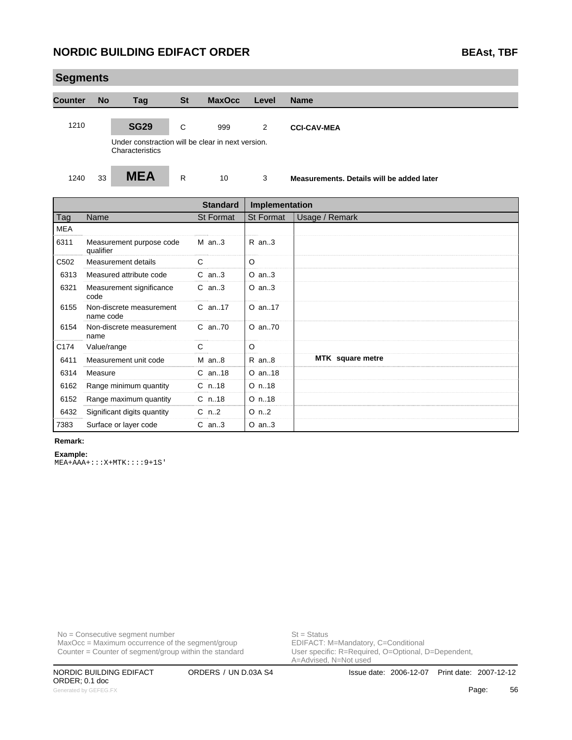## Segments

| Counter | No | Tag | St | MaxOcc | Level | Name |
|---|---|---|---|---|---|---|
| 1210 | | **SG29** | C | 999 | 2 | **CCI-CAV-MEA** |

Under constraction will be clear in next version.
Characteristics

| Counter | No | Tag | St | MaxOcc | Level | Name |
|---|---|---|---|---|---|---|
| 1240 | 33 | **MEA** | R | 10 | 3 | **Measurements. Details will be added later** |

| | | Standard | Implementation | |
|---|---|---|---|---|
| Tag | Name | St Format | St Format | Usage / Remark |
| MEA | | | | |
| 6311 | Measurement purpose code qualifier | M an..3 | R an..3 | |
| C502 | Measurement details | C | O | |
| 6313 | Measured attribute code | C an..3 | O an..3 | |
| 6321 | Measurement significance code | C an..3 | O an..3 | |
| 6155 | Non-discrete measurement name code | C an..17 | O an..17 | |
| 6154 | Non-discrete measurement name | C an..70 | O an..70 | |
| C174 | Value/range | C | O | |
| 6411 | Measurement unit code | M an..8 | R an..8 | **MTK square metre** |
| 6314 | Measure | C an..18 | O an..18 | |
| 6162 | Range minimum quantity | C n..18 | O n..18 | |
| 6152 | Range maximum quantity | C n..18 | O n..18 | |
| 6432 | Significant digits quantity | C n..2 | O n..2 | |
| 7383 | Surface or layer code | C an..3 | O an..3 | |

**Remark:**

**Example:**

```
MEA+AAA+:::X+MTK::::9+1S'
```

No = Consecutive segment number
MaxOcc = Maximum occurrence of the segment/group
Counter = Counter of segment/group within the standard

St = Status
EDIFACT: M=Mandatory, C=Conditional
User specific: R=Required, O=Optional, D=Dependent, A=Advised, N=Not used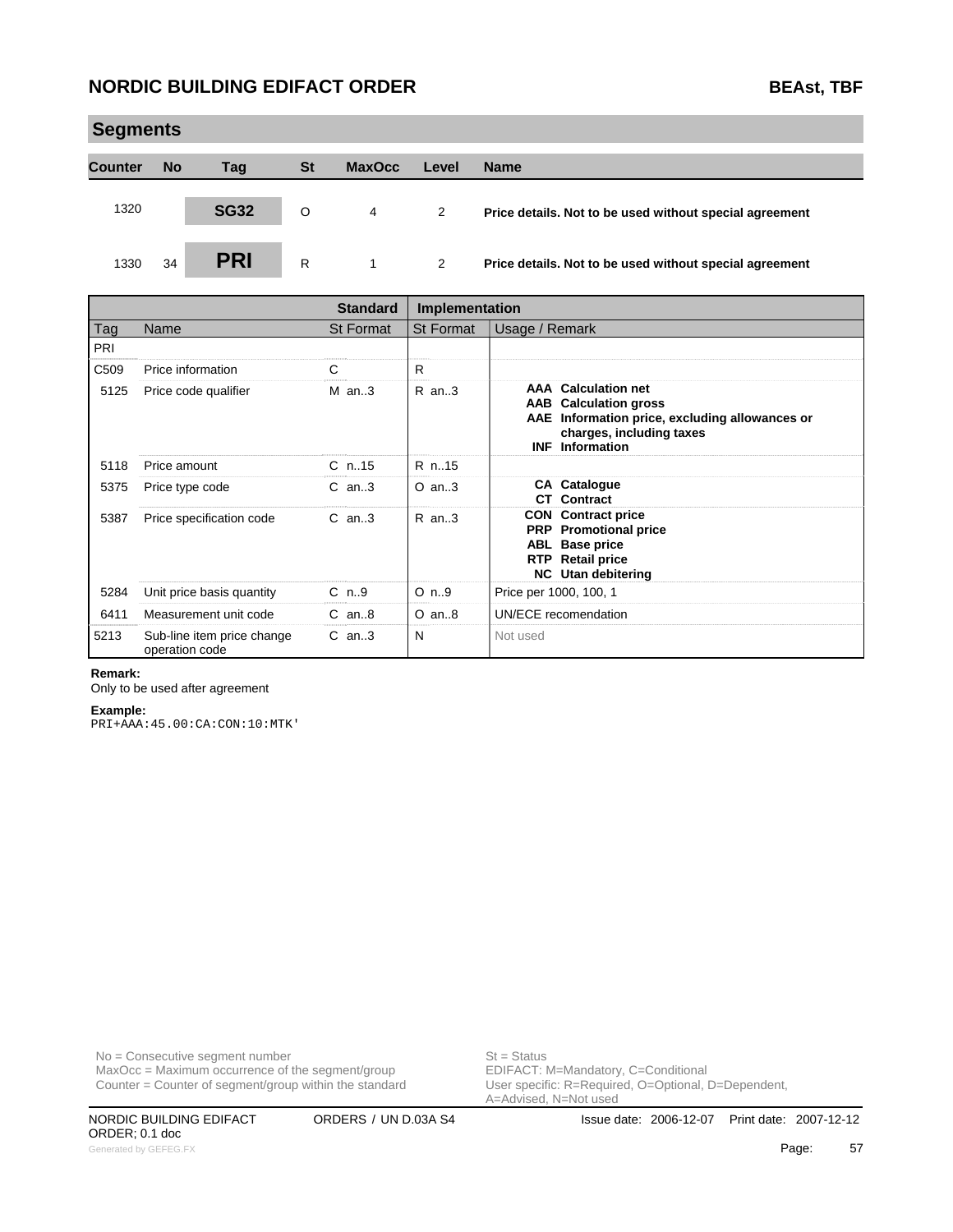## Segments

| Counter | No | Tag | St | MaxOcc | Level | Name |
|---|---|---|---|---|---|---|
| 1320 | | **SG32** | O | 4 | 2 | **Price details. Not to be used without special agreement** |
| 1330 | 34 | **PRI** | R | 1 | 2 | **Price details. Not to be used without special agreement** |

| | | Standard | Implementation | |
|---|---|---|---|---|
| Tag | Name | St Format | St Format | Usage / Remark |
| PRI | | | | |
| C509 | Price information | C | R | |
| 5125 | Price code qualifier | M an..3 | R an..3 | **AAA Calculation net**<br>**AAB Calculation gross**<br>**AAE Information price, excluding allowances or charges, including taxes**<br>**INF Information** |
| 5118 | Price amount | C n..15 | R n..15 | |
| 5375 | Price type code | C an..3 | O an..3 | **CA Catalogue**<br>**CT Contract** |
| 5387 | Price specification code | C an..3 | R an..3 | **CON Contract price**<br>**PRP Promotional price**<br>**ABL Base price**<br>**RTP Retail price**<br>**NC Utan debitering** |
| 5284 | Unit price basis quantity | C n..9 | O n..9 | Price per 1000, 100, 1 |
| 6411 | Measurement unit code | C an..8 | O an..8 | UN/ECE recomendation |
| 5213 | Sub-line item price change operation code | C an..3 | N | Not used |

**Remark:**
Only to be used after agreement

**Example:**
```
PRI+AAA:45.00:CA:CON:10:MTK'
```

No = Consecutive segment number
MaxOcc = Maximum occurrence of the segment/group
Counter = Counter of segment/group within the standard

St = Status
EDIFACT: M=Mandatory, C=Conditional
User specific: R=Required, O=Optional, D=Dependent, A=Advised, N=Not used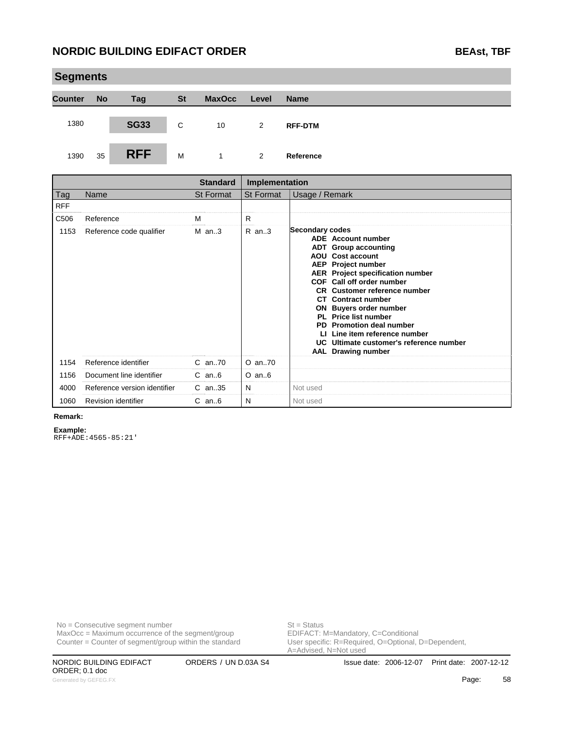## Segments

| Counter | No | Tag | St | MaxOcc | Level | Name |
|---|---|---|---|---|---|---|
| 1380 | | **SG33** | C | 10 | 2 | **RFF-DTM** |
| 1390 | 35 | **RFF** | M | 1 | 2 | **Reference** |

| Tag | Name | Standard St Format | Implementation St Format | Usage / Remark |
|---|---|---|---|---|
| RFF | | | | |
| C506 | Reference | M | R | |
| 1153 | Reference code qualifier | M an..3 | R an..3 | **Secondary codes**<br>**ADE Account number**<br>**ADT Group accounting**<br>**AOU Cost account**<br>**AEP Project number**<br>**AER Project specification number**<br>**COF Call off order number**<br>**CR Customer reference number**<br>**CT Contract number**<br>**ON Buyers order number**<br>**PL Price list number**<br>**PD Promotion deal number**<br>**LI Line item reference number**<br>**UC Ultimate customer's reference number**<br>**AAL Drawing number** |
| 1154 | Reference identifier | C an..70 | O an..70 | |
| 1156 | Document line identifier | C an..6 | O an..6 | |
| 4000 | Reference version identifier | C an..35 | N | Not used |
| 1060 | Revision identifier | C an..6 | N | Not used |

**Remark:**

**Example:**

```
RFF+ADE:4565-85:21'
```

No = Consecutive segment number
MaxOcc = Maximum occurrence of the segment/group
Counter = Counter of segment/group within the standard

St = Status
EDIFACT: M=Mandatory, C=Conditional
User specific: R=Required, O=Optional, D=Dependent, A=Advised, N=Not used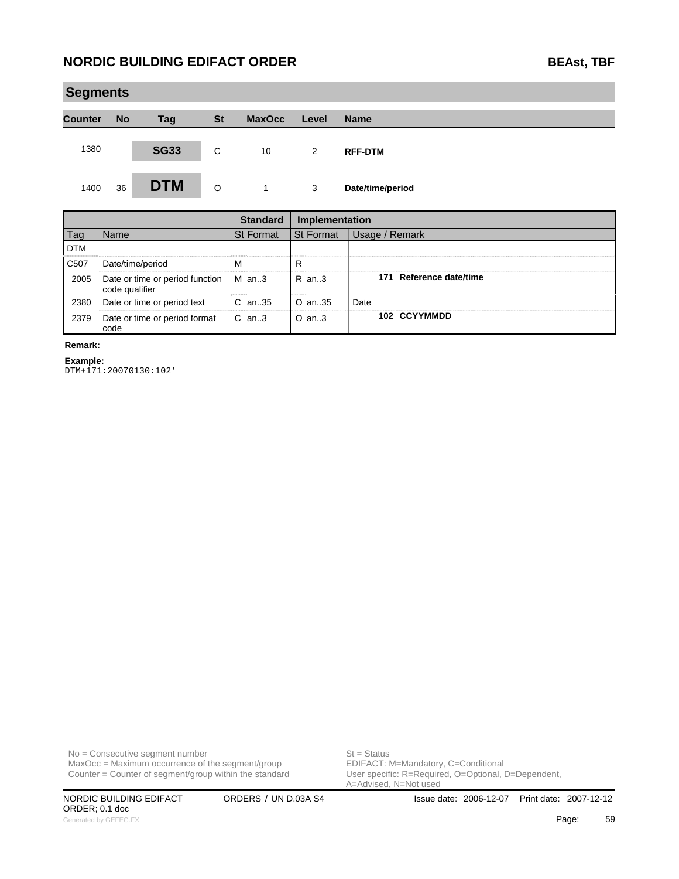## Segments

| Counter | No | Tag | St | MaxOcc | Level | Name |
|---|---|---|---|---|---|---|
| 1380 | | SG33 | C | 10 | 2 | RFF-DTM |
| 1400 | 36 | DTM | O | 1 | 3 | Date/time/period |

| | | Standard | Implementation | |
|---|---|---|---|---|
| Tag | Name | St Format | St Format | Usage / Remark |
| DTM | | | | |
| C507 | Date/time/period | M | R | |
| 2005 | Date or time or period function code qualifier | M an..3 | R an..3 | **171 Reference date/time** |
| 2380 | Date or time or period text | C an..35 | O an..35 | Date |
| 2379 | Date or time or period format code | C an..3 | O an..3 | **102 CCYYMMDD** |

**Remark:**

**Example:**

```
DTM+171:20070130:102'
```

No = Consecutive segment number
MaxOcc = Maximum occurrence of the segment/group
Counter = Counter of segment/group within the standard

St = Status
EDIFACT: M=Mandatory, C=Conditional
User specific: R=Required, O=Optional, D=Dependent, A=Advised, N=Not used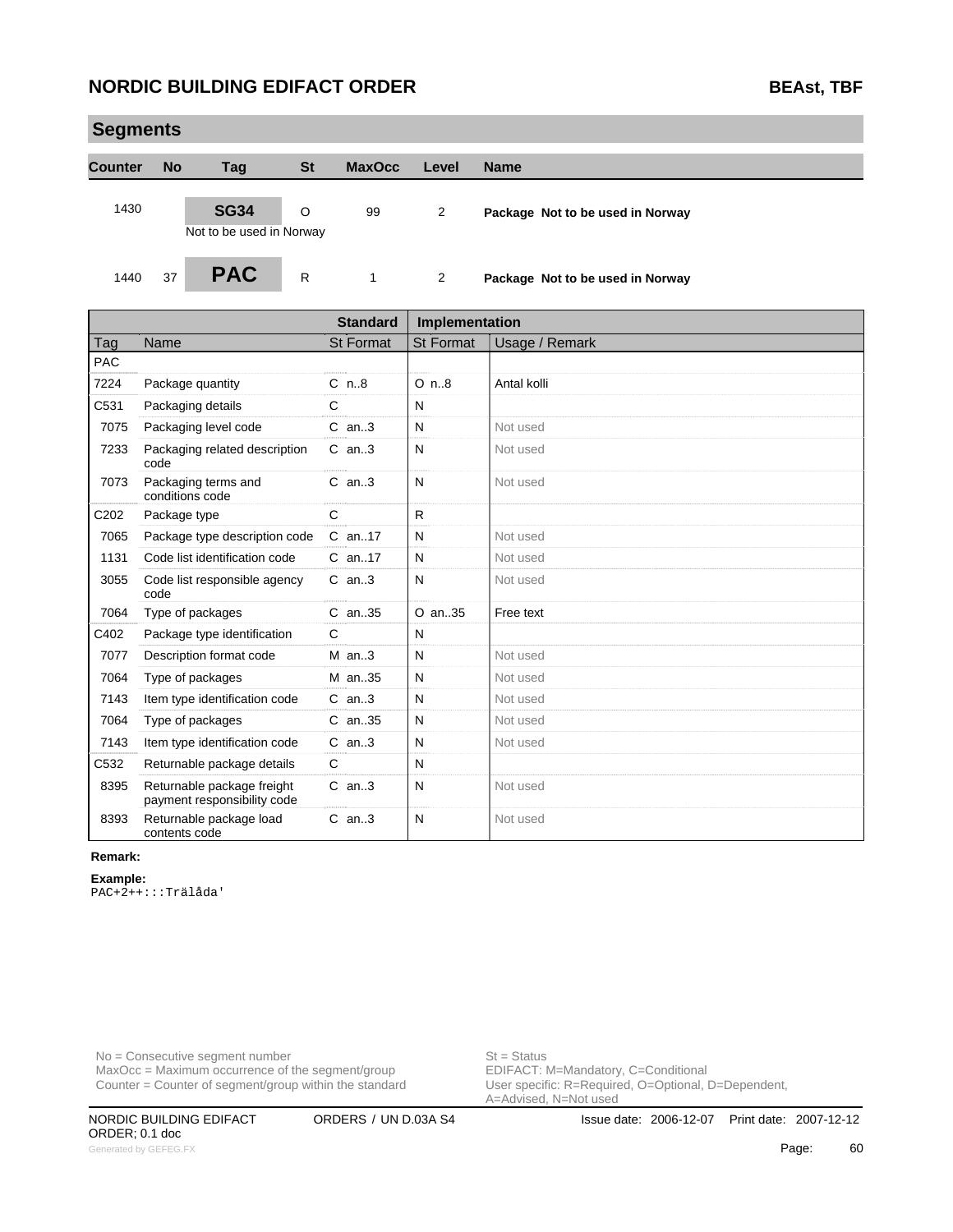## Segments

| Counter | No | Tag | St | MaxOcc | Level | Name |
|---|---|---|---|---|---|---|
| 1430 | | **SG34** | O | 99 | 2 | **Package Not to be used in Norway** |
| | | Not to be used in Norway | | | | |
| 1440 | 37 | **PAC** | R | 1 | 2 | **Package Not to be used in Norway** |

| | | Standard | Implementation | |
|---|---|---|---|---|
| Tag | Name | St Format | St Format | Usage / Remark |
| PAC | | | | |
| 7224 | Package quantity | C n..8 | O n..8 | Antal kolli |
| C531 | Packaging details | C | N | |
| 7075 | Packaging level code | C an..3 | N | Not used |
| 7233 | Packaging related description code | C an..3 | N | Not used |
| 7073 | Packaging terms and conditions code | C an..3 | N | Not used |
| C202 | Package type | C | R | |
| 7065 | Package type description code | C an..17 | N | Not used |
| 1131 | Code list identification code | C an..17 | N | Not used |
| 3055 | Code list responsible agency code | C an..3 | N | Not used |
| 7064 | Type of packages | C an..35 | O an..35 | Free text |
| C402 | Package type identification | C | N | |
| 7077 | Description format code | M an..3 | N | Not used |
| 7064 | Type of packages | M an..35 | N | Not used |
| 7143 | Item type identification code | C an..3 | N | Not used |
| 7064 | Type of packages | C an..35 | N | Not used |
| 7143 | Item type identification code | C an..3 | N | Not used |
| C532 | Returnable package details | C | N | |
| 8395 | Returnable package freight payment responsibility code | C an..3 | N | Not used |
| 8393 | Returnable package load contents code | C an..3 | N | Not used |

**Remark:**

**Example:**

```
PAC+2++:::Trälåda'
```

No = Consecutive segment number
MaxOcc = Maximum occurrence of the segment/group
Counter = Counter of segment/group within the standard

St = Status
EDIFACT: M=Mandatory, C=Conditional
User specific: R=Required, O=Optional, D=Dependent, A=Advised, N=Not used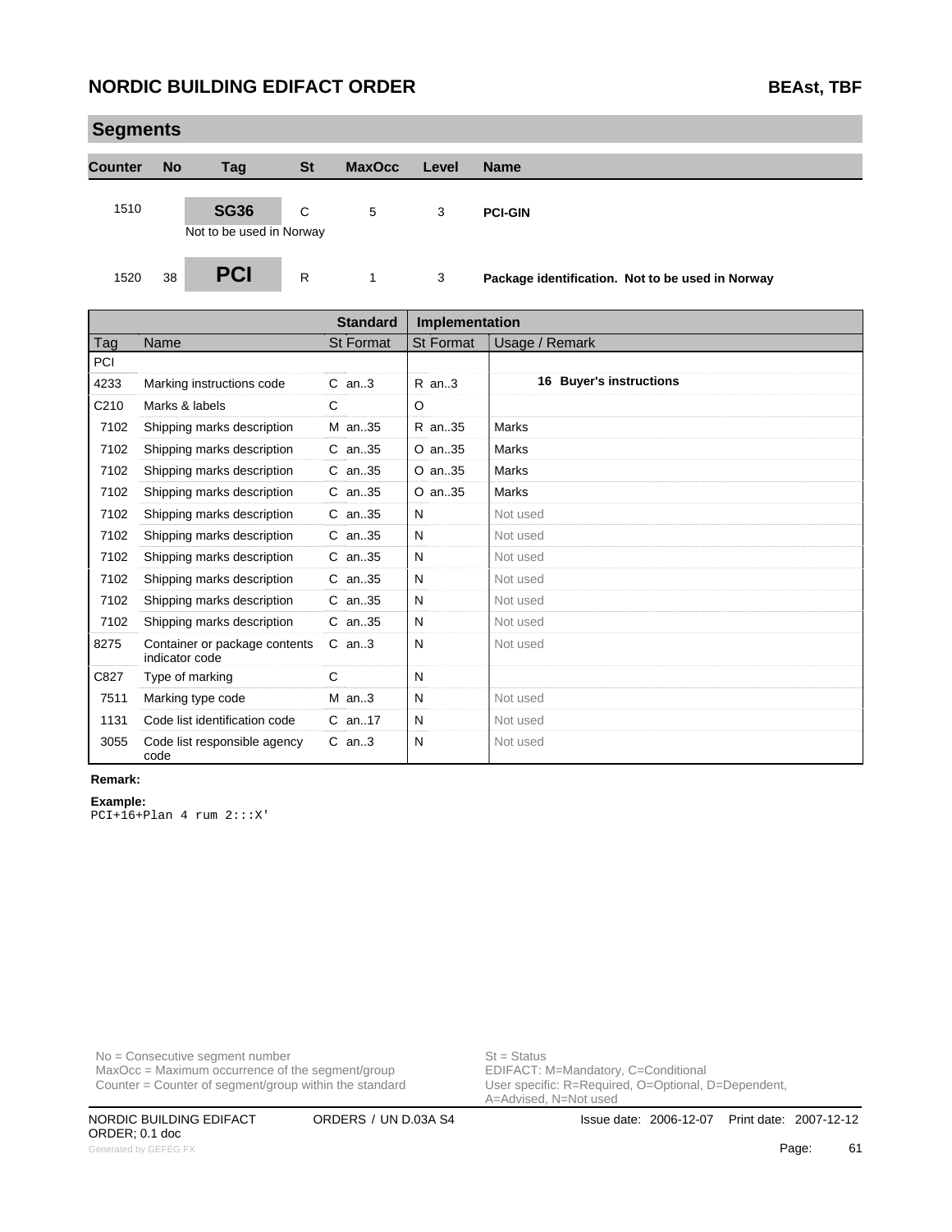## Segments

| Counter | No | Tag | St | MaxOcc | Level | Name |
|---|---|---|---|---|---|---|
| 1510 | | SG36 | C | 5 | 3 | PCI-GIN |
| | | Not to be used in Norway | | | | |
| 1520 | 38 | PCI | R | 1 | 3 | Package identification. Not to be used in Norway |

| | | Standard | Implementation | |
|---|---|---|---|---|
| Tag | Name | St Format | St Format | Usage / Remark |
| PCI | | | | |
| 4233 | Marking instructions code | C an..3 | R an..3 | **16 Buyer's instructions** |
| C210 | Marks & labels | C | O | |
| 7102 | Shipping marks description | M an..35 | R an..35 | Marks |
| 7102 | Shipping marks description | C an..35 | O an..35 | Marks |
| 7102 | Shipping marks description | C an..35 | O an..35 | Marks |
| 7102 | Shipping marks description | C an..35 | O an..35 | Marks |
| 7102 | Shipping marks description | C an..35 | N | Not used |
| 7102 | Shipping marks description | C an..35 | N | Not used |
| 7102 | Shipping marks description | C an..35 | N | Not used |
| 7102 | Shipping marks description | C an..35 | N | Not used |
| 7102 | Shipping marks description | C an..35 | N | Not used |
| 7102 | Shipping marks description | C an..35 | N | Not used |
| 8275 | Container or package contents indicator code | C an..3 | N | Not used |
| C827 | Type of marking | C | N | |
| 7511 | Marking type code | M an..3 | N | Not used |
| 1131 | Code list identification code | C an..17 | N | Not used |
| 3055 | Code list responsible agency code | C an..3 | N | Not used |

**Remark:**

**Example:**

```
PCI+16+Plan 4 rum 2:::X'
```

No = Consecutive segment number
MaxOcc = Maximum occurrence of the segment/group
Counter = Counter of segment/group within the standard

St = Status
EDIFACT: M=Mandatory, C=Conditional
User specific: R=Required, O=Optional, D=Dependent, A=Advised, N=Not used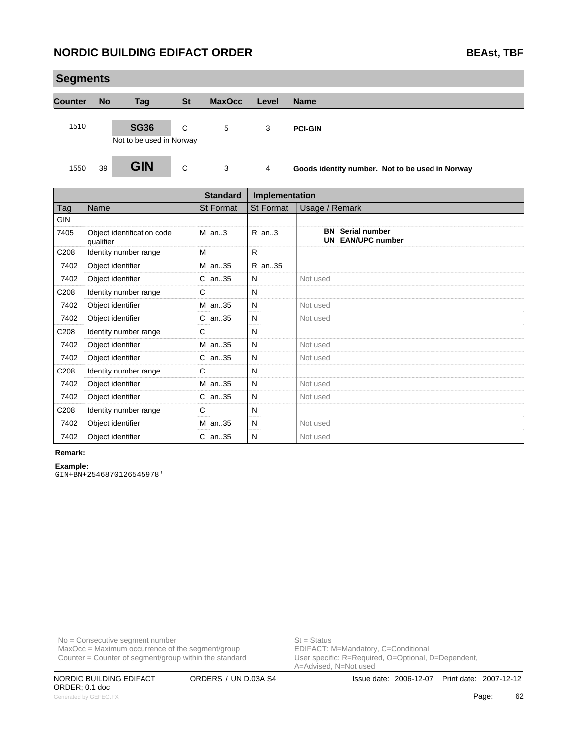## Segments

| Counter | No | Tag | St | MaxOcc | Level | Name |
|---|---|---|---|---|---|---|
| 1510 | | **SG36** | C | 5 | 3 | **PCI-GIN** |
| | | Not to be used in Norway | | | | |
| 1550 | 39 | **GIN** | C | 3 | 4 | **Goods identity number. Not to be used in Norway** |

| | | Standard | Implementation | |
|---|---|---|---|---|
| Tag | Name | St Format | St Format | Usage / Remark |
| GIN | | | | |
| 7405 | Object identification code qualifier | M an..3 | R an..3 | **BN Serial number**<br>**UN EAN/UPC number** |
| C208 | Identity number range | M | R | |
| 7402 | Object identifier | M an..35 | R an..35 | |
| 7402 | Object identifier | C an..35 | N | Not used |
| C208 | Identity number range | C | N | |
| 7402 | Object identifier | M an..35 | N | Not used |
| 7402 | Object identifier | C an..35 | N | Not used |
| C208 | Identity number range | C | N | |
| 7402 | Object identifier | M an..35 | N | Not used |
| 7402 | Object identifier | C an..35 | N | Not used |
| C208 | Identity number range | C | N | |
| 7402 | Object identifier | M an..35 | N | Not used |
| 7402 | Object identifier | C an..35 | N | Not used |
| C208 | Identity number range | C | N | |
| 7402 | Object identifier | M an..35 | N | Not used |
| 7402 | Object identifier | C an..35 | N | Not used |

**Remark:**

**Example:**

```
GIN+BN+2546870126545978'
```

No = Consecutive segment number
MaxOcc = Maximum occurrence of the segment/group
Counter = Counter of segment/group within the standard

St = Status
EDIFACT: M=Mandatory, C=Conditional
User specific: R=Required, O=Optional, D=Dependent, A=Advised, N=Not used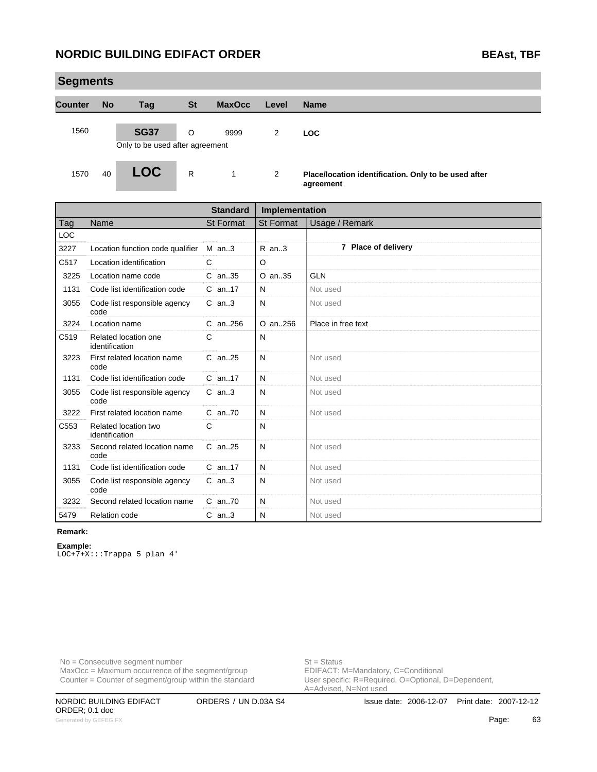## Segments

| Counter | No | Tag | St | MaxOcc | Level | Name |
|---|---|---|---|---|---|---|
| 1560 | | SG37 | O | 9999 | 2 | LOC |
| | | Only to be used after agreement | | | | |
| 1570 | 40 | LOC | R | 1 | 2 | Place/location identification. Only to be used after agreement |

| | | Standard | Implementation | |
|---|---|---|---|---|
| Tag | Name | St Format | St Format | Usage / Remark |
| LOC | | | | |
| 3227 | Location function code qualifier | M an..3 | R an..3 | **7 Place of delivery** |
| C517 | Location identification | C | O | |
| 3225 | Location name code | C an..35 | O an..35 | GLN |
| 1131 | Code list identification code | C an..17 | N | Not used |
| 3055 | Code list responsible agency code | C an..3 | N | Not used |
| 3224 | Location name | C an..256 | O an..256 | Place in free text |
| C519 | Related location one identification | C | N | |
| 3223 | First related location name code | C an..25 | N | Not used |
| 1131 | Code list identification code | C an..17 | N | Not used |
| 3055 | Code list responsible agency code | C an..3 | N | Not used |
| 3222 | First related location name | C an..70 | N | Not used |
| C553 | Related location two identification | C | N | |
| 3233 | Second related location name code | C an..25 | N | Not used |
| 1131 | Code list identification code | C an..17 | N | Not used |
| 3055 | Code list responsible agency code | C an..3 | N | Not used |
| 3232 | Second related location name | C an..70 | N | Not used |
| 5479 | Relation code | C an..3 | N | Not used |

**Remark:**

**Example:**

```
LOC+7+X:::Trappa 5 plan 4'
```

No = Consecutive segment number
MaxOcc = Maximum occurrence of the segment/group
Counter = Counter of segment/group within the standard

St = Status
EDIFACT: M=Mandatory, C=Conditional
User specific: R=Required, O=Optional, D=Dependent, A=Advised, N=Not used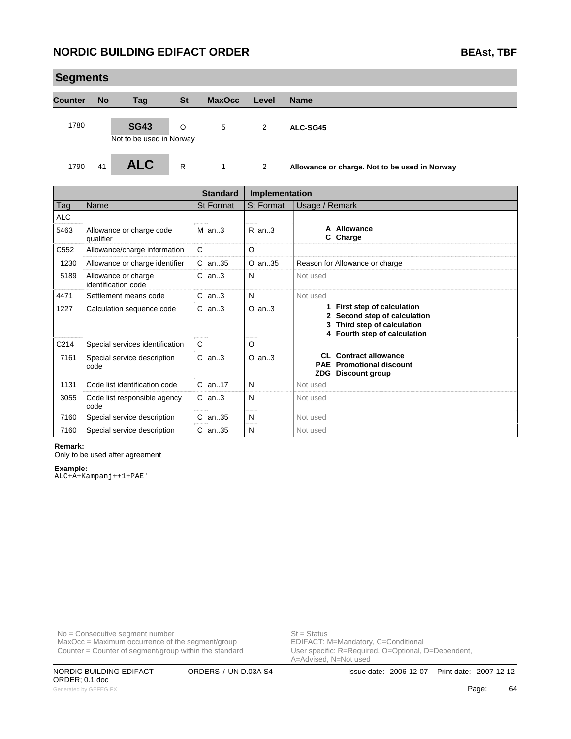## Segments

| Counter | No | Tag | St | MaxOcc | Level | Name |
|---|---|---|---|---|---|---|
| 1780 | | **SG43** Not to be used in Norway | O | 5 | 2 | **ALC-SG45** |
| 1790 | 41 | **ALC** | R | 1 | 2 | **Allowance or charge. Not to be used in Norway** |

| | | Standard | Implementation | |
|---|---|---|---|---|
| **Tag** | **Name** | **St Format** | **St Format** | **Usage / Remark** |
| ALC | | | | |
| 5463 | Allowance or charge code qualifier | M an..3 | R an..3 | **A Allowance**<br>**C Charge** |
| C552 | Allowance/charge information | C | O | |
| 1230 | Allowance or charge identifier | C an..35 | O an..35 | Reason for Allowance or charge |
| 5189 | Allowance or charge identification code | C an..3 | N | Not used |
| 4471 | Settlement means code | C an..3 | N | Not used |
| 1227 | Calculation sequence code | C an..3 | O an..3 | **1 First step of calculation**<br>**2 Second step of calculation**<br>**3 Third step of calculation**<br>**4 Fourth step of calculation** |
| C214 | Special services identification | C | O | |
| 7161 | Special service description code | C an..3 | O an..3 | **CL Contract allowance**<br>**PAE Promotional discount**<br>**ZDG Discount group** |
| 1131 | Code list identification code | C an..17 | N | Not used |
| 3055 | Code list responsible agency code | C an..3 | N | Not used |
| 7160 | Special service description | C an..35 | N | Not used |
| 7160 | Special service description | C an..35 | N | Not used |

**Remark:**
Only to be used after agreement

**Example:**
```
ALC+A+Kampanj++1+PAE'
```

No = Consecutive segment number
MaxOcc = Maximum occurrence of the segment/group
Counter = Counter of segment/group within the standard

St = Status
EDIFACT: M=Mandatory, C=Conditional
User specific: R=Required, O=Optional, D=Dependent, A=Advised, N=Not used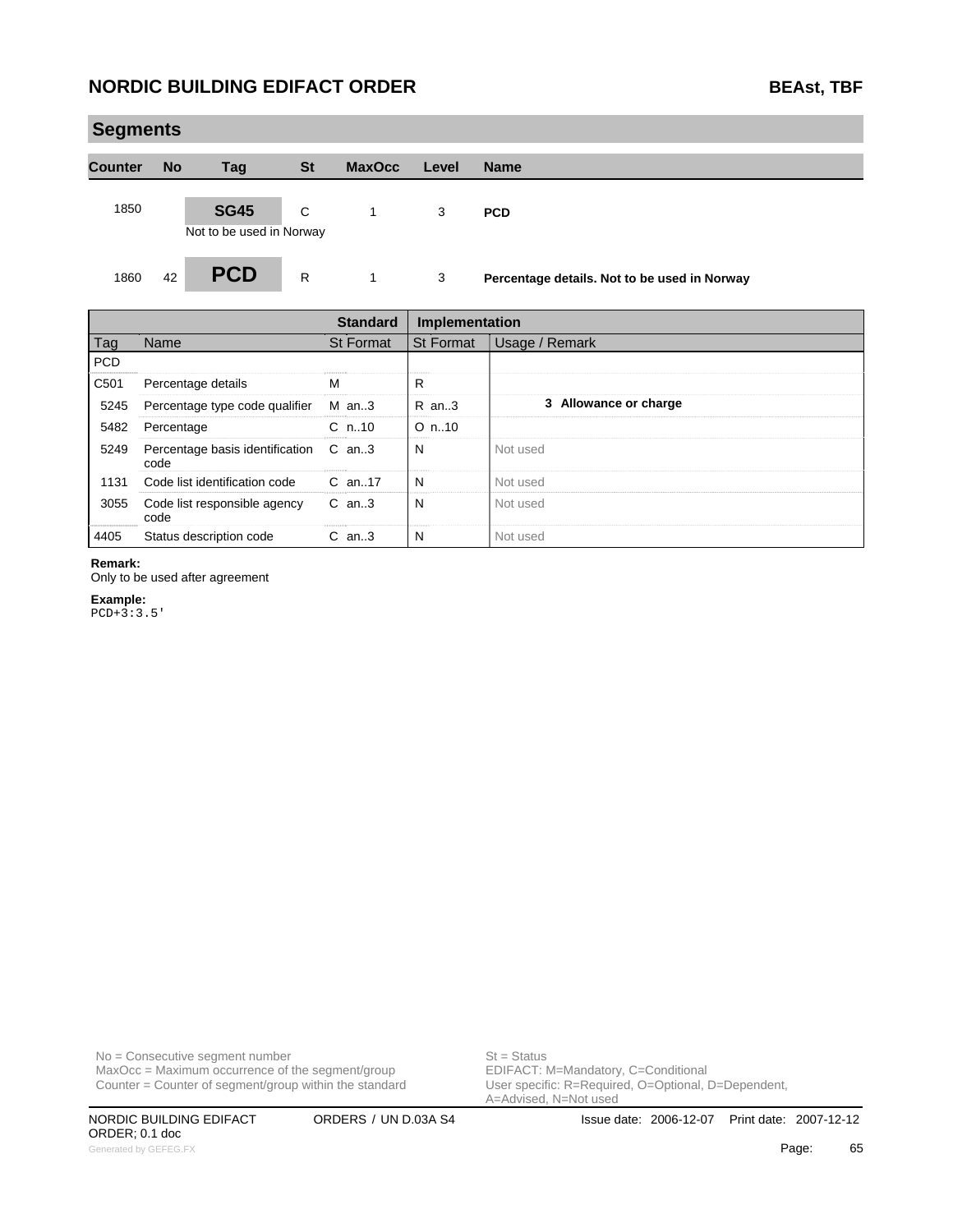## Segments

| Counter | No | Tag | St | MaxOcc | Level | Name |
|---|---|---|---|---|---|---|
| 1850 | | **SG45** Not to be used in Norway | C | 1 | 3 | **PCD** |
| 1860 | 42 | **PCD** | R | 1 | 3 | **Percentage details. Not to be used in Norway** |

| | | Standard | Implementation | |
|---|---|---|---|---|
| Tag | Name | St Format | St Format | Usage / Remark |
| PCD | | | | |
| C501 | Percentage details | M | R | |
| 5245 | Percentage type code qualifier | M an..3 | R an..3 | **3 Allowance or charge** |
| 5482 | Percentage | C n..10 | O n..10 | |
| 5249 | Percentage basis identification code | C an..3 | N | Not used |
| 1131 | Code list identification code | C an..17 | N | Not used |
| 3055 | Code list responsible agency code | C an..3 | N | Not used |
| 4405 | Status description code | C an..3 | N | Not used |

**Remark:**
Only to be used after agreement

**Example:**
```
PCD+3:3.5'
```

No = Consecutive segment number
MaxOcc = Maximum occurrence of the segment/group
Counter = Counter of segment/group within the standard

St = Status
EDIFACT: M=Mandatory, C=Conditional
User specific: R=Required, O=Optional, D=Dependent, A=Advised, N=Not used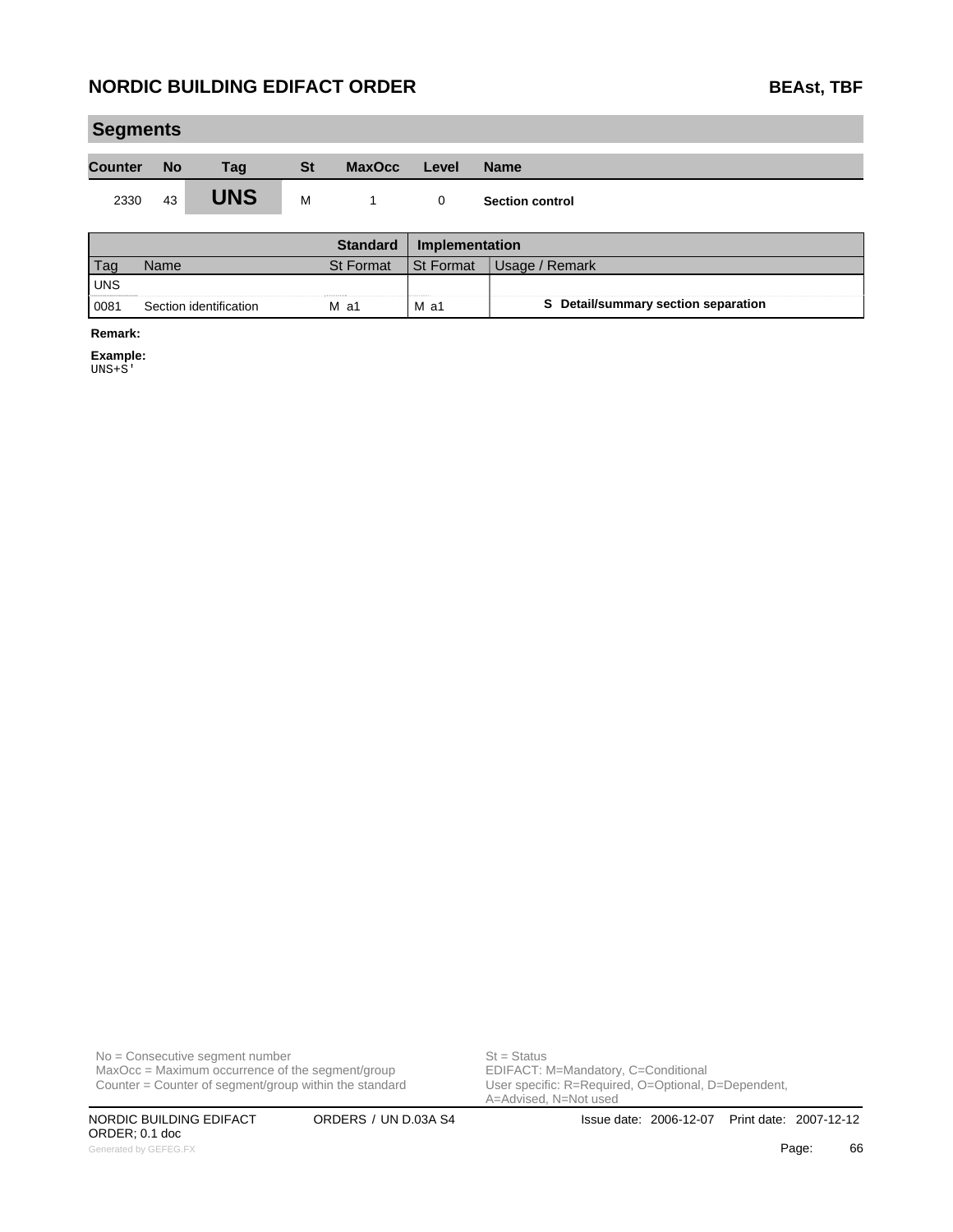## Segments

| Counter | No | Tag | St | MaxOcc | Level | Name |
|---|---|---|---|---|---|---|
| 2330 | 43 | **UNS** | M | 1 | 0 | **Section control** |

| Tag | Name | Standard St Format | Implementation St Format | Usage / Remark |
|---|---|---|---|---|
| UNS | | | | |
| 0081 | Section identification | M a1 | M a1 | **S Detail/summary section separation** |

**Remark:**

**Example:**

```
UNS+S'
```

No = Consecutive segment number
MaxOcc = Maximum occurrence of the segment/group
Counter = Counter of segment/group within the standard

St = Status
EDIFACT: M=Mandatory, C=Conditional
User specific: R=Required, O=Optional, D=Dependent, A=Advised, N=Not used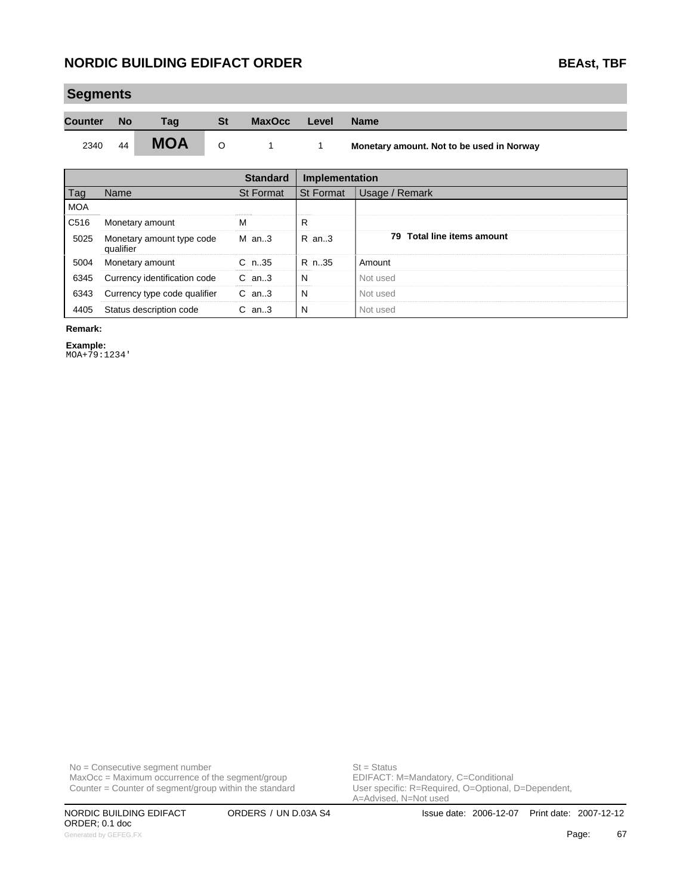## Segments

| Counter | No | Tag | St | MaxOcc | Level | Name |
|---|---|---|---|---|---|---|
| 2340 | 44 | **MOA** | O | 1 | 1 | **Monetary amount. Not to be used in Norway** |

| | | Standard | Implementation | |
|---|---|---|---|---|
| Tag | Name | St Format | St Format | Usage / Remark |
| MOA | | | | |
| C516 | Monetary amount | M | R | |
| 5025 | Monetary amount type code qualifier | M an..3 | R an..3 | **79 Total line items amount** |
| 5004 | Monetary amount | C n..35 | R n..35 | Amount |
| 6345 | Currency identification code | C an..3 | N | Not used |
| 6343 | Currency type code qualifier | C an..3 | N | Not used |
| 4405 | Status description code | C an..3 | N | Not used |

**Remark:**

**Example:**
```
MOA+79:1234'
```

No = Consecutive segment number
MaxOcc = Maximum occurrence of the segment/group
Counter = Counter of segment/group within the standard

St = Status
EDIFACT: M=Mandatory, C=Conditional
User specific: R=Required, O=Optional, D=Dependent, A=Advised, N=Not used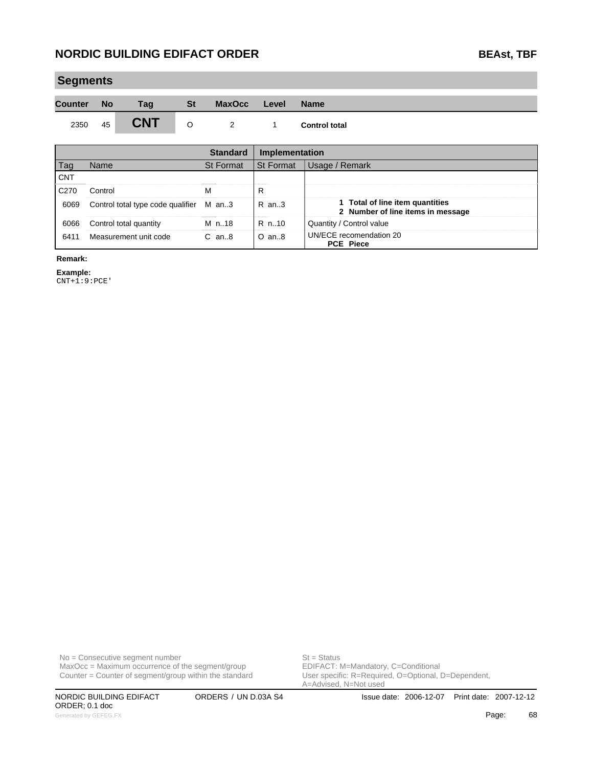## Segments

| Counter | No | Tag | St | MaxOcc | Level | Name |
|---|---|---|---|---|---|---|
| 2350 | 45 | **CNT** | O | 2 | 1 | **Control total** |

| | | Standard | Implementation | |
|---|---|---|---|---|
| Tag | Name | St Format | St Format | Usage / Remark |
| CNT | | | | |
| C270 | Control | M | R | |
| 6069 | Control total type code qualifier | M an..3 | R an..3 | **1 Total of line item quantities**<br>**2 Number of line items in message** |
| 6066 | Control total quantity | M n..18 | R n..10 | Quantity / Control value |
| 6411 | Measurement unit code | C an..8 | O an..8 | UN/ECE recomendation 20<br>**PCE Piece** |

**Remark:**

**Example:**

```
CNT+1:9:PCE'
```

No = Consecutive segment number
MaxOcc = Maximum occurrence of the segment/group
Counter = Counter of segment/group within the standard

St = Status
EDIFACT: M=Mandatory, C=Conditional
User specific: R=Required, O=Optional, D=Dependent, A=Advised, N=Not used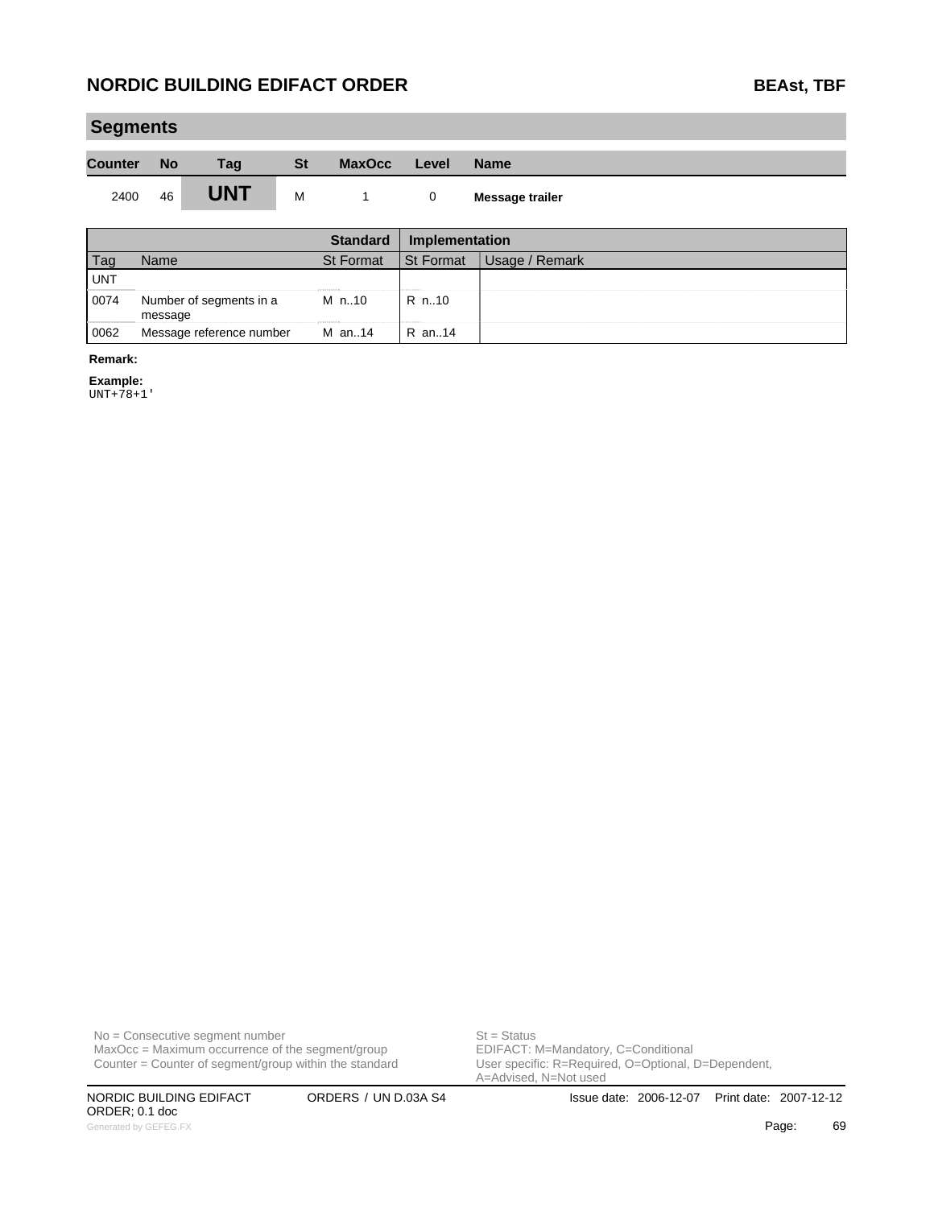## Segments

| Counter | No | Tag | St | MaxOcc | Level | Name |
|---|---|---|---|---|---|---|
| 2400 | 46 | **UNT** | M | 1 | 0 | **Message trailer** |

| | | Standard | Implementation | |
|---|---|---|---|---|
| Tag | Name | St Format | St Format | Usage / Remark |
| UNT | | | | |
| 0074 | Number of segments in a message | M n..10 | R n..10 | |
| 0062 | Message reference number | M an..14 | R an..14 | |

**Remark:**

**Example:**

```
UNT+78+1'
```

No = Consecutive segment number
MaxOcc = Maximum occurrence of the segment/group
Counter = Counter of segment/group within the standard

St = Status
EDIFACT: M=Mandatory, C=Conditional
User specific: R=Required, O=Optional, D=Dependent, A=Advised, N=Not used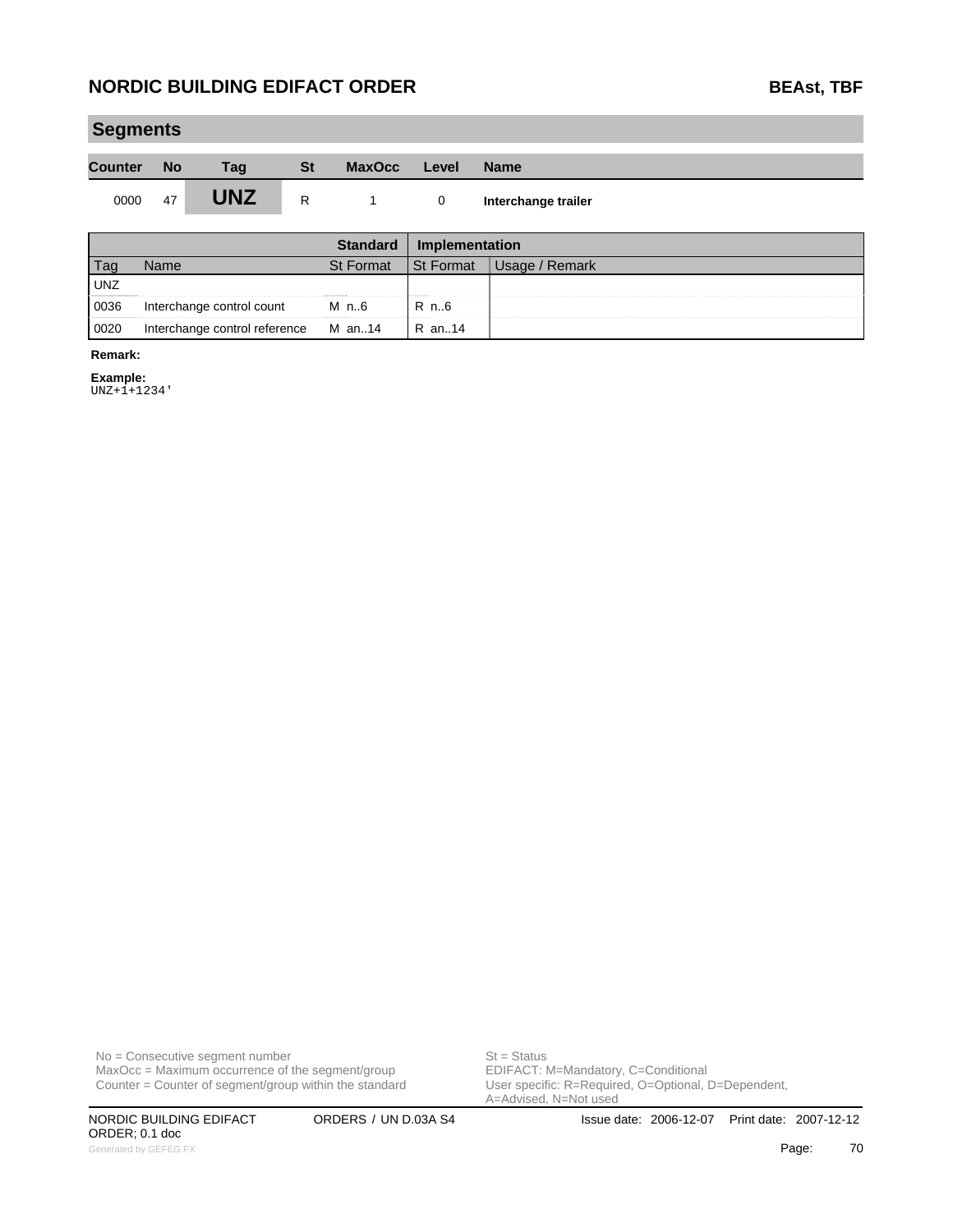## Segments

| Counter | No | Tag | St | MaxOcc | Level | Name |
|---|---|---|---|---|---|---|
| 0000 | 47 | **UNZ** | R | 1 | 0 | **Interchange trailer** |

| | | Standard | Implementation | |
|---|---|---|---|---|
| Tag | Name | St Format | St Format | Usage / Remark |
| UNZ | | | | |
| 0036 | Interchange control count | M n..6 | R n..6 | |
| 0020 | Interchange control reference | M an..14 | R an..14 | |

**Remark:**

**Example:**

```
UNZ+1+1234'
```

No = Consecutive segment number
MaxOcc = Maximum occurrence of the segment/group
Counter = Counter of segment/group within the standard

St = Status
EDIFACT: M=Mandatory, C=Conditional
User specific: R=Required, O=Optional, D=Dependent, A=Advised, N=Not used